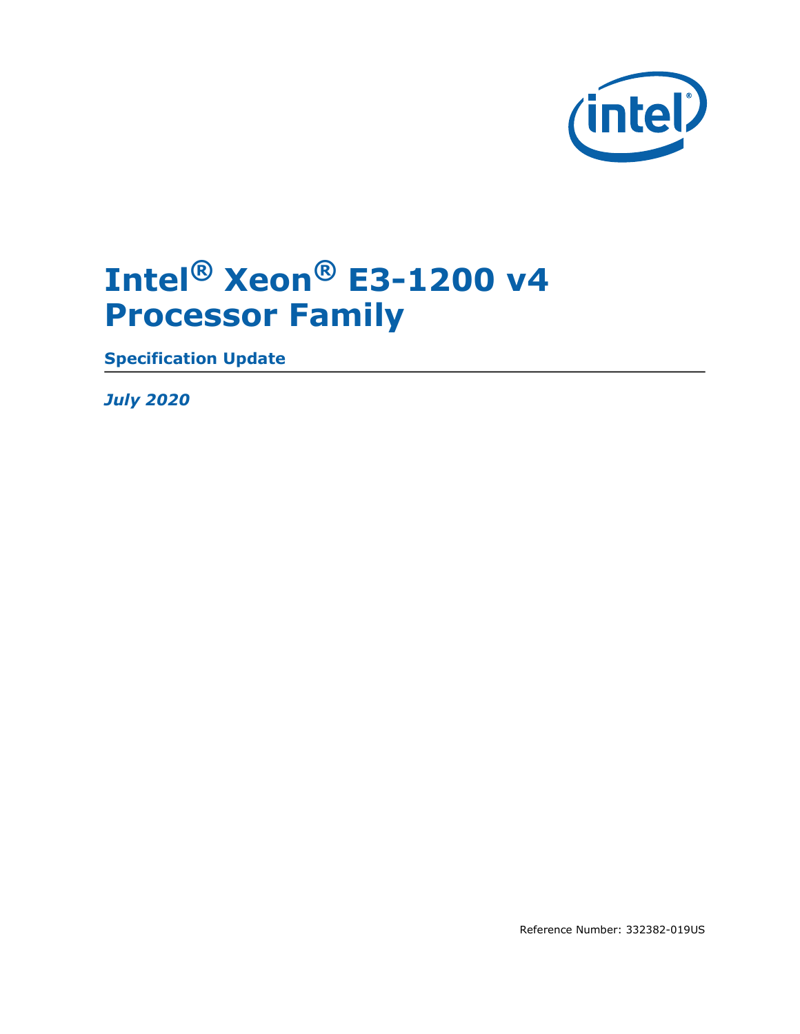# Intel® Xeon® E3-1200 v4 Processor Family

**Specification Update**

*July 2020*

Reference Number: 332382-019US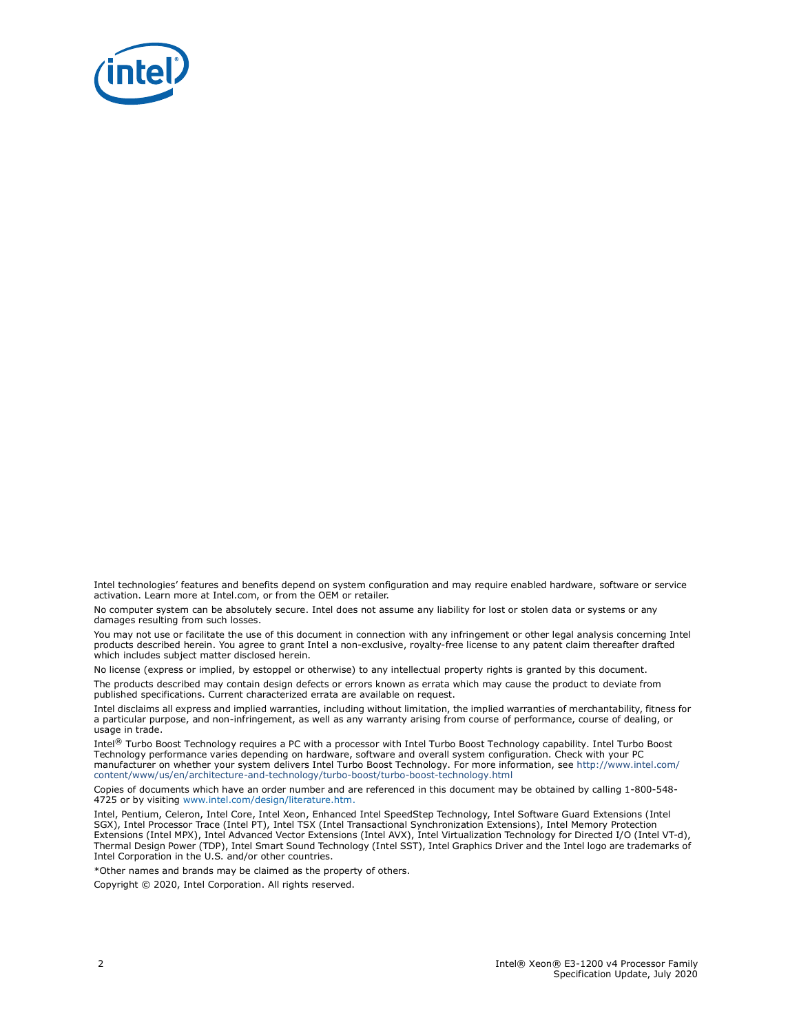Intel technologies' features and benefits depend on system configuration and may require enabled hardware, software or service activation. Learn more at Intel.com, or from the OEM or retailer.

No computer system can be absolutely secure. Intel does not assume any liability for lost or stolen data or systems or any damages resulting from such losses.

You may not use or facilitate the use of this document in connection with any infringement or other legal analysis concerning Intel products described herein. You agree to grant Intel a non-exclusive, royalty-free license to any patent claim thereafter drafted which includes subject matter disclosed herein.

No license (express or implied, by estoppel or otherwise) to any intellectual property rights is granted by this document.

The products described may contain design defects or errors known as errata which may cause the product to deviate from published specifications. Current characterized errata are available on request.

Intel disclaims all express and implied warranties, including without limitation, the implied warranties of merchantability, fitness for a particular purpose, and non-infringement, as well as any warranty arising from course of performance, course of dealing, or usage in trade.

Intel® Turbo Boost Technology requires a PC with a processor with Intel Turbo Boost Technology capability. Intel Turbo Boost Technology performance varies depending on hardware, software and overall system configuration. Check with your PC manufacturer on whether your system delivers Intel Turbo Boost Technology. For more information, see http://www.intel.com/content/www/us/en/architecture-and-technology/turbo-boost/turbo-boost-technology.html

Copies of documents which have an order number and are referenced in this document may be obtained by calling 1-800-548-4725 or by visiting www.intel.com/design/literature.htm.

Intel, Pentium, Celeron, Intel Core, Intel Xeon, Enhanced Intel SpeedStep Technology, Intel Software Guard Extensions (Intel SGX), Intel Processor Trace (Intel PT), Intel TSX (Intel Transactional Synchronization Extensions), Intel Memory Protection Extensions (Intel MPX), Intel Advanced Vector Extensions (Intel AVX), Intel Virtualization Technology for Directed I/O (Intel VT-d), Thermal Design Power (TDP), Intel Smart Sound Technology (Intel SST), Intel Graphics Driver and the Intel logo are trademarks of Intel Corporation in the U.S. and/or other countries.

*Other names and brands may be claimed as the property of others.

Copyright © 2020, Intel Corporation. All rights reserved.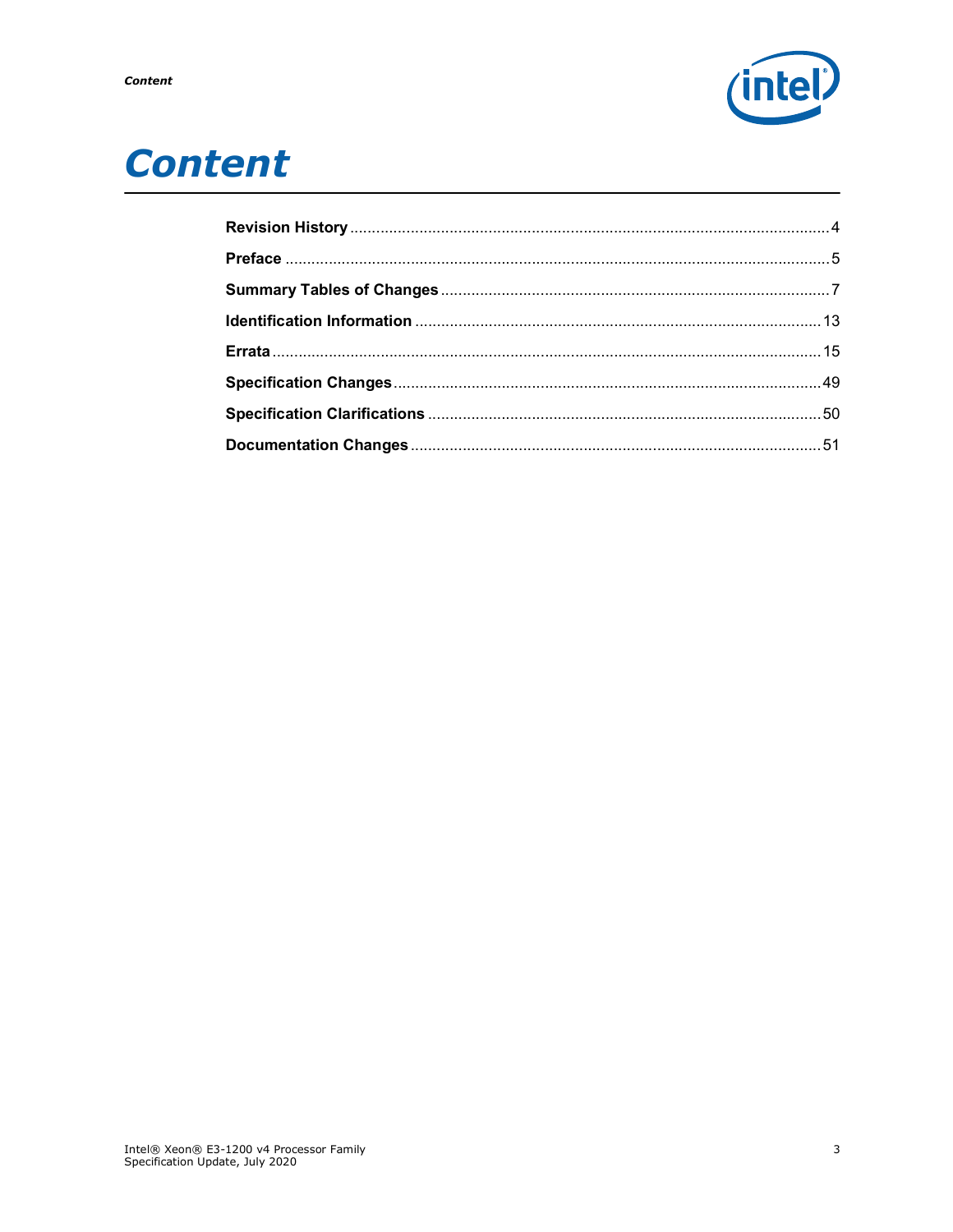# Content

| | |
|---|---|
| **Revision History** | 4 |
| **Preface** | 5 |
| **Summary Tables of Changes** | 7 |
| **Identification Information** | 13 |
| **Errata** | 15 |
| **Specification Changes** | 49 |
| **Specification Clarifications** | 50 |
| **Documentation Changes** | 51 |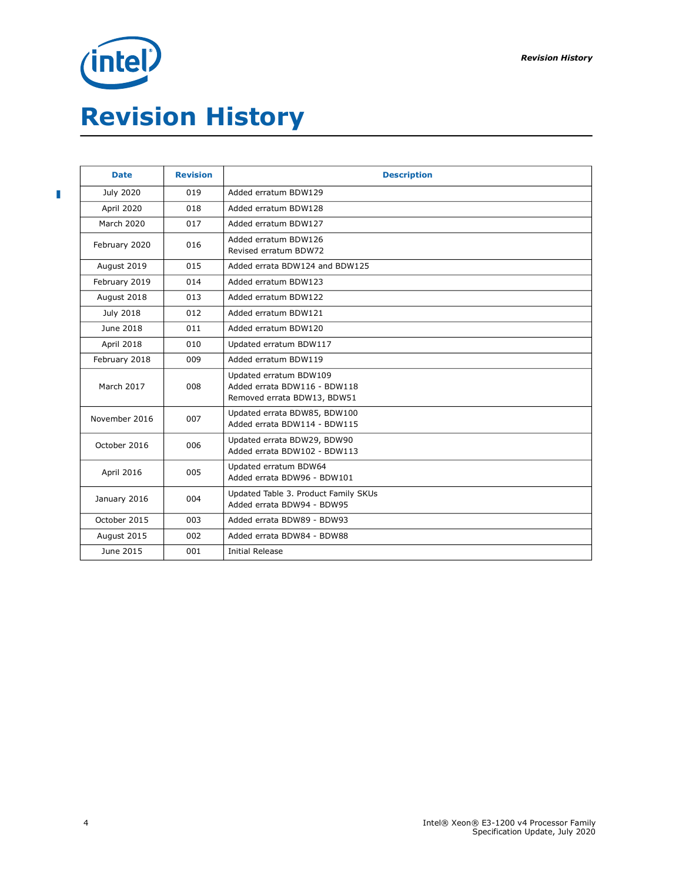# Revision History

| Date | Revision | Description |
|---|---|---|
| July 2020 | 019 | Added erratum BDW129 |
| April 2020 | 018 | Added erratum BDW128 |
| March 2020 | 017 | Added erratum BDW127 |
| February 2020 | 016 | Added erratum BDW126<br>Revised erratum BDW72 |
| August 2019 | 015 | Added errata BDW124 and BDW125 |
| February 2019 | 014 | Added erratum BDW123 |
| August 2018 | 013 | Added erratum BDW122 |
| July 2018 | 012 | Added erratum BDW121 |
| June 2018 | 011 | Added erratum BDW120 |
| April 2018 | 010 | Updated erratum BDW117 |
| February 2018 | 009 | Added erratum BDW119 |
| March 2017 | 008 | Updated erratum BDW109<br>Added errata BDW116 - BDW118<br>Removed errata BDW13, BDW51 |
| November 2016 | 007 | Updated errata BDW85, BDW100<br>Added errata BDW114 - BDW115 |
| October 2016 | 006 | Updated errata BDW29, BDW90<br>Added errata BDW102 - BDW113 |
| April 2016 | 005 | Updated erratum BDW64<br>Added errata BDW96 - BDW101 |
| January 2016 | 004 | Updated Table 3. Product Family SKUs<br>Added errata BDW94 - BDW95 |
| October 2015 | 003 | Added errata BDW89 - BDW93 |
| August 2015 | 002 | Added errata BDW84 - BDW88 |
| June 2015 | 001 | Initial Release |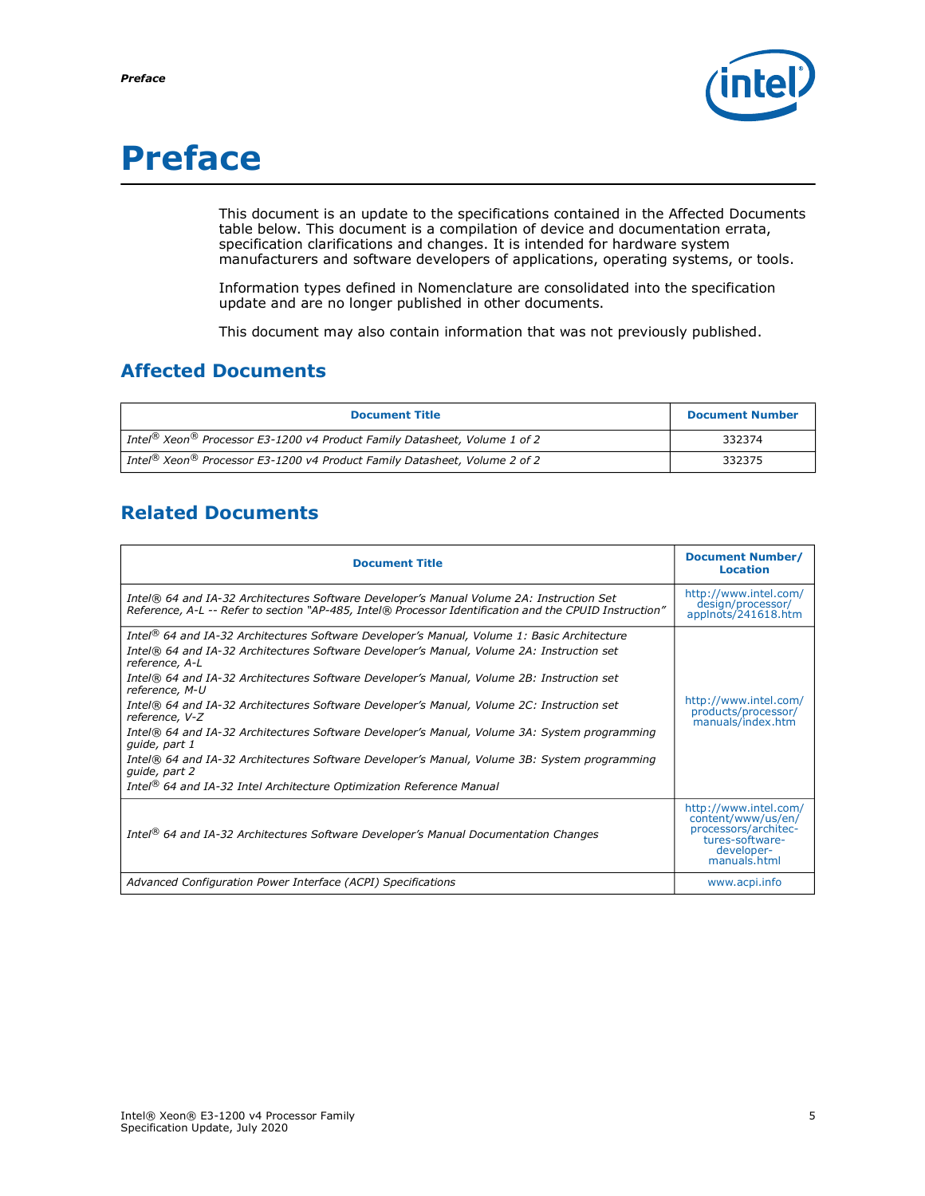# Preface

This document is an update to the specifications contained in the Affected Documents table below. This document is a compilation of device and documentation errata, specification clarifications and changes. It is intended for hardware system manufacturers and software developers of applications, operating systems, or tools.

Information types defined in Nomenclature are consolidated into the specification update and are no longer published in other documents.

This document may also contain information that was not previously published.

## Affected Documents

| Document Title | Document Number |
|---|---|
| *Intel® Xeon® Processor E3-1200 v4 Product Family Datasheet, Volume 1 of 2* | 332374 |
| *Intel® Xeon® Processor E3-1200 v4 Product Family Datasheet, Volume 2 of 2* | 332375 |

## Related Documents

| Document Title | Document Number/ Location |
|---|---|
| *Intel® 64 and IA-32 Architectures Software Developer's Manual Volume 2A: Instruction Set Reference, A-L -- Refer to section "AP-485, Intel® Processor Identification and the CPUID Instruction"* | http://www.intel.com/design/processor/applnots/241618.htm |
| *Intel® 64 and IA-32 Architectures Software Developer's Manual, Volume 1: Basic Architecture*<br>*Intel® 64 and IA-32 Architectures Software Developer's Manual, Volume 2A: Instruction set reference, A-L*<br>*Intel® 64 and IA-32 Architectures Software Developer's Manual, Volume 2B: Instruction set reference, M-U*<br>*Intel® 64 and IA-32 Architectures Software Developer's Manual, Volume 2C: Instruction set reference, V-Z*<br>*Intel® 64 and IA-32 Architectures Software Developer's Manual, Volume 3A: System programming guide, part 1*<br>*Intel® 64 and IA-32 Architectures Software Developer's Manual, Volume 3B: System programming guide, part 2*<br>*Intel® 64 and IA-32 Intel Architecture Optimization Reference Manual* | http://www.intel.com/products/processor/manuals/index.htm |
| *Intel® 64 and IA-32 Architectures Software Developer's Manual Documentation Changes* | http://www.intel.com/content/www/us/en/processors/architectures-software-developer-manuals.html |
| *Advanced Configuration Power Interface (ACPI) Specifications* | www.acpi.info |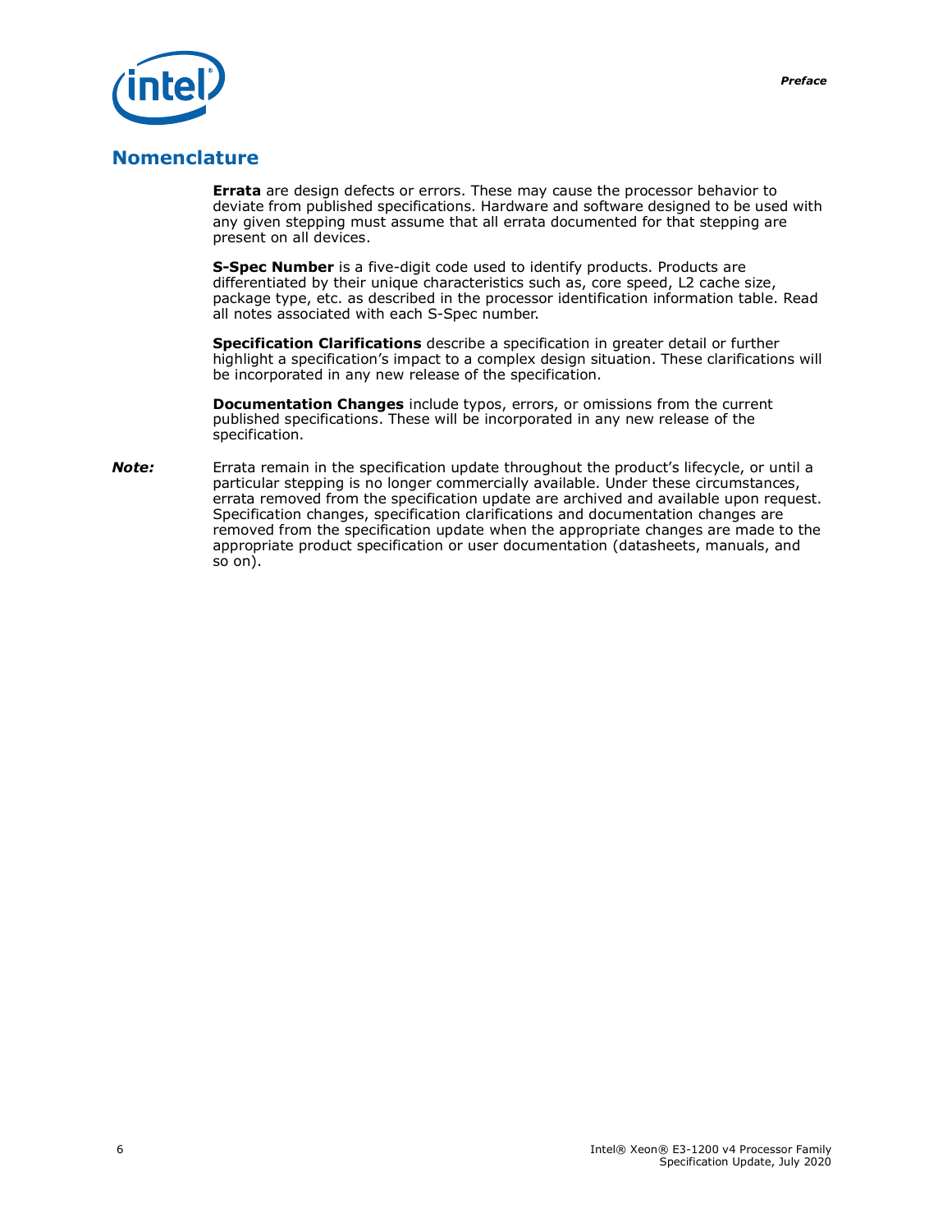## Nomenclature

**Errata** are design defects or errors. These may cause the processor behavior to deviate from published specifications. Hardware and software designed to be used with any given stepping must assume that all errata documented for that stepping are present on all devices.

**S-Spec Number** is a five-digit code used to identify products. Products are differentiated by their unique characteristics such as, core speed, L2 cache size, package type, etc. as described in the processor identification information table. Read all notes associated with each S-Spec number.

**Specification Clarifications** describe a specification in greater detail or further highlight a specification's impact to a complex design situation. These clarifications will be incorporated in any new release of the specification.

**Documentation Changes** include typos, errors, or omissions from the current published specifications. These will be incorporated in any new release of the specification.

***Note:*** Errata remain in the specification update throughout the product's lifecycle, or until a particular stepping is no longer commercially available. Under these circumstances, errata removed from the specification update are archived and available upon request. Specification changes, specification clarifications and documentation changes are removed from the specification update when the appropriate changes are made to the appropriate product specification or user documentation (datasheets, manuals, and so on).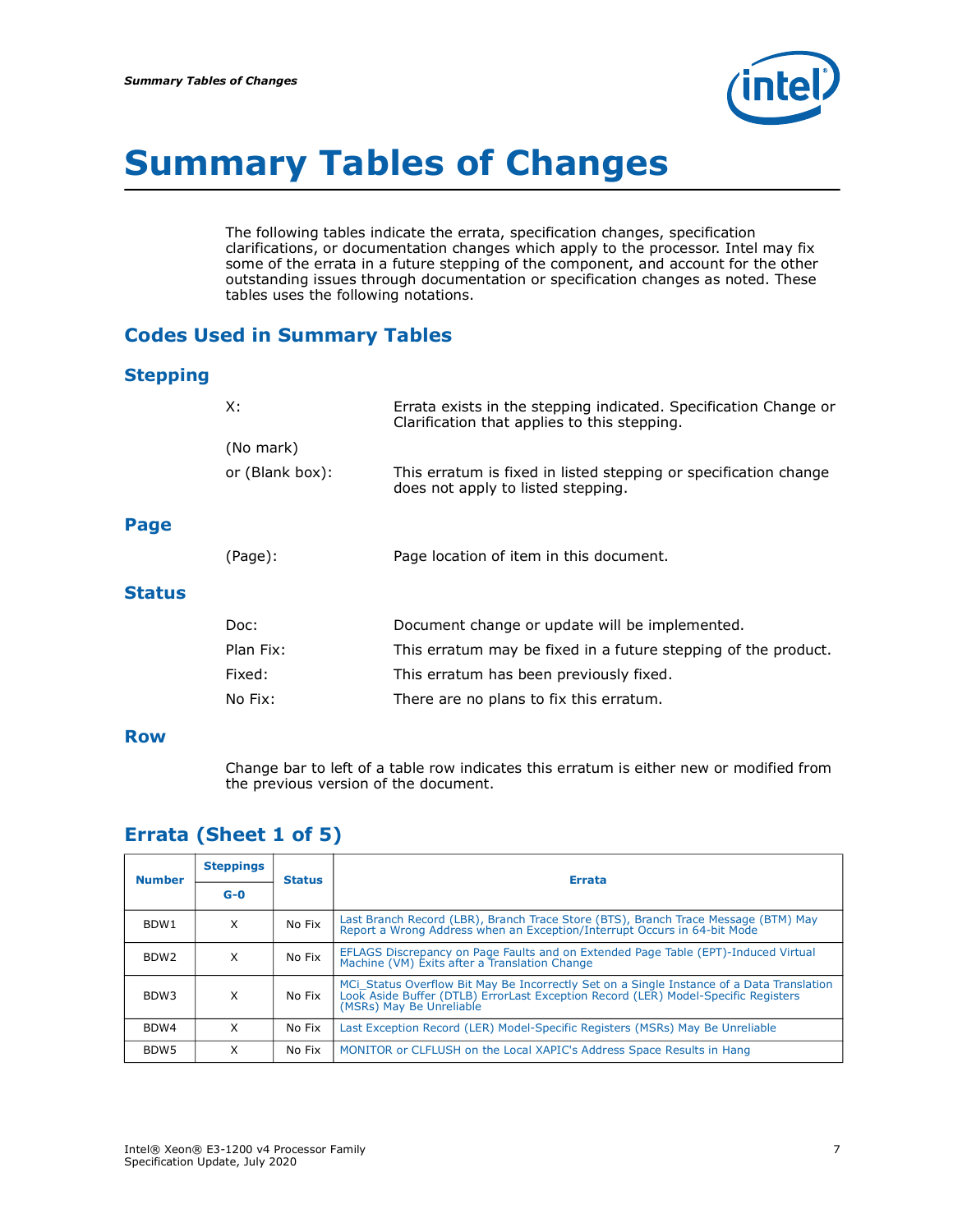# Summary Tables of Changes

The following tables indicate the errata, specification changes, specification clarifications, or documentation changes which apply to the processor. Intel may fix some of the errata in a future stepping of the component, and account for the other outstanding issues through documentation or specification changes as noted. These tables uses the following notations.

## Codes Used in Summary Tables

### Stepping

X: Errata exists in the stepping indicated. Specification Change or Clarification that applies to this stepping.

(No mark)

or (Blank box): This erratum is fixed in listed stepping or specification change does not apply to listed stepping.

### Page

(Page): Page location of item in this document.

### Status

Doc: Document change or update will be implemented.

Plan Fix: This erratum may be fixed in a future stepping of the product.

Fixed: This erratum has been previously fixed.

No Fix: There are no plans to fix this erratum.

### Row

Change bar to left of a table row indicates this erratum is either new or modified from the previous version of the document.

## Errata (Sheet 1 of 5)

| Number | Steppings | Status | Errata |
|---|---|---|---|
| | G-0 | | |
| BDW1 | X | No Fix | Last Branch Record (LBR), Branch Trace Store (BTS), Branch Trace Message (BTM) May Report a Wrong Address when an Exception/Interrupt Occurs in 64-bit Mode |
| BDW2 | X | No Fix | EFLAGS Discrepancy on Page Faults and on Extended Page Table (EPT)-Induced Virtual Machine (VM) Exits after a Translation Change |
| BDW3 | X | No Fix | MCi_Status Overflow Bit May Be Incorrectly Set on a Single Instance of a Data Translation Look Aside Buffer (DTLB) ErrorLast Exception Record (LER) Model-Specific Registers (MSRs) May Be Unreliable |
| BDW4 | X | No Fix | Last Exception Record (LER) Model-Specific Registers (MSRs) May Be Unreliable |
| BDW5 | X | No Fix | MONITOR or CLFLUSH on the Local XAPIC's Address Space Results in Hang |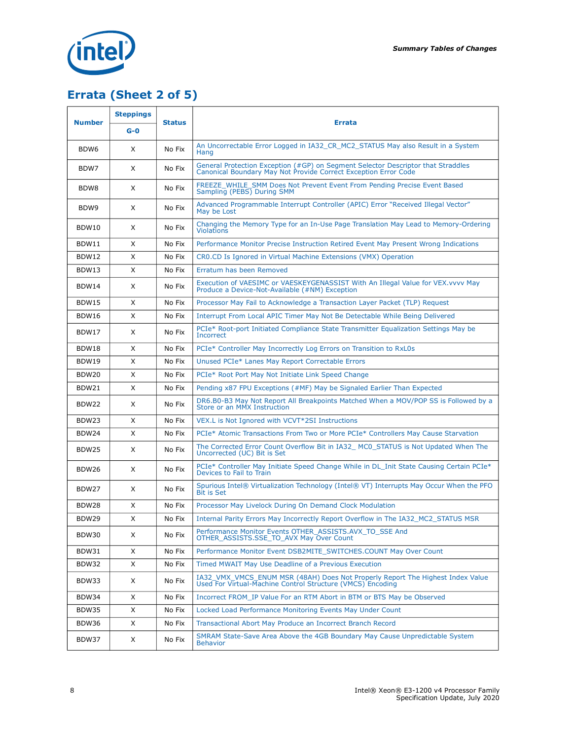## Errata (Sheet 2 of 5)

| Number | Steppings | Status | Errata |
|---|---|---|---|
| | G-0 | | |
| BDW6 | X | No Fix | An Uncorrectable Error Logged in IA32_CR_MC2_STATUS May also Result in a System Hang |
| BDW7 | X | No Fix | General Protection Exception (#GP) on Segment Selector Descriptor that Straddles Canonical Boundary May Not Provide Correct Exception Error Code |
| BDW8 | X | No Fix | FREEZE_WHILE_SMM Does Not Prevent Event From Pending Precise Event Based Sampling (PEBS) During SMM |
| BDW9 | X | No Fix | Advanced Programmable Interrupt Controller (APIC) Error "Received Illegal Vector" May be Lost |
| BDW10 | X | No Fix | Changing the Memory Type for an In-Use Page Translation May Lead to Memory-Ordering Violations |
| BDW11 | X | No Fix | Performance Monitor Precise Instruction Retired Event May Present Wrong Indications |
| BDW12 | X | No Fix | CR0.CD Is Ignored in Virtual Machine Extensions (VMX) Operation |
| BDW13 | X | No Fix | Erratum has been Removed |
| BDW14 | X | No Fix | Execution of VAESIMC or VAESKEYGENASSIST With An Illegal Value for VEX.vvvv May Produce a Device-Not-Available (#NM) Exception |
| BDW15 | X | No Fix | Processor May Fail to Acknowledge a Transaction Layer Packet (TLP) Request |
| BDW16 | X | No Fix | Interrupt From Local APIC Timer May Not Be Detectable While Being Delivered |
| BDW17 | X | No Fix | PCIe* Root-port Initiated Compliance State Transmitter Equalization Settings May be Incorrect |
| BDW18 | X | No Fix | PCIe* Controller May Incorrectly Log Errors on Transition to RxL0s |
| BDW19 | X | No Fix | Unused PCIe* Lanes May Report Correctable Errors |
| BDW20 | X | No Fix | PCIe* Root Port May Not Initiate Link Speed Change |
| BDW21 | X | No Fix | Pending x87 FPU Exceptions (#MF) May be Signaled Earlier Than Expected |
| BDW22 | X | No Fix | DR6.B0-B3 May Not Report All Breakpoints Matched When a MOV/POP SS is Followed by a Store or an MMX Instruction |
| BDW23 | X | No Fix | VEX.L is Not Ignored with VCVT*2SI Instructions |
| BDW24 | X | No Fix | PCIe* Atomic Transactions From Two or More PCIe* Controllers May Cause Starvation |
| BDW25 | X | No Fix | The Corrected Error Count Overflow Bit in IA32_ MC0_STATUS is Not Updated When The Uncorrected (UC) Bit is Set |
| BDW26 | X | No Fix | PCIe* Controller May Initiate Speed Change While in DL_Init State Causing Certain PCIe* Devices to Fail to Train |
| BDW27 | X | No Fix | Spurious Intel® Virtualization Technology (Intel® VT) Interrupts May Occur When the PFO Bit is Set |
| BDW28 | X | No Fix | Processor May Livelock During On Demand Clock Modulation |
| BDW29 | X | No Fix | Internal Parity Errors May Incorrectly Report Overflow in The IA32_MC2_STATUS MSR |
| BDW30 | X | No Fix | Performance Monitor Events OTHER_ASSISTS.AVX_TO_SSE And OTHER_ASSISTS.SSE_TO_AVX May Over Count |
| BDW31 | X | No Fix | Performance Monitor Event DSB2MITE_SWITCHES.COUNT May Over Count |
| BDW32 | X | No Fix | Timed MWAIT May Use Deadline of a Previous Execution |
| BDW33 | X | No Fix | IA32_VMX_VMCS_ENUM MSR (48AH) Does Not Properly Report The Highest Index Value Used For Virtual-Machine Control Structure (VMCS) Encoding |
| BDW34 | X | No Fix | Incorrect FROM_IP Value For an RTM Abort in BTM or BTS May be Observed |
| BDW35 | X | No Fix | Locked Load Performance Monitoring Events May Under Count |
| BDW36 | X | No Fix | Transactional Abort May Produce an Incorrect Branch Record |
| BDW37 | X | No Fix | SMRAM State-Save Area Above the 4GB Boundary May Cause Unpredictable System Behavior |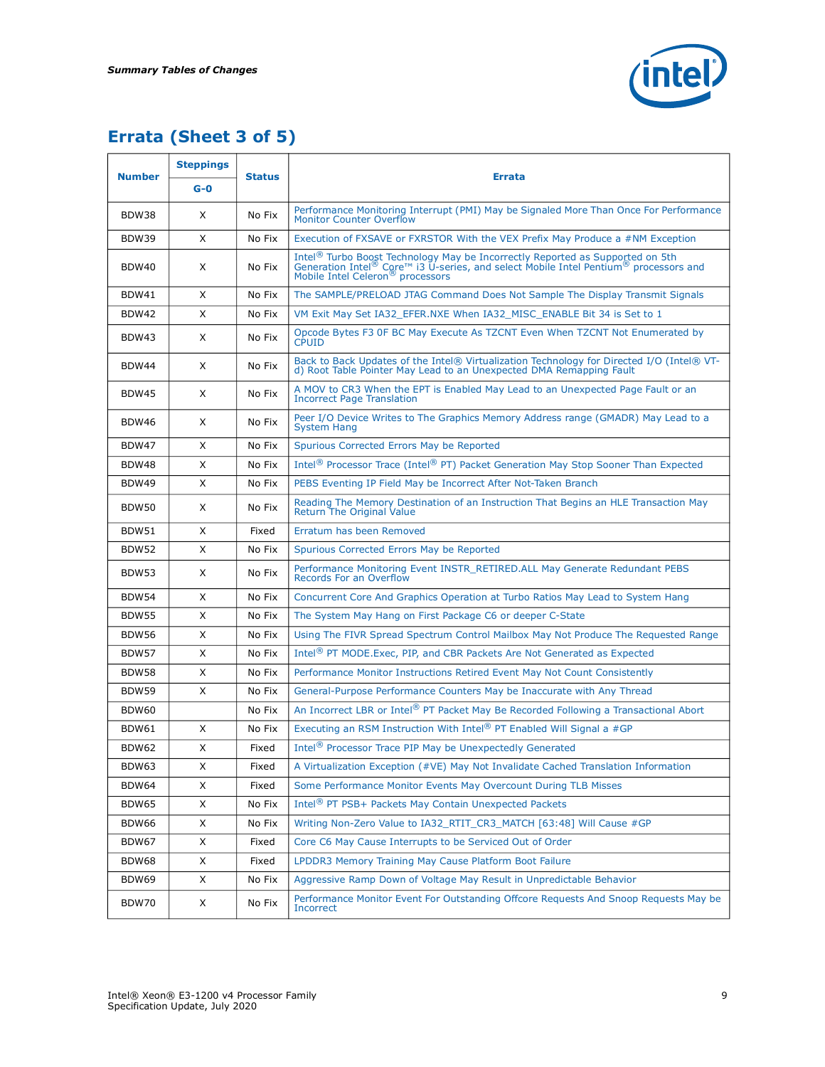## Errata (Sheet 3 of 5)

| Number | Steppings | Status | Errata |
|---|---|---|---|
| | G-0 | | |
| BDW38 | X | No Fix | Performance Monitoring Interrupt (PMI) May be Signaled More Than Once For Performance Monitor Counter Overflow |
| BDW39 | X | No Fix | Execution of FXSAVE or FXRSTOR With the VEX Prefix May Produce a #NM Exception |
| BDW40 | X | No Fix | Intel® Turbo Boost Technology May be Incorrectly Reported as Supported on 5th Generation Intel® Core™ i3 U-series, and select Mobile Intel Pentium® processors and Mobile Intel Celeron® processors |
| BDW41 | X | No Fix | The SAMPLE/PRELOAD JTAG Command Does Not Sample The Display Transmit Signals |
| BDW42 | X | No Fix | VM Exit May Set IA32_EFER.NXE When IA32_MISC_ENABLE Bit 34 is Set to 1 |
| BDW43 | X | No Fix | Opcode Bytes F3 0F BC May Execute As TZCNT Even When TZCNT Not Enumerated by CPUID |
| BDW44 | X | No Fix | Back to Back Updates of the Intel® Virtualization Technology for Directed I/O (Intel® VT-d) Root Table Pointer May Lead to an Unexpected DMA Remapping Fault |
| BDW45 | X | No Fix | A MOV to CR3 When the EPT is Enabled May Lead to an Unexpected Page Fault or an Incorrect Page Translation |
| BDW46 | X | No Fix | Peer I/O Device Writes to The Graphics Memory Address range (GMADR) May Lead to a System Hang |
| BDW47 | X | No Fix | Spurious Corrected Errors May be Reported |
| BDW48 | X | No Fix | Intel® Processor Trace (Intel® PT) Packet Generation May Stop Sooner Than Expected |
| BDW49 | X | No Fix | PEBS Eventing IP Field May be Incorrect After Not-Taken Branch |
| BDW50 | X | No Fix | Reading The Memory Destination of an Instruction That Begins an HLE Transaction May Return The Original Value |
| BDW51 | X | Fixed | Erratum has been Removed |
| BDW52 | X | No Fix | Spurious Corrected Errors May be Reported |
| BDW53 | X | No Fix | Performance Monitoring Event INSTR_RETIRED.ALL May Generate Redundant PEBS Records For an Overflow |
| BDW54 | X | No Fix | Concurrent Core And Graphics Operation at Turbo Ratios May Lead to System Hang |
| BDW55 | X | No Fix | The System May Hang on First Package C6 or deeper C-State |
| BDW56 | X | No Fix | Using The FIVR Spread Spectrum Control Mailbox May Not Produce The Requested Range |
| BDW57 | X | No Fix | Intel® PT MODE.Exec, PIP, and CBR Packets Are Not Generated as Expected |
| BDW58 | X | No Fix | Performance Monitor Instructions Retired Event May Not Count Consistently |
| BDW59 | X | No Fix | General-Purpose Performance Counters May be Inaccurate with Any Thread |
| BDW60 | | No Fix | An Incorrect LBR or Intel® PT Packet May Be Recorded Following a Transactional Abort |
| BDW61 | X | No Fix | Executing an RSM Instruction With Intel® PT Enabled Will Signal a #GP |
| BDW62 | X | Fixed | Intel® Processor Trace PIP May be Unexpectedly Generated |
| BDW63 | X | Fixed | A Virtualization Exception (#VE) May Not Invalidate Cached Translation Information |
| BDW64 | X | Fixed | Some Performance Monitor Events May Overcount During TLB Misses |
| BDW65 | X | No Fix | Intel® PT PSB+ Packets May Contain Unexpected Packets |
| BDW66 | X | No Fix | Writing Non-Zero Value to IA32_RTIT_CR3_MATCH [63:48] Will Cause #GP |
| BDW67 | X | Fixed | Core C6 May Cause Interrupts to be Serviced Out of Order |
| BDW68 | X | Fixed | LPDDR3 Memory Training May Cause Platform Boot Failure |
| BDW69 | X | No Fix | Aggressive Ramp Down of Voltage May Result in Unpredictable Behavior |
| BDW70 | X | No Fix | Performance Monitor Event For Outstanding Offcore Requests And Snoop Requests May be Incorrect |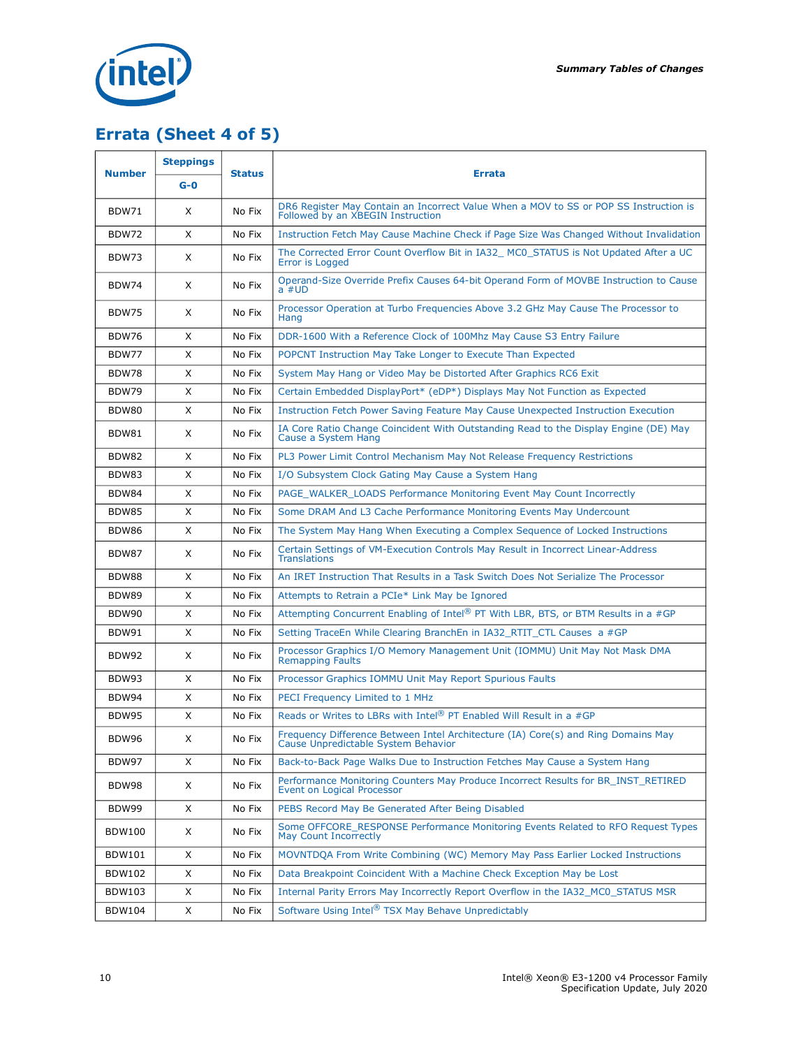## Errata (Sheet 4 of 5)

| Number | Steppings | Status | Errata |
|---|---|---|---|
| | G-0 | | |
| BDW71 | X | No Fix | DR6 Register May Contain an Incorrect Value When a MOV to SS or POP SS Instruction is Followed by an XBEGIN Instruction |
| BDW72 | X | No Fix | Instruction Fetch May Cause Machine Check if Page Size Was Changed Without Invalidation |
| BDW73 | X | No Fix | The Corrected Error Count Overflow Bit in IA32_ MC0_STATUS is Not Updated After a UC Error is Logged |
| BDW74 | X | No Fix | Operand-Size Override Prefix Causes 64-bit Operand Form of MOVBE Instruction to Cause a #UD |
| BDW75 | X | No Fix | Processor Operation at Turbo Frequencies Above 3.2 GHz May Cause The Processor to Hang |
| BDW76 | X | No Fix | DDR-1600 With a Reference Clock of 100Mhz May Cause S3 Entry Failure |
| BDW77 | X | No Fix | POPCNT Instruction May Take Longer to Execute Than Expected |
| BDW78 | X | No Fix | System May Hang or Video May be Distorted After Graphics RC6 Exit |
| BDW79 | X | No Fix | Certain Embedded DisplayPort* (eDP*) Displays May Not Function as Expected |
| BDW80 | X | No Fix | Instruction Fetch Power Saving Feature May Cause Unexpected Instruction Execution |
| BDW81 | X | No Fix | IA Core Ratio Change Coincident With Outstanding Read to the Display Engine (DE) May Cause a System Hang |
| BDW82 | X | No Fix | PL3 Power Limit Control Mechanism May Not Release Frequency Restrictions |
| BDW83 | X | No Fix | I/O Subsystem Clock Gating May Cause a System Hang |
| BDW84 | X | No Fix | PAGE_WALKER_LOADS Performance Monitoring Event May Count Incorrectly |
| BDW85 | X | No Fix | Some DRAM And L3 Cache Performance Monitoring Events May Undercount |
| BDW86 | X | No Fix | The System May Hang When Executing a Complex Sequence of Locked Instructions |
| BDW87 | X | No Fix | Certain Settings of VM-Execution Controls May Result in Incorrect Linear-Address Translations |
| BDW88 | X | No Fix | An IRET Instruction That Results in a Task Switch Does Not Serialize The Processor |
| BDW89 | X | No Fix | Attempts to Retrain a PCIe* Link May be Ignored |
| BDW90 | X | No Fix | Attempting Concurrent Enabling of Intel® PT With LBR, BTS, or BTM Results in a #GP |
| BDW91 | X | No Fix | Setting TraceEn While Clearing BranchEn in IA32_RTIT_CTL Causes a #GP |
| BDW92 | X | No Fix | Processor Graphics I/O Memory Management Unit (IOMMU) Unit May Not Mask DMA Remapping Faults |
| BDW93 | X | No Fix | Processor Graphics IOMMU Unit May Report Spurious Faults |
| BDW94 | X | No Fix | PECI Frequency Limited to 1 MHz |
| BDW95 | X | No Fix | Reads or Writes to LBRs with Intel® PT Enabled Will Result in a #GP |
| BDW96 | X | No Fix | Frequency Difference Between Intel Architecture (IA) Core(s) and Ring Domains May Cause Unpredictable System Behavior |
| BDW97 | X | No Fix | Back-to-Back Page Walks Due to Instruction Fetches May Cause a System Hang |
| BDW98 | X | No Fix | Performance Monitoring Counters May Produce Incorrect Results for BR_INST_RETIRED Event on Logical Processor |
| BDW99 | X | No Fix | PEBS Record May Be Generated After Being Disabled |
| BDW100 | X | No Fix | Some OFFCORE_RESPONSE Performance Monitoring Events Related to RFO Request Types May Count Incorrectly |
| BDW101 | X | No Fix | MOVNTDQA From Write Combining (WC) Memory May Pass Earlier Locked Instructions |
| BDW102 | X | No Fix | Data Breakpoint Coincident With a Machine Check Exception May be Lost |
| BDW103 | X | No Fix | Internal Parity Errors May Incorrectly Report Overflow in the IA32_MC0_STATUS MSR |
| BDW104 | X | No Fix | Software Using Intel® TSX May Behave Unpredictably |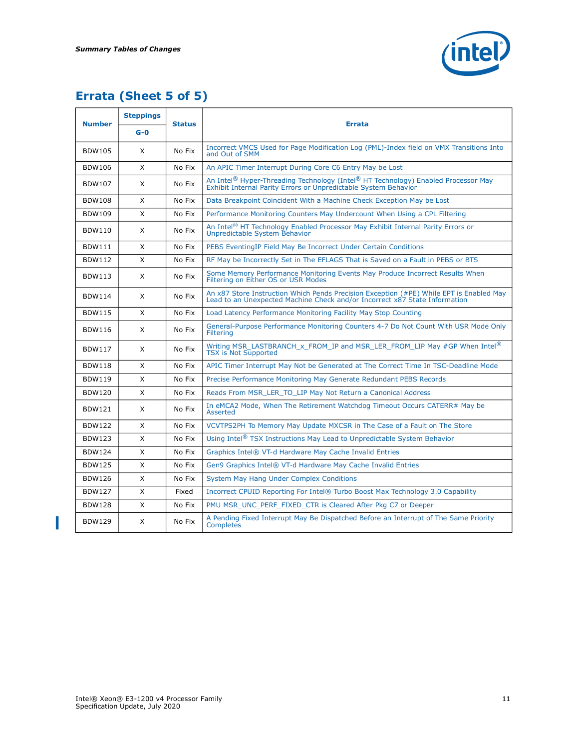## Errata (Sheet 5 of 5)

| Number | Steppings | Status | Errata |
|---|---|---|---|
| | G-0 | | |
| BDW105 | X | No Fix | Incorrect VMCS Used for Page Modification Log (PML)-Index field on VMX Transitions Into and Out of SMM |
| BDW106 | X | No Fix | An APIC Timer Interrupt During Core C6 Entry May be Lost |
| BDW107 | X | No Fix | An Intel® Hyper-Threading Technology (Intel® HT Technology) Enabled Processor May Exhibit Internal Parity Errors or Unpredictable System Behavior |
| BDW108 | X | No Fix | Data Breakpoint Coincident With a Machine Check Exception May be Lost |
| BDW109 | X | No Fix | Performance Monitoring Counters May Undercount When Using a CPL Filtering |
| BDW110 | X | No Fix | An Intel® HT Technology Enabled Processor May Exhibit Internal Parity Errors or Unpredictable System Behavior |
| BDW111 | X | No Fix | PEBS EventingIP Field May Be Incorrect Under Certain Conditions |
| BDW112 | X | No Fix | RF May be Incorrectly Set in The EFLAGS That is Saved on a Fault in PEBS or BTS |
| BDW113 | X | No Fix | Some Memory Performance Monitoring Events May Produce Incorrect Results When Filtering on Either OS or USR Modes |
| BDW114 | X | No Fix | An x87 Store Instruction Which Pends Precision Exception (#PE) While EPT is Enabled May Lead to an Unexpected Machine Check and/or Incorrect x87 State Information |
| BDW115 | X | No Fix | Load Latency Performance Monitoring Facility May Stop Counting |
| BDW116 | X | No Fix | General-Purpose Performance Monitoring Counters 4-7 Do Not Count With USR Mode Only Filtering |
| BDW117 | X | No Fix | Writing MSR_LASTBRANCH_x_FROM_IP and MSR_LER_FROM_LIP May #GP When Intel® TSX is Not Supported |
| BDW118 | X | No Fix | APIC Timer Interrupt May Not be Generated at The Correct Time In TSC-Deadline Mode |
| BDW119 | X | No Fix | Precise Performance Monitoring May Generate Redundant PEBS Records |
| BDW120 | X | No Fix | Reads From MSR_LER_TO_LIP May Not Return a Canonical Address |
| BDW121 | X | No Fix | In eMCA2 Mode, When The Retirement Watchdog Timeout Occurs CATERR# May be Asserted |
| BDW122 | X | No Fix | VCVTPS2PH To Memory May Update MXCSR in The Case of a Fault on The Store |
| BDW123 | X | No Fix | Using Intel® TSX Instructions May Lead to Unpredictable System Behavior |
| BDW124 | X | No Fix | Graphics Intel® VT-d Hardware May Cache Invalid Entries |
| BDW125 | X | No Fix | Gen9 Graphics Intel® VT-d Hardware May Cache Invalid Entries |
| BDW126 | X | No Fix | System May Hang Under Complex Conditions |
| BDW127 | X | Fixed | Incorrect CPUID Reporting For Intel® Turbo Boost Max Technology 3.0 Capability |
| BDW128 | X | No Fix | PMU MSR_UNC_PERF_FIXED_CTR is Cleared After Pkg C7 or Deeper |
| BDW129 | X | No Fix | A Pending Fixed Interrupt May Be Dispatched Before an Interrupt of The Same Priority Completes |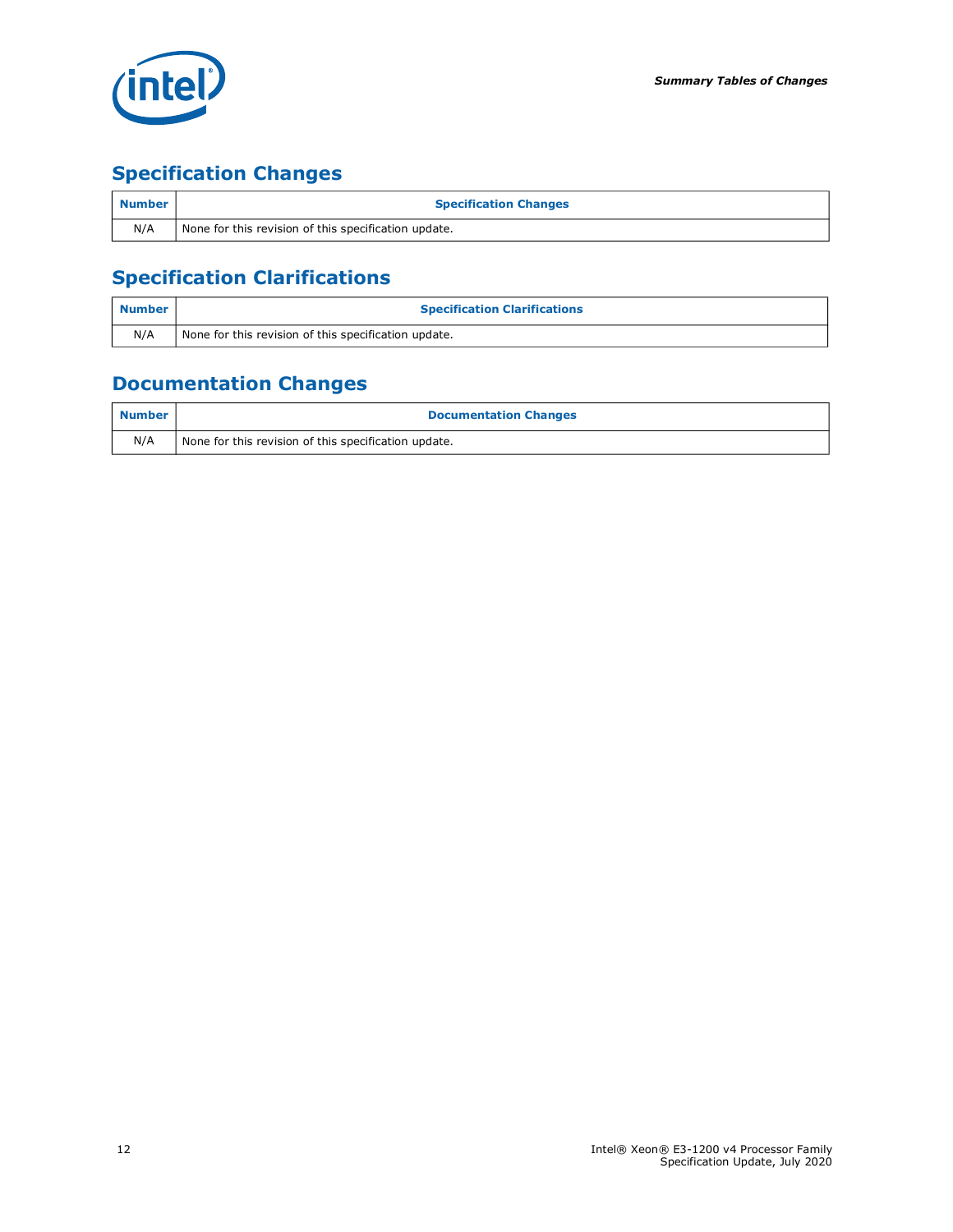## Specification Changes

| Number | Specification Changes |
|---|---|
| N/A | None for this revision of this specification update. |

## Specification Clarifications

| Number | Specification Clarifications |
|---|---|
| N/A | None for this revision of this specification update. |

## Documentation Changes

| Number | Documentation Changes |
|---|---|
| N/A | None for this revision of this specification update. |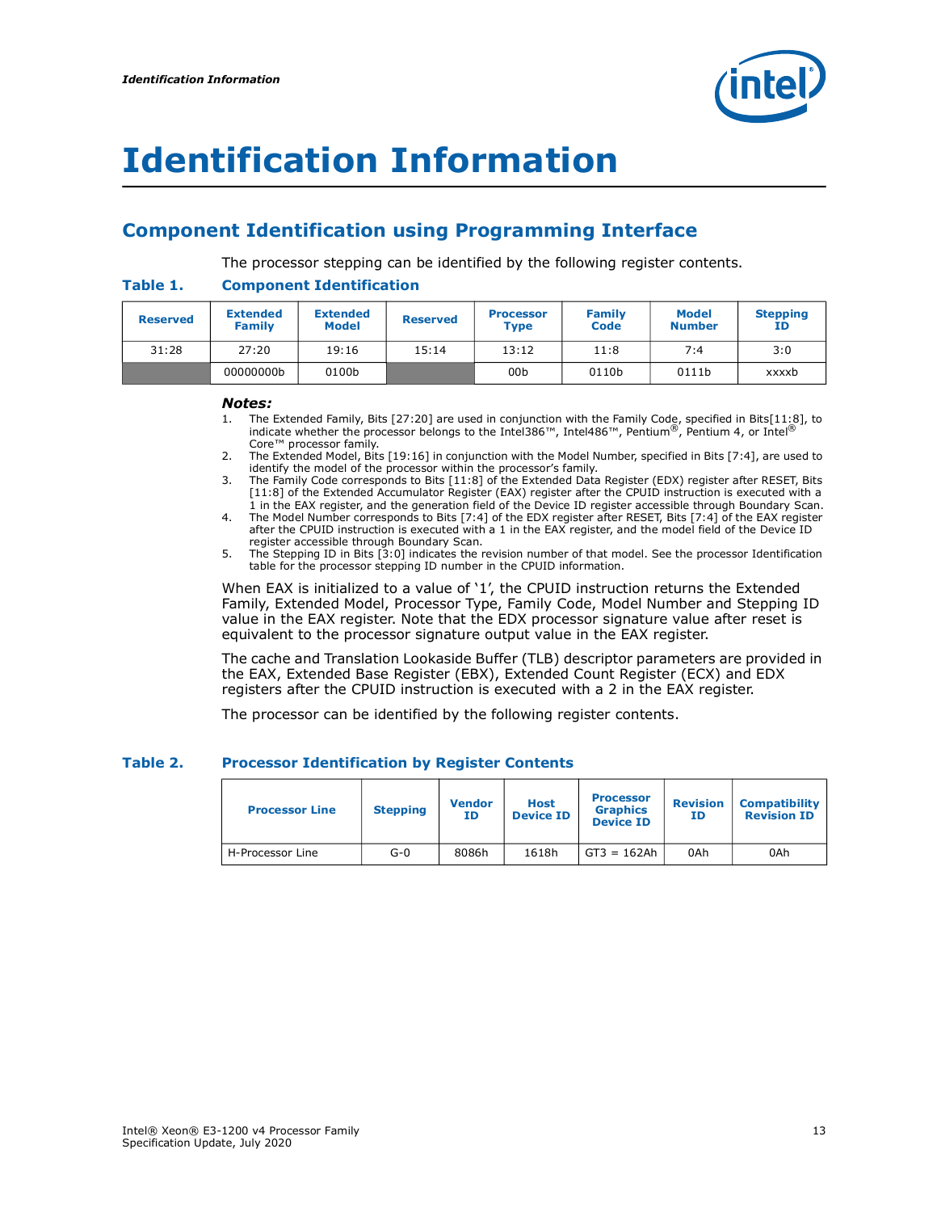# Identification Information

## Component Identification using Programming Interface

The processor stepping can be identified by the following register contents.

**Table 1. Component Identification**

| Reserved | Extended Family | Extended Model | Reserved | Processor Type | Family Code | Model Number | Stepping ID |
|---|---|---|---|---|---|---|---|
| 31:28 | 27:20 | 19:16 | 15:14 | 13:12 | 11:8 | 7:4 | 3:0 |
| | 00000000b | 0100b | | 00b | 0110b | 0111b | xxxxb |

***Notes:***

1. The Extended Family, Bits [27:20] are used in conjunction with the Family Code, specified in Bits[11:8], to indicate whether the processor belongs to the Intel386™, Intel486™, Pentium®, Pentium 4, or Intel® Core™ processor family.
2. The Extended Model, Bits [19:16] in conjunction with the Model Number, specified in Bits [7:4], are used to identify the model of the processor within the processor's family.
3. The Family Code corresponds to Bits [11:8] of the Extended Data Register (EDX) register after RESET, Bits [11:8] of the Extended Accumulator Register (EAX) register after the CPUID instruction is executed with a 1 in the EAX register, and the generation field of the Device ID register accessible through Boundary Scan.
4. The Model Number corresponds to Bits [7:4] of the EDX register after RESET, Bits [7:4] of the EAX register after the CPUID instruction is executed with a 1 in the EAX register, and the model field of the Device ID register accessible through Boundary Scan.
5. The Stepping ID in Bits [3:0] indicates the revision number of that model. See the processor Identification table for the processor stepping ID number in the CPUID information.

When EAX is initialized to a value of '1', the CPUID instruction returns the Extended Family, Extended Model, Processor Type, Family Code, Model Number and Stepping ID value in the EAX register. Note that the EDX processor signature value after reset is equivalent to the processor signature output value in the EAX register.

The cache and Translation Lookaside Buffer (TLB) descriptor parameters are provided in the EAX, Extended Base Register (EBX), Extended Count Register (ECX) and EDX registers after the CPUID instruction is executed with a 2 in the EAX register.

The processor can be identified by the following register contents.

**Table 2. Processor Identification by Register Contents**

| Processor Line | Stepping | Vendor ID | Host Device ID | Processor Graphics Device ID | Revision ID | Compatibility Revision ID |
|---|---|---|---|---|---|---|
| H-Processor Line | G-0 | 8086h | 1618h | GT3 = 162Ah | 0Ah | 0Ah |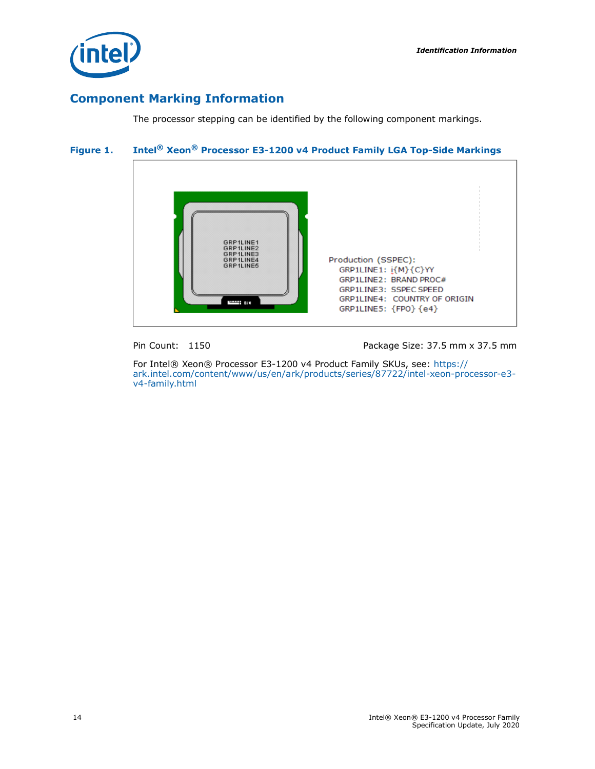## Component Marking Information

The processor stepping can be identified by the following component markings.

**Figure 1. Intel® Xeon® Processor E3-1200 v4 Product Family LGA Top-Side Markings**

GRP1LINE1
GRP1LINE2
GRP1LINE3
GRP1LINE4
GRP1LINE5

Production (SSPEC):
GRP1LINE1: i{M}{C}YY
GRP1LINE2: BRAND PROC#
GRP1LINE3: SSPEC SPEED
GRP1LINE4: COUNTRY OF ORIGIN
GRP1LINE5: {FPO} {e4}

Pin Count: 1150 Package Size: 37.5 mm x 37.5 mm

For Intel® Xeon® Processor E3-1200 v4 Product Family SKUs, see: https://ark.intel.com/content/www/us/en/ark/products/series/87722/intel-xeon-processor-e3-v4-family.html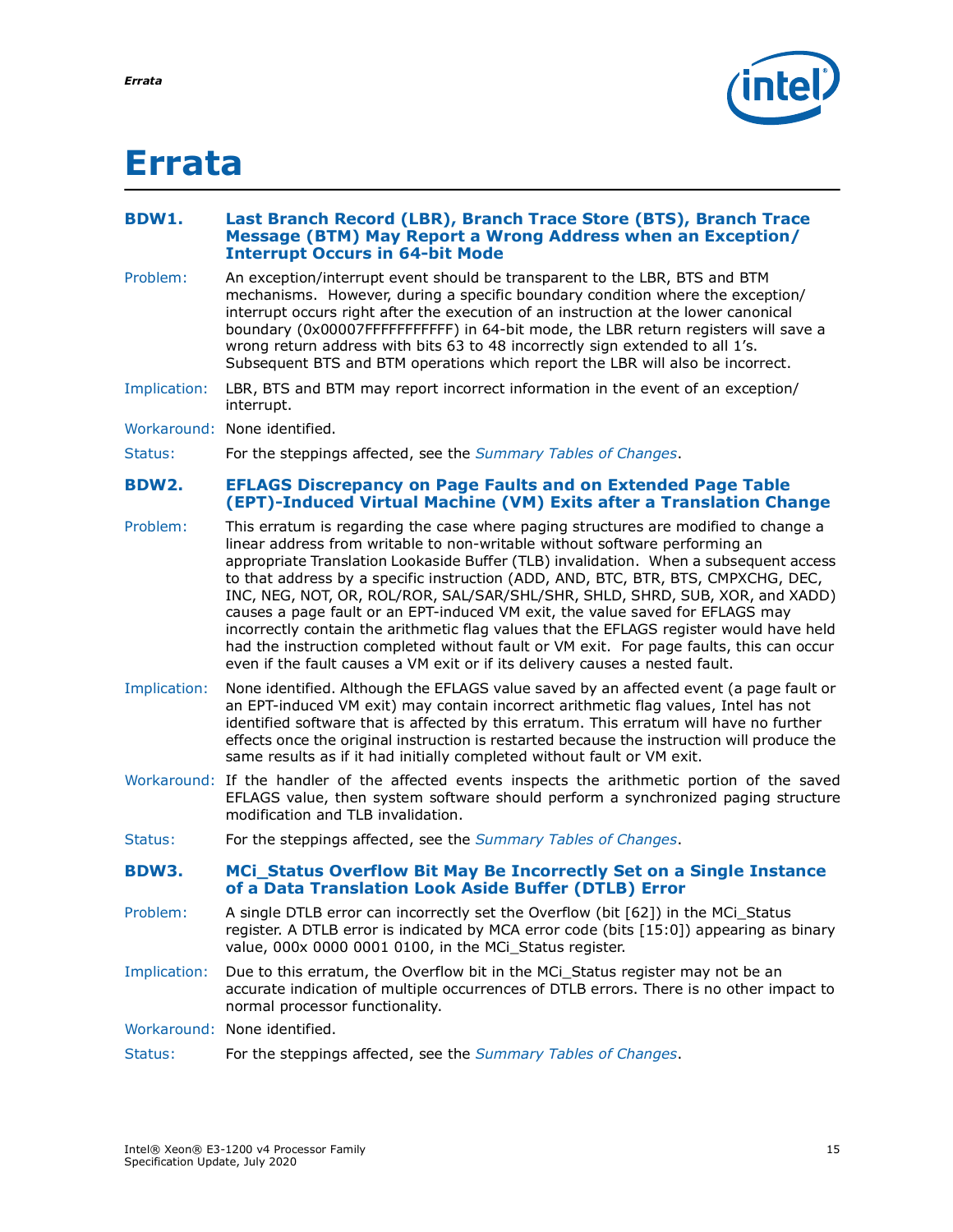# Errata

### BDW1. Last Branch Record (LBR), Branch Trace Store (BTS), Branch Trace Message (BTM) May Report a Wrong Address when an Exception/ Interrupt Occurs in 64-bit Mode

Problem: An exception/interrupt event should be transparent to the LBR, BTS and BTM mechanisms. However, during a specific boundary condition where the exception/ interrupt occurs right after the execution of an instruction at the lower canonical boundary (0x00007FFFFFFFFFFF) in 64-bit mode, the LBR return registers will save a wrong return address with bits 63 to 48 incorrectly sign extended to all 1's. Subsequent BTS and BTM operations which report the LBR will also be incorrect.

Implication: LBR, BTS and BTM may report incorrect information in the event of an exception/ interrupt.

Workaround: None identified.

Status: For the steppings affected, see the *Summary Tables of Changes*.

### BDW2. EFLAGS Discrepancy on Page Faults and on Extended Page Table (EPT)-Induced Virtual Machine (VM) Exits after a Translation Change

Problem: This erratum is regarding the case where paging structures are modified to change a linear address from writable to non-writable without software performing an appropriate Translation Lookaside Buffer (TLB) invalidation. When a subsequent access to that address by a specific instruction (ADD, AND, BTC, BTR, BTS, CMPXCHG, DEC, INC, NEG, NOT, OR, ROL/ROR, SAL/SAR/SHL/SHR, SHLD, SHRD, SUB, XOR, and XADD) causes a page fault or an EPT-induced VM exit, the value saved for EFLAGS may incorrectly contain the arithmetic flag values that the EFLAGS register would have held had the instruction completed without fault or VM exit. For page faults, this can occur even if the fault causes a VM exit or if its delivery causes a nested fault.

Implication: None identified. Although the EFLAGS value saved by an affected event (a page fault or an EPT-induced VM exit) may contain incorrect arithmetic flag values, Intel has not identified software that is affected by this erratum. This erratum will have no further effects once the original instruction is restarted because the instruction will produce the same results as if it had initially completed without fault or VM exit.

Workaround: If the handler of the affected events inspects the arithmetic portion of the saved EFLAGS value, then system software should perform a synchronized paging structure modification and TLB invalidation.

Status: For the steppings affected, see the *Summary Tables of Changes*.

### BDW3. MCi_Status Overflow Bit May Be Incorrectly Set on a Single Instance of a Data Translation Look Aside Buffer (DTLB) Error

Problem: A single DTLB error can incorrectly set the Overflow (bit [62]) in the MCi_Status register. A DTLB error is indicated by MCA error code (bits [15:0]) appearing as binary value, 000x 0000 0001 0100, in the MCi_Status register.

Implication: Due to this erratum, the Overflow bit in the MCi_Status register may not be an accurate indication of multiple occurrences of DTLB errors. There is no other impact to normal processor functionality.

Workaround: None identified.

Status: For the steppings affected, see the *Summary Tables of Changes*.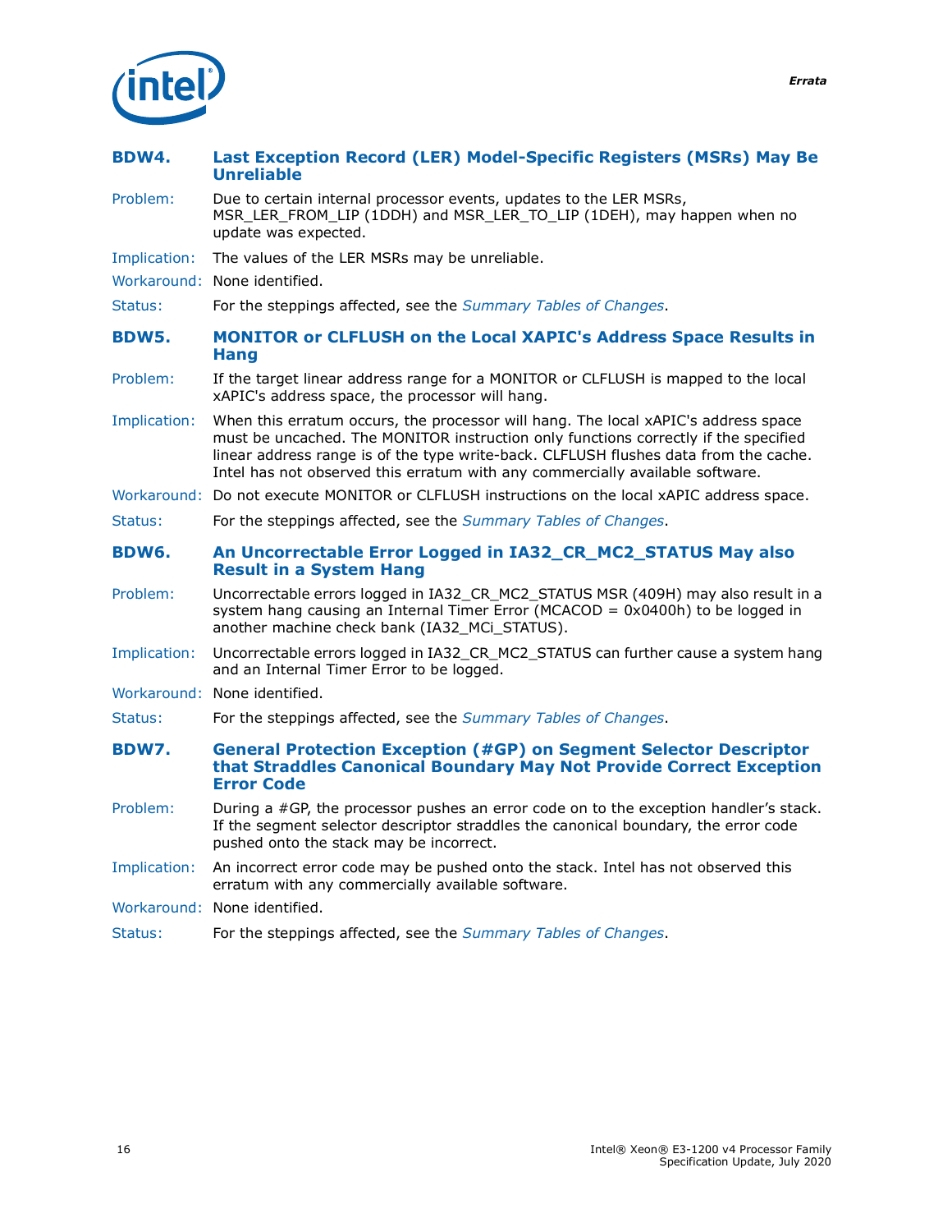### BDW4. Last Exception Record (LER) Model-Specific Registers (MSRs) May Be Unreliable

Problem: Due to certain internal processor events, updates to the LER MSRs, MSR_LER_FROM_LIP (1DDH) and MSR_LER_TO_LIP (1DEH), may happen when no update was expected.

Implication: The values of the LER MSRs may be unreliable.

Workaround: None identified.

Status: For the steppings affected, see the *Summary Tables of Changes*.

### BDW5. MONITOR or CLFLUSH on the Local XAPIC's Address Space Results in Hang

Problem: If the target linear address range for a MONITOR or CLFLUSH is mapped to the local xAPIC's address space, the processor will hang.

Implication: When this erratum occurs, the processor will hang. The local xAPIC's address space must be uncached. The MONITOR instruction only functions correctly if the specified linear address range is of the type write-back. CLFLUSH flushes data from the cache. Intel has not observed this erratum with any commercially available software.

Workaround: Do not execute MONITOR or CLFLUSH instructions on the local xAPIC address space.

Status: For the steppings affected, see the *Summary Tables of Changes*.

### BDW6. An Uncorrectable Error Logged in IA32_CR_MC2_STATUS May also Result in a System Hang

Problem: Uncorrectable errors logged in IA32_CR_MC2_STATUS MSR (409H) may also result in a system hang causing an Internal Timer Error (MCACOD = 0x0400h) to be logged in another machine check bank (IA32_MCi_STATUS).

Implication: Uncorrectable errors logged in IA32_CR_MC2_STATUS can further cause a system hang and an Internal Timer Error to be logged.

Workaround: None identified.

Status: For the steppings affected, see the *Summary Tables of Changes*.

### BDW7. General Protection Exception (#GP) on Segment Selector Descriptor that Straddles Canonical Boundary May Not Provide Correct Exception Error Code

Problem: During a #GP, the processor pushes an error code on to the exception handler's stack. If the segment selector descriptor straddles the canonical boundary, the error code pushed onto the stack may be incorrect.

Implication: An incorrect error code may be pushed onto the stack. Intel has not observed this erratum with any commercially available software.

Workaround: None identified.

Status: For the steppings affected, see the *Summary Tables of Changes*.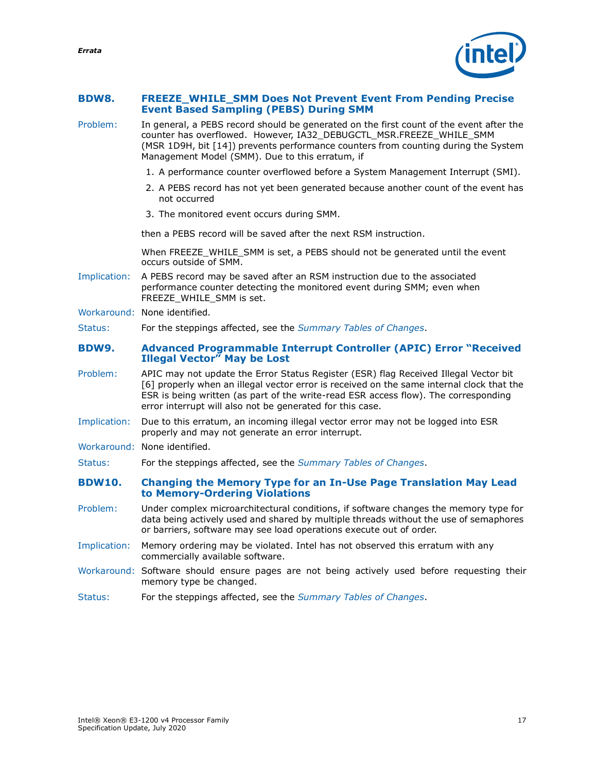### BDW8. FREEZE_WHILE_SMM Does Not Prevent Event From Pending Precise Event Based Sampling (PEBS) During SMM

**Problem:** In general, a PEBS record should be generated on the first count of the event after the counter has overflowed. However, IA32_DEBUGCTL_MSR.FREEZE_WHILE_SMM (MSR 1D9H, bit [14]) prevents performance counters from counting during the System Management Model (SMM). Due to this erratum, if

1. A performance counter overflowed before a System Management Interrupt (SMI).
2. A PEBS record has not yet been generated because another count of the event has not occurred
3. The monitored event occurs during SMM.

then a PEBS record will be saved after the next RSM instruction.

When FREEZE_WHILE_SMM is set, a PEBS should not be generated until the event occurs outside of SMM.

**Implication:** A PEBS record may be saved after an RSM instruction due to the associated performance counter detecting the monitored event during SMM; even when FREEZE_WHILE_SMM is set.

**Workaround:** None identified.

**Status:** For the steppings affected, see the *Summary Tables of Changes*.

### BDW9. Advanced Programmable Interrupt Controller (APIC) Error "Received Illegal Vector" May be Lost

**Problem:** APIC may not update the Error Status Register (ESR) flag Received Illegal Vector bit [6] properly when an illegal vector error is received on the same internal clock that the ESR is being written (as part of the write-read ESR access flow). The corresponding error interrupt will also not be generated for this case.

**Implication:** Due to this erratum, an incoming illegal vector error may not be logged into ESR properly and may not generate an error interrupt.

**Workaround:** None identified.

**Status:** For the steppings affected, see the *Summary Tables of Changes*.

### BDW10. Changing the Memory Type for an In-Use Page Translation May Lead to Memory-Ordering Violations

**Problem:** Under complex microarchitectural conditions, if software changes the memory type for data being actively used and shared by multiple threads without the use of semaphores or barriers, software may see load operations execute out of order.

**Implication:** Memory ordering may be violated. Intel has not observed this erratum with any commercially available software.

**Workaround:** Software should ensure pages are not being actively used before requesting their memory type be changed.

**Status:** For the steppings affected, see the *Summary Tables of Changes*.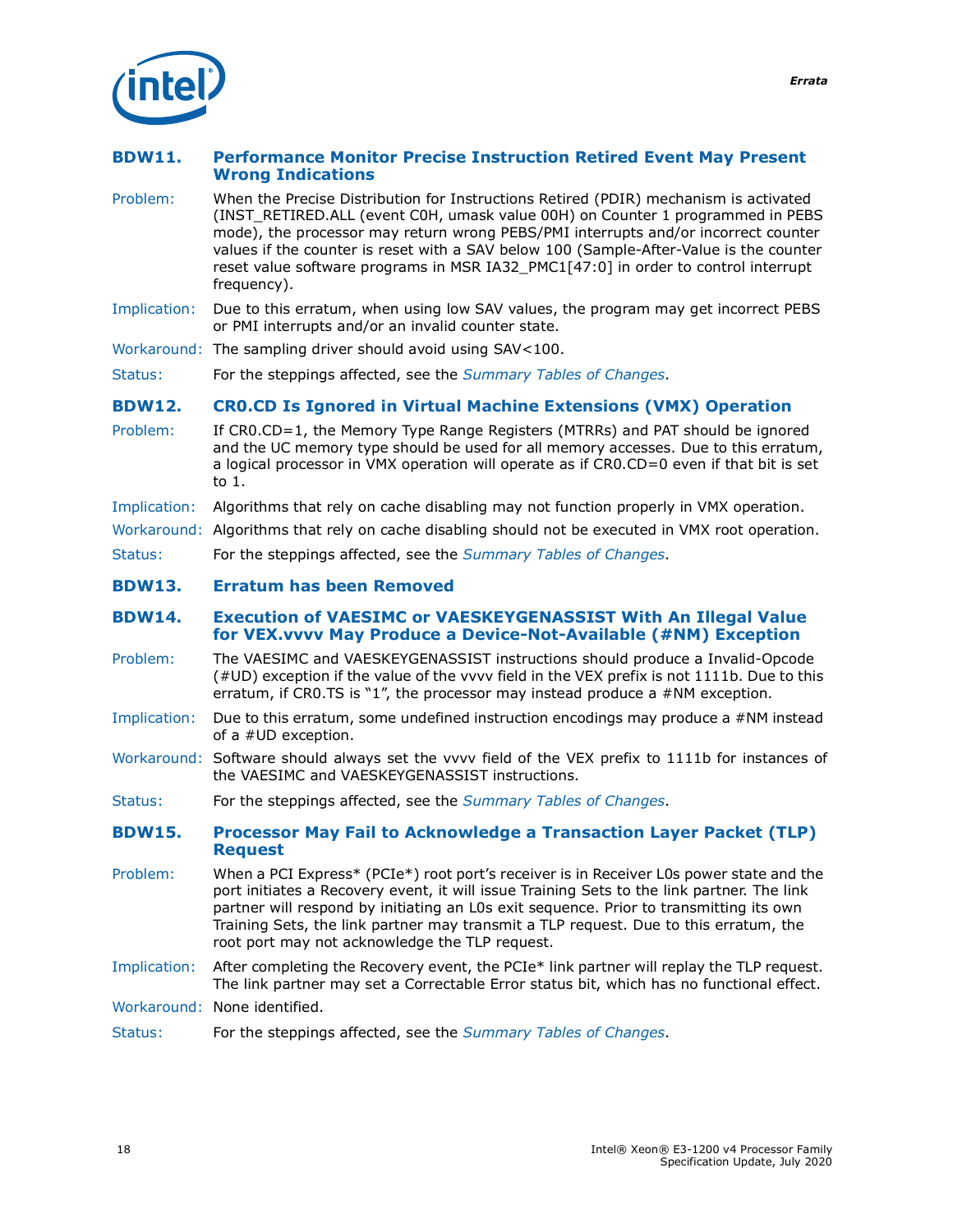### BDW11. Performance Monitor Precise Instruction Retired Event May Present Wrong Indications

**Problem:** When the Precise Distribution for Instructions Retired (PDIR) mechanism is activated (INST_RETIRED.ALL (event C0H, umask value 00H) on Counter 1 programmed in PEBS mode), the processor may return wrong PEBS/PMI interrupts and/or incorrect counter values if the counter is reset with a SAV below 100 (Sample-After-Value is the counter reset value software programs in MSR IA32_PMC1[47:0] in order to control interrupt frequency).

**Implication:** Due to this erratum, when using low SAV values, the program may get incorrect PEBS or PMI interrupts and/or an invalid counter state.

**Workaround:** The sampling driver should avoid using SAV<100.

**Status:** For the steppings affected, see the *Summary Tables of Changes*.

### BDW12. CR0.CD Is Ignored in Virtual Machine Extensions (VMX) Operation

**Problem:** If CR0.CD=1, the Memory Type Range Registers (MTRRs) and PAT should be ignored and the UC memory type should be used for all memory accesses. Due to this erratum, a logical processor in VMX operation will operate as if CR0.CD=0 even if that bit is set to 1.

**Implication:** Algorithms that rely on cache disabling may not function properly in VMX operation.

**Workaround:** Algorithms that rely on cache disabling should not be executed in VMX root operation.

**Status:** For the steppings affected, see the *Summary Tables of Changes*.

### BDW13. Erratum has been Removed

### BDW14. Execution of VAESIMC or VAESKEYGENASSIST With An Illegal Value for VEX.vvvv May Produce a Device-Not-Available (#NM) Exception

**Problem:** The VAESIMC and VAESKEYGENASSIST instructions should produce a Invalid-Opcode (#UD) exception if the value of the vvvv field in the VEX prefix is not 1111b. Due to this erratum, if CR0.TS is "1", the processor may instead produce a #NM exception.

**Implication:** Due to this erratum, some undefined instruction encodings may produce a #NM instead of a #UD exception.

**Workaround:** Software should always set the vvvv field of the VEX prefix to 1111b for instances of the VAESIMC and VAESKEYGENASSIST instructions.

**Status:** For the steppings affected, see the *Summary Tables of Changes*.

### BDW15. Processor May Fail to Acknowledge a Transaction Layer Packet (TLP) Request

**Problem:** When a PCI Express* (PCIe*) root port's receiver is in Receiver L0s power state and the port initiates a Recovery event, it will issue Training Sets to the link partner. The link partner will respond by initiating an L0s exit sequence. Prior to transmitting its own Training Sets, the link partner may transmit a TLP request. Due to this erratum, the root port may not acknowledge the TLP request.

**Implication:** After completing the Recovery event, the PCIe* link partner will replay the TLP request. The link partner may set a Correctable Error status bit, which has no functional effect.

**Workaround:** None identified.

**Status:** For the steppings affected, see the *Summary Tables of Changes*.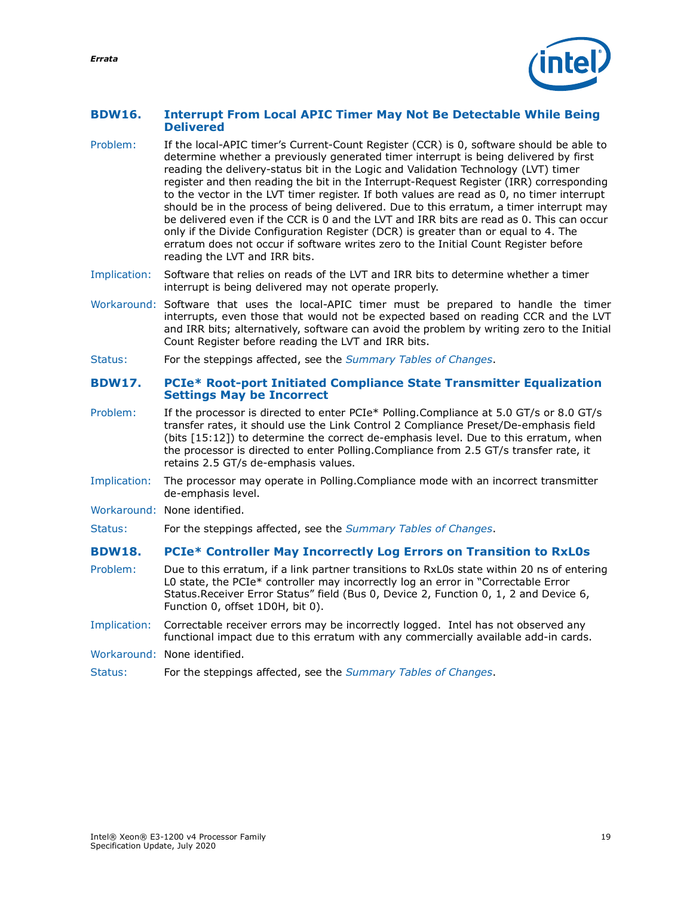### BDW16. Interrupt From Local APIC Timer May Not Be Detectable While Being Delivered

Problem: If the local-APIC timer's Current-Count Register (CCR) is 0, software should be able to determine whether a previously generated timer interrupt is being delivered by first reading the delivery-status bit in the Logic and Validation Technology (LVT) timer register and then reading the bit in the Interrupt-Request Register (IRR) corresponding to the vector in the LVT timer register. If both values are read as 0, no timer interrupt should be in the process of being delivered. Due to this erratum, a timer interrupt may be delivered even if the CCR is 0 and the LVT and IRR bits are read as 0. This can occur only if the Divide Configuration Register (DCR) is greater than or equal to 4. The erratum does not occur if software writes zero to the Initial Count Register before reading the LVT and IRR bits.

Implication: Software that relies on reads of the LVT and IRR bits to determine whether a timer interrupt is being delivered may not operate properly.

Workaround: Software that uses the local-APIC timer must be prepared to handle the timer interrupts, even those that would not be expected based on reading CCR and the LVT and IRR bits; alternatively, software can avoid the problem by writing zero to the Initial Count Register before reading the LVT and IRR bits.

Status: For the steppings affected, see the *Summary Tables of Changes*.

### BDW17. PCIe* Root-port Initiated Compliance State Transmitter Equalization Settings May be Incorrect

Problem: If the processor is directed to enter PCIe* Polling.Compliance at 5.0 GT/s or 8.0 GT/s transfer rates, it should use the Link Control 2 Compliance Preset/De-emphasis field (bits [15:12]) to determine the correct de-emphasis level. Due to this erratum, when the processor is directed to enter Polling.Compliance from 2.5 GT/s transfer rate, it retains 2.5 GT/s de-emphasis values.

Implication: The processor may operate in Polling.Compliance mode with an incorrect transmitter de-emphasis level.

Workaround: None identified.

Status: For the steppings affected, see the *Summary Tables of Changes*.

### BDW18. PCIe* Controller May Incorrectly Log Errors on Transition to RxL0s

Problem: Due to this erratum, if a link partner transitions to RxL0s state within 20 ns of entering L0 state, the PCIe* controller may incorrectly log an error in "Correctable Error Status.Receiver Error Status" field (Bus 0, Device 2, Function 0, 1, 2 and Device 6, Function 0, offset 1D0H, bit 0).

Implication: Correctable receiver errors may be incorrectly logged. Intel has not observed any functional impact due to this erratum with any commercially available add-in cards.

Workaround: None identified.

Status: For the steppings affected, see the *Summary Tables of Changes*.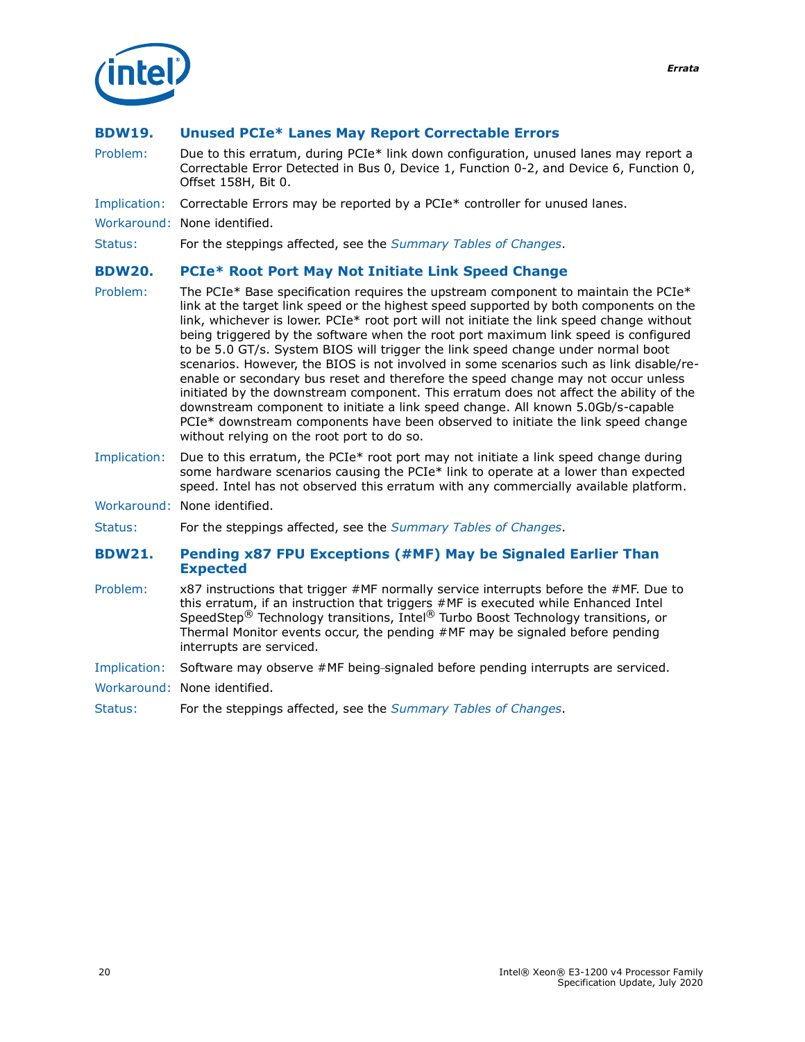### BDW19. Unused PCIe* Lanes May Report Correctable Errors

Problem: Due to this erratum, during PCIe* link down configuration, unused lanes may report a Correctable Error Detected in Bus 0, Device 1, Function 0-2, and Device 6, Function 0, Offset 158H, Bit 0.

Implication: Correctable Errors may be reported by a PCIe* controller for unused lanes.

Workaround: None identified.

Status: For the steppings affected, see the *Summary Tables of Changes*.

### BDW20. PCIe* Root Port May Not Initiate Link Speed Change

Problem: The PCIe* Base specification requires the upstream component to maintain the PCIe* link at the target link speed or the highest speed supported by both components on the link, whichever is lower. PCIe* root port will not initiate the link speed change without being triggered by the software when the root port maximum link speed is configured to be 5.0 GT/s. System BIOS will trigger the link speed change under normal boot scenarios. However, the BIOS is not involved in some scenarios such as link disable/re-enable or secondary bus reset and therefore the speed change may not occur unless initiated by the downstream component. This erratum does not affect the ability of the downstream component to initiate a link speed change. All known 5.0Gb/s-capable PCIe* downstream components have been observed to initiate the link speed change without relying on the root port to do so.

Implication: Due to this erratum, the PCIe* root port may not initiate a link speed change during some hardware scenarios causing the PCIe* link to operate at a lower than expected speed. Intel has not observed this erratum with any commercially available platform.

Workaround: None identified.

Status: For the steppings affected, see the *Summary Tables of Changes*.

### BDW21. Pending x87 FPU Exceptions (#MF) May be Signaled Earlier Than Expected

Problem: x87 instructions that trigger #MF normally service interrupts before the #MF. Due to this erratum, if an instruction that triggers #MF is executed while Enhanced Intel SpeedStep® Technology transitions, Intel® Turbo Boost Technology transitions, or Thermal Monitor events occur, the pending #MF may be signaled before pending interrupts are serviced.

Implication: Software may observe #MF being signaled before pending interrupts are serviced.

Workaround: None identified.

Status: For the steppings affected, see the *Summary Tables of Changes*.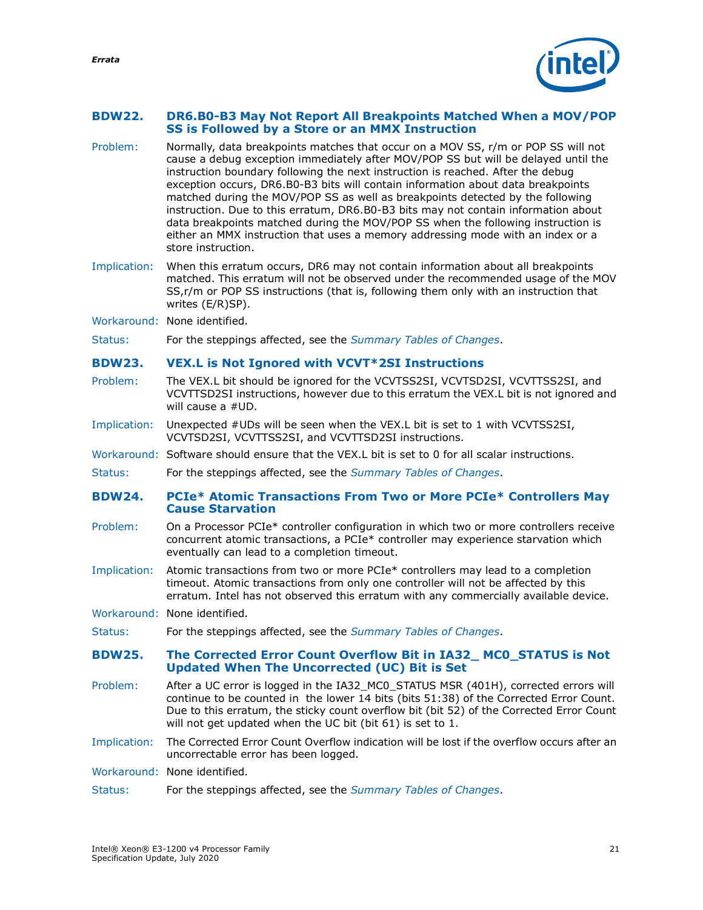### BDW22. DR6.B0-B3 May Not Report All Breakpoints Matched When a MOV/POP SS is Followed by a Store or an MMX Instruction

Problem: Normally, data breakpoints matches that occur on a MOV SS, r/m or POP SS will not cause a debug exception immediately after MOV/POP SS but will be delayed until the instruction boundary following the next instruction is reached. After the debug exception occurs, DR6.B0-B3 bits will contain information about data breakpoints matched during the MOV/POP SS as well as breakpoints detected by the following instruction. Due to this erratum, DR6.B0-B3 bits may not contain information about data breakpoints matched during the MOV/POP SS when the following instruction is either an MMX instruction that uses a memory addressing mode with an index or a store instruction.

Implication: When this erratum occurs, DR6 may not contain information about all breakpoints matched. This erratum will not be observed under the recommended usage of the MOV SS,r/m or POP SS instructions (that is, following them only with an instruction that writes (E/R)SP).

Workaround: None identified.

Status: For the steppings affected, see the *Summary Tables of Changes*.

### BDW23. VEX.L is Not Ignored with VCVT*2SI Instructions

Problem: The VEX.L bit should be ignored for the VCVTSS2SI, VCVTSD2SI, VCVTTSS2SI, and VCVTTSD2SI instructions, however due to this erratum the VEX.L bit is not ignored and will cause a #UD.

Implication: Unexpected #UDs will be seen when the VEX.L bit is set to 1 with VCVTSS2SI, VCVTSD2SI, VCVTTSS2SI, and VCVTTSD2SI instructions.

Workaround: Software should ensure that the VEX.L bit is set to 0 for all scalar instructions.

Status: For the steppings affected, see the *Summary Tables of Changes*.

### BDW24. PCIe* Atomic Transactions From Two or More PCIe* Controllers May Cause Starvation

Problem: On a Processor PCIe* controller configuration in which two or more controllers receive concurrent atomic transactions, a PCIe* controller may experience starvation which eventually can lead to a completion timeout.

Implication: Atomic transactions from two or more PCIe* controllers may lead to a completion timeout. Atomic transactions from only one controller will not be affected by this erratum. Intel has not observed this erratum with any commercially available device.

Workaround: None identified.

Status: For the steppings affected, see the *Summary Tables of Changes*.

### BDW25. The Corrected Error Count Overflow Bit in IA32_ MC0_STATUS is Not Updated When The Uncorrected (UC) Bit is Set

Problem: After a UC error is logged in the IA32_MC0_STATUS MSR (401H), corrected errors will continue to be counted in the lower 14 bits (bits 51:38) of the Corrected Error Count. Due to this erratum, the sticky count overflow bit (bit 52) of the Corrected Error Count will not get updated when the UC bit (bit 61) is set to 1.

Implication: The Corrected Error Count Overflow indication will be lost if the overflow occurs after an uncorrectable error has been logged.

Workaround: None identified.

Status: For the steppings affected, see the *Summary Tables of Changes*.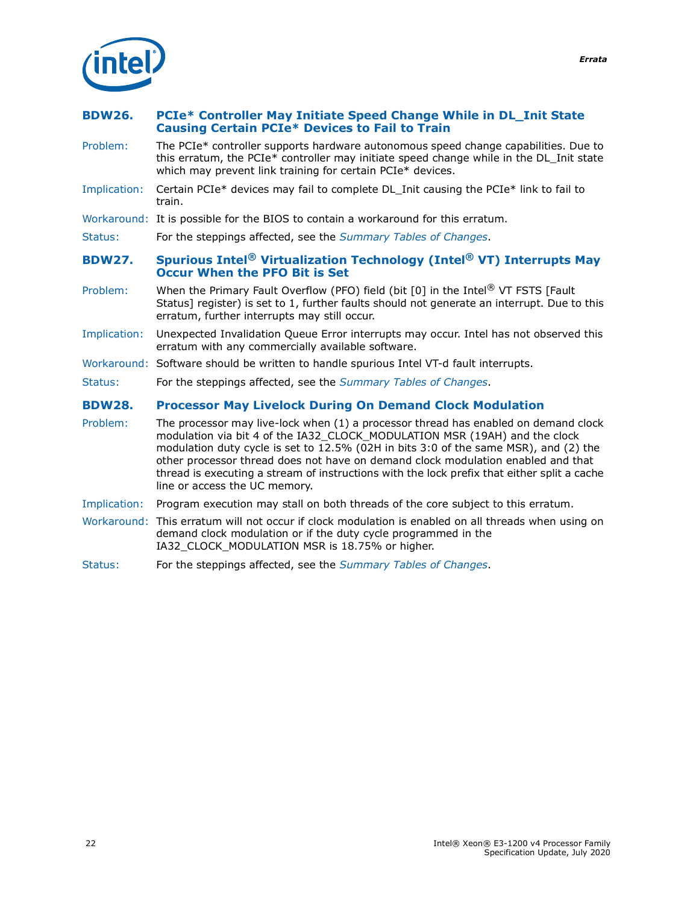### BDW26. PCIe* Controller May Initiate Speed Change While in DL_Init State Causing Certain PCIe* Devices to Fail to Train

**Problem:** The PCIe* controller supports hardware autonomous speed change capabilities. Due to this erratum, the PCIe* controller may initiate speed change while in the DL_Init state which may prevent link training for certain PCIe* devices.

**Implication:** Certain PCIe* devices may fail to complete DL_Init causing the PCIe* link to fail to train.

**Workaround:** It is possible for the BIOS to contain a workaround for this erratum.

**Status:** For the steppings affected, see the *Summary Tables of Changes*.

### BDW27. Spurious Intel® Virtualization Technology (Intel® VT) Interrupts May Occur When the PFO Bit is Set

**Problem:** When the Primary Fault Overflow (PFO) field (bit [0] in the Intel® VT FSTS [Fault Status] register) is set to 1, further faults should not generate an interrupt. Due to this erratum, further interrupts may still occur.

**Implication:** Unexpected Invalidation Queue Error interrupts may occur. Intel has not observed this erratum with any commercially available software.

**Workaround:** Software should be written to handle spurious Intel VT-d fault interrupts.

**Status:** For the steppings affected, see the *Summary Tables of Changes*.

### BDW28. Processor May Livelock During On Demand Clock Modulation

**Problem:** The processor may live-lock when (1) a processor thread has enabled on demand clock modulation via bit 4 of the IA32_CLOCK_MODULATION MSR (19AH) and the clock modulation duty cycle is set to 12.5% (02H in bits 3:0 of the same MSR), and (2) the other processor thread does not have on demand clock modulation enabled and that thread is executing a stream of instructions with the lock prefix that either split a cache line or access the UC memory.

**Implication:** Program execution may stall on both threads of the core subject to this erratum.

**Workaround:** This erratum will not occur if clock modulation is enabled on all threads when using on demand clock modulation or if the duty cycle programmed in the IA32_CLOCK_MODULATION MSR is 18.75% or higher.

**Status:** For the steppings affected, see the *Summary Tables of Changes*.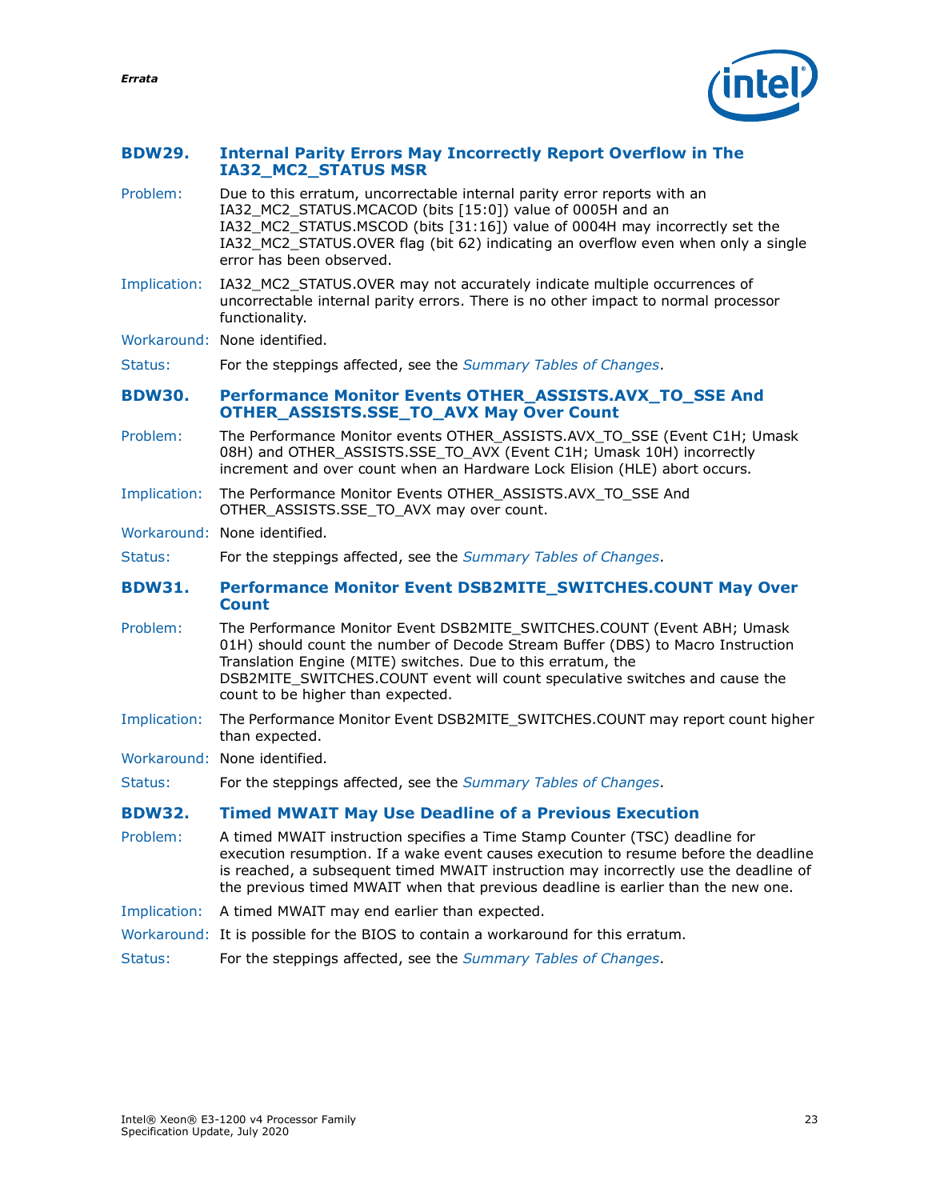### BDW29. Internal Parity Errors May Incorrectly Report Overflow in The IA32_MC2_STATUS MSR

**Problem:** Due to this erratum, uncorrectable internal parity error reports with an IA32_MC2_STATUS.MCACOD (bits [15:0]) value of 0005H and an IA32_MC2_STATUS.MSCOD (bits [31:16]) value of 0004H may incorrectly set the IA32_MC2_STATUS.OVER flag (bit 62) indicating an overflow even when only a single error has been observed.

**Implication:** IA32_MC2_STATUS.OVER may not accurately indicate multiple occurrences of uncorrectable internal parity errors. There is no other impact to normal processor functionality.

**Workaround:** None identified.

**Status:** For the steppings affected, see the *Summary Tables of Changes*.

### BDW30. Performance Monitor Events OTHER_ASSISTS.AVX_TO_SSE And OTHER_ASSISTS.SSE_TO_AVX May Over Count

**Problem:** The Performance Monitor events OTHER_ASSISTS.AVX_TO_SSE (Event C1H; Umask 08H) and OTHER_ASSISTS.SSE_TO_AVX (Event C1H; Umask 10H) incorrectly increment and over count when an Hardware Lock Elision (HLE) abort occurs.

**Implication:** The Performance Monitor Events OTHER_ASSISTS.AVX_TO_SSE And OTHER_ASSISTS.SSE_TO_AVX may over count.

**Workaround:** None identified.

**Status:** For the steppings affected, see the *Summary Tables of Changes*.

### BDW31. Performance Monitor Event DSB2MITE_SWITCHES.COUNT May Over Count

**Problem:** The Performance Monitor Event DSB2MITE_SWITCHES.COUNT (Event ABH; Umask 01H) should count the number of Decode Stream Buffer (DBS) to Macro Instruction Translation Engine (MITE) switches. Due to this erratum, the DSB2MITE_SWITCHES.COUNT event will count speculative switches and cause the count to be higher than expected.

**Implication:** The Performance Monitor Event DSB2MITE_SWITCHES.COUNT may report count higher than expected.

**Workaround:** None identified.

**Status:** For the steppings affected, see the *Summary Tables of Changes*.

### BDW32. Timed MWAIT May Use Deadline of a Previous Execution

**Problem:** A timed MWAIT instruction specifies a Time Stamp Counter (TSC) deadline for execution resumption. If a wake event causes execution to resume before the deadline is reached, a subsequent timed MWAIT instruction may incorrectly use the deadline of the previous timed MWAIT when that previous deadline is earlier than the new one.

**Implication:** A timed MWAIT may end earlier than expected.

**Workaround:** It is possible for the BIOS to contain a workaround for this erratum.

**Status:** For the steppings affected, see the *Summary Tables of Changes*.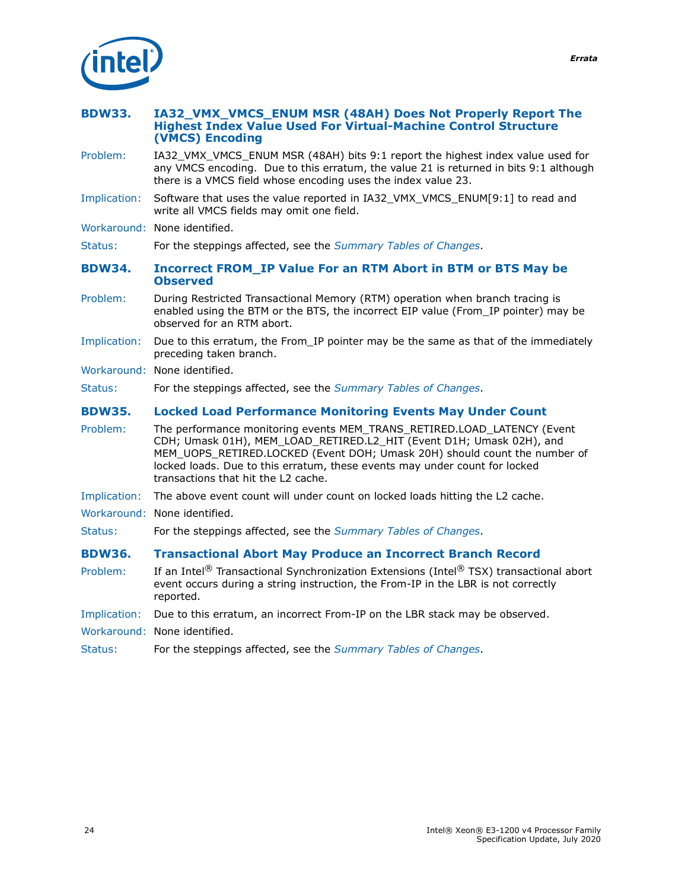### BDW33. IA32_VMX_VMCS_ENUM MSR (48AH) Does Not Properly Report The Highest Index Value Used For Virtual-Machine Control Structure (VMCS) Encoding

Problem: IA32_VMX_VMCS_ENUM MSR (48AH) bits 9:1 report the highest index value used for any VMCS encoding. Due to this erratum, the value 21 is returned in bits 9:1 although there is a VMCS field whose encoding uses the index value 23.

Implication: Software that uses the value reported in IA32_VMX_VMCS_ENUM[9:1] to read and write all VMCS fields may omit one field.

Workaround: None identified.

Status: For the steppings affected, see the *Summary Tables of Changes*.

### BDW34. Incorrect FROM_IP Value For an RTM Abort in BTM or BTS May be Observed

Problem: During Restricted Transactional Memory (RTM) operation when branch tracing is enabled using the BTM or the BTS, the incorrect EIP value (From_IP pointer) may be observed for an RTM abort.

Implication: Due to this erratum, the From_IP pointer may be the same as that of the immediately preceding taken branch.

Workaround: None identified.

Status: For the steppings affected, see the *Summary Tables of Changes*.

### BDW35. Locked Load Performance Monitoring Events May Under Count

Problem: The performance monitoring events MEM_TRANS_RETIRED.LOAD_LATENCY (Event CDH; Umask 01H), MEM_LOAD_RETIRED.L2_HIT (Event D1H; Umask 02H), and MEM_UOPS_RETIRED.LOCKED (Event DOH; Umask 20H) should count the number of locked loads. Due to this erratum, these events may under count for locked transactions that hit the L2 cache.

Implication: The above event count will under count on locked loads hitting the L2 cache.

Workaround: None identified.

Status: For the steppings affected, see the *Summary Tables of Changes*.

### BDW36. Transactional Abort May Produce an Incorrect Branch Record

Problem: If an Intel® Transactional Synchronization Extensions (Intel® TSX) transactional abort event occurs during a string instruction, the From-IP in the LBR is not correctly reported.

Implication: Due to this erratum, an incorrect From-IP on the LBR stack may be observed.

Workaround: None identified.

Status: For the steppings affected, see the *Summary Tables of Changes*.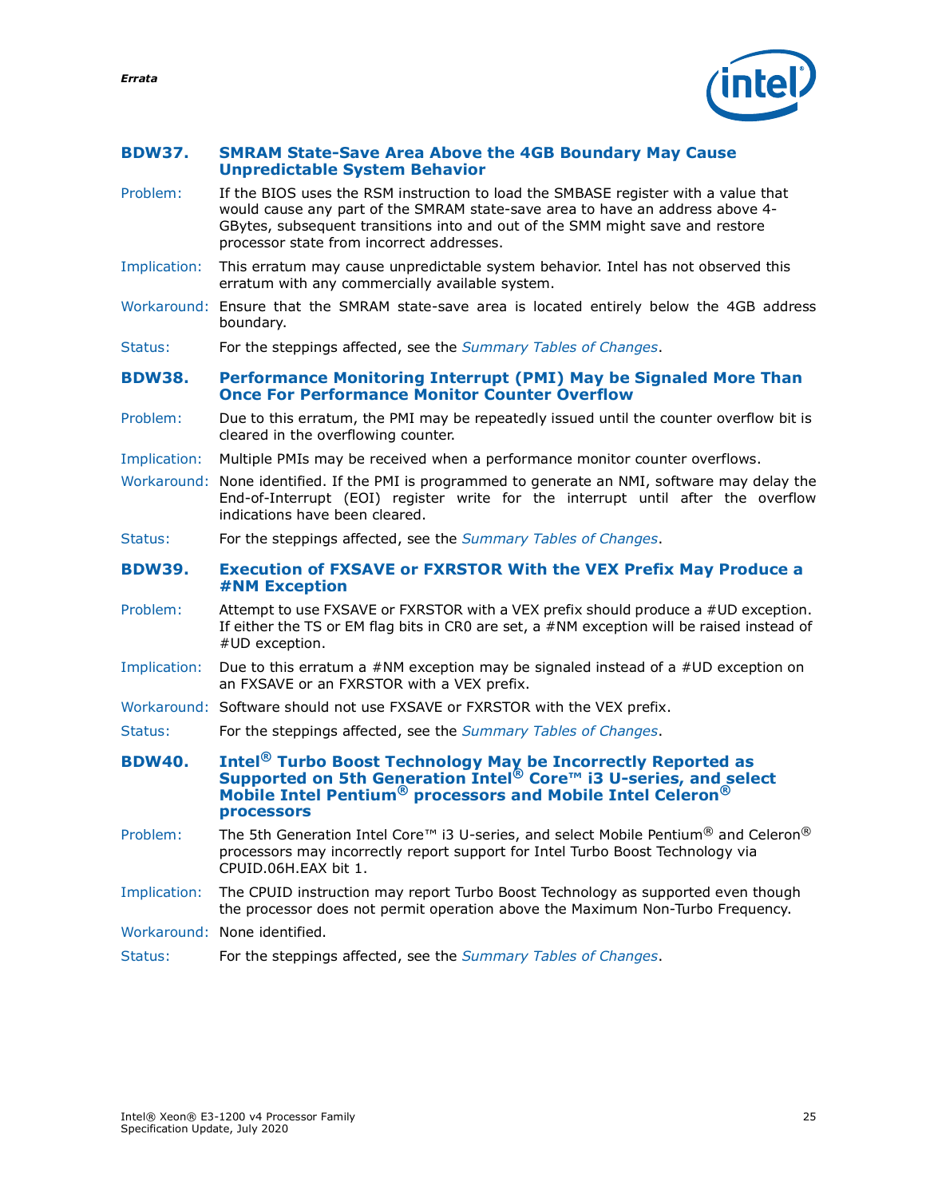### BDW37. SMRAM State-Save Area Above the 4GB Boundary May Cause Unpredictable System Behavior

**Problem:** If the BIOS uses the RSM instruction to load the SMBASE register with a value that would cause any part of the SMRAM state-save area to have an address above 4-GBytes, subsequent transitions into and out of the SMM might save and restore processor state from incorrect addresses.

**Implication:** This erratum may cause unpredictable system behavior. Intel has not observed this erratum with any commercially available system.

**Workaround:** Ensure that the SMRAM state-save area is located entirely below the 4GB address boundary.

**Status:** For the steppings affected, see the *Summary Tables of Changes*.

### BDW38. Performance Monitoring Interrupt (PMI) May be Signaled More Than Once For Performance Monitor Counter Overflow

**Problem:** Due to this erratum, the PMI may be repeatedly issued until the counter overflow bit is cleared in the overflowing counter.

**Implication:** Multiple PMIs may be received when a performance monitor counter overflows.

**Workaround:** None identified. If the PMI is programmed to generate an NMI, software may delay the End-of-Interrupt (EOI) register write for the interrupt until after the overflow indications have been cleared.

**Status:** For the steppings affected, see the *Summary Tables of Changes*.

### BDW39. Execution of FXSAVE or FXRSTOR With the VEX Prefix May Produce a #NM Exception

**Problem:** Attempt to use FXSAVE or FXRSTOR with a VEX prefix should produce a #UD exception. If either the TS or EM flag bits in CR0 are set, a #NM exception will be raised instead of #UD exception.

**Implication:** Due to this erratum a #NM exception may be signaled instead of a #UD exception on an FXSAVE or an FXRSTOR with a VEX prefix.

**Workaround:** Software should not use FXSAVE or FXRSTOR with the VEX prefix.

**Status:** For the steppings affected, see the *Summary Tables of Changes*.

### BDW40. Intel® Turbo Boost Technology May be Incorrectly Reported as Supported on 5th Generation Intel® Core™ i3 U-series, and select Mobile Intel Pentium® processors and Mobile Intel Celeron® processors

**Problem:** The 5th Generation Intel Core™ i3 U-series, and select Mobile Pentium® and Celeron® processors may incorrectly report support for Intel Turbo Boost Technology via CPUID.06H.EAX bit 1.

**Implication:** The CPUID instruction may report Turbo Boost Technology as supported even though the processor does not permit operation above the Maximum Non-Turbo Frequency.

**Workaround:** None identified.

**Status:** For the steppings affected, see the *Summary Tables of Changes*.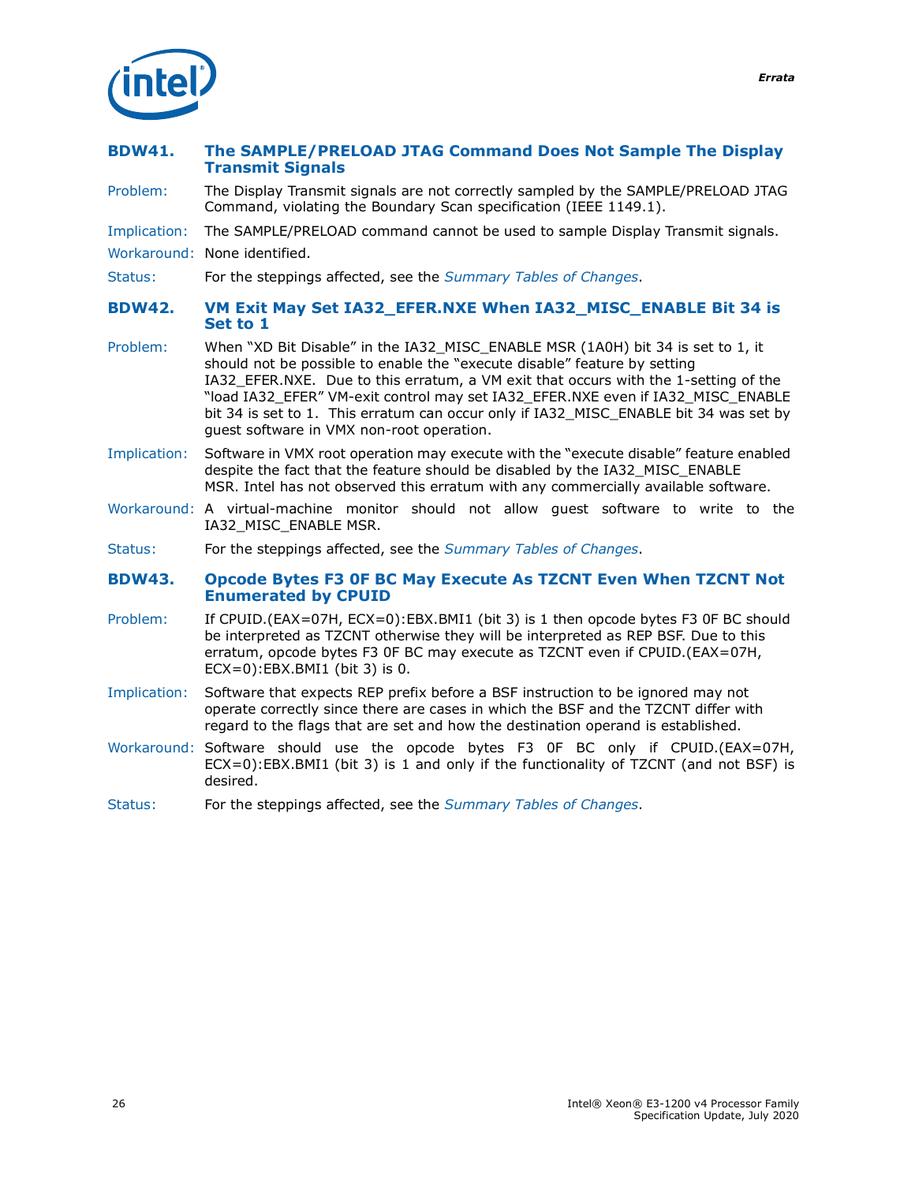### BDW41. The SAMPLE/PRELOAD JTAG Command Does Not Sample The Display Transmit Signals

Problem: The Display Transmit signals are not correctly sampled by the SAMPLE/PRELOAD JTAG Command, violating the Boundary Scan specification (IEEE 1149.1).

Implication: The SAMPLE/PRELOAD command cannot be used to sample Display Transmit signals.

Workaround: None identified.

Status: For the steppings affected, see the *Summary Tables of Changes*.

### BDW42. VM Exit May Set IA32_EFER.NXE When IA32_MISC_ENABLE Bit 34 is Set to 1

Problem: When "XD Bit Disable" in the IA32_MISC_ENABLE MSR (1A0H) bit 34 is set to 1, it should not be possible to enable the "execute disable" feature by setting IA32_EFER.NXE. Due to this erratum, a VM exit that occurs with the 1-setting of the "load IA32_EFER" VM-exit control may set IA32_EFER.NXE even if IA32_MISC_ENABLE bit 34 is set to 1. This erratum can occur only if IA32_MISC_ENABLE bit 34 was set by guest software in VMX non-root operation.

Implication: Software in VMX root operation may execute with the "execute disable" feature enabled despite the fact that the feature should be disabled by the IA32_MISC_ENABLE MSR. Intel has not observed this erratum with any commercially available software.

Workaround: A virtual-machine monitor should not allow guest software to write to the IA32_MISC_ENABLE MSR.

Status: For the steppings affected, see the *Summary Tables of Changes*.

### BDW43. Opcode Bytes F3 0F BC May Execute As TZCNT Even When TZCNT Not Enumerated by CPUID

Problem: If CPUID.(EAX=07H, ECX=0):EBX.BMI1 (bit 3) is 1 then opcode bytes F3 0F BC should be interpreted as TZCNT otherwise they will be interpreted as REP BSF. Due to this erratum, opcode bytes F3 0F BC may execute as TZCNT even if CPUID.(EAX=07H, ECX=0):EBX.BMI1 (bit 3) is 0.

Implication: Software that expects REP prefix before a BSF instruction to be ignored may not operate correctly since there are cases in which the BSF and the TZCNT differ with regard to the flags that are set and how the destination operand is established.

Workaround: Software should use the opcode bytes F3 0F BC only if CPUID.(EAX=07H, ECX=0):EBX.BMI1 (bit 3) is 1 and only if the functionality of TZCNT (and not BSF) is desired.

Status: For the steppings affected, see the *Summary Tables of Changes*.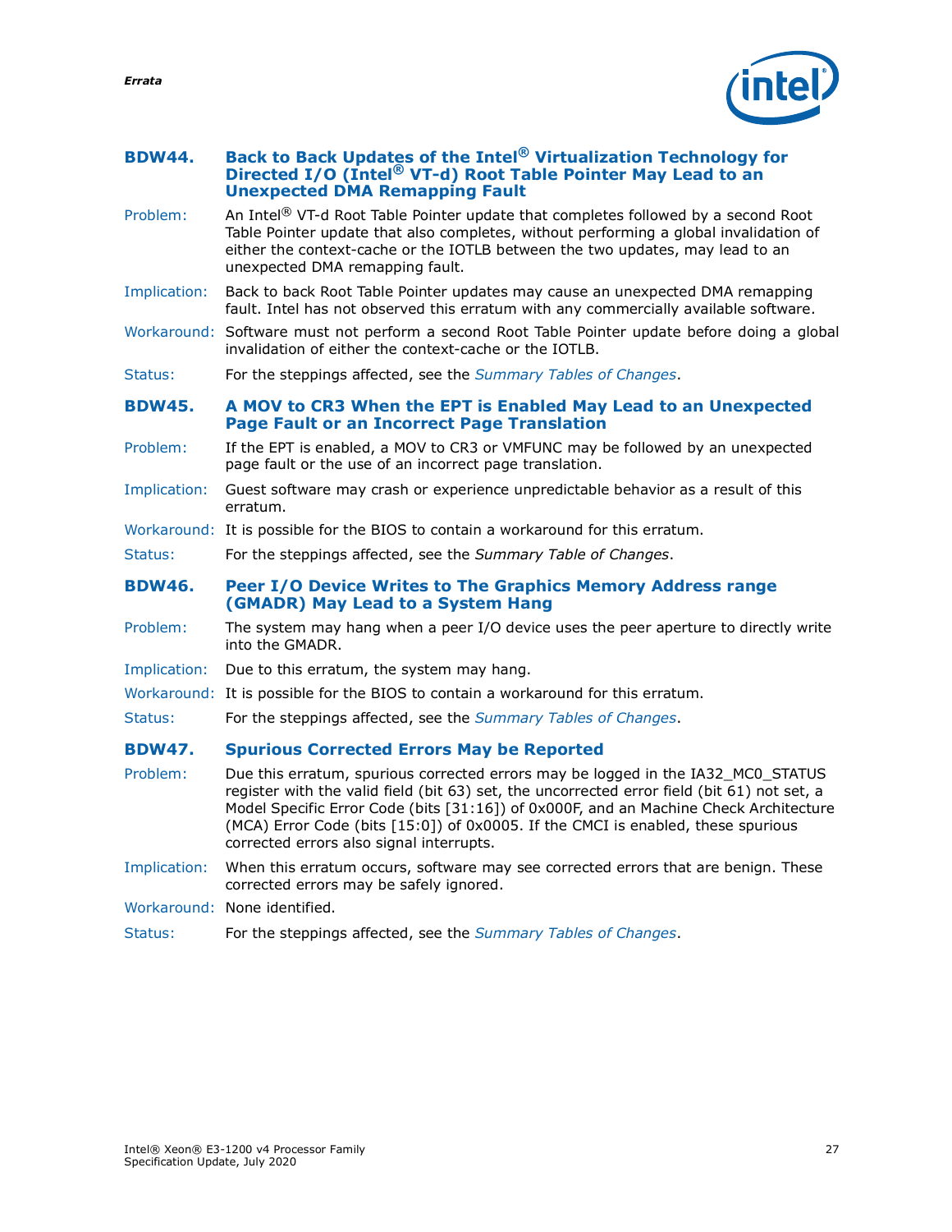### BDW44. Back to Back Updates of the Intel® Virtualization Technology for Directed I/O (Intel® VT-d) Root Table Pointer May Lead to an Unexpected DMA Remapping Fault

Problem: An Intel® VT-d Root Table Pointer update that completes followed by a second Root Table Pointer update that also completes, without performing a global invalidation of either the context-cache or the IOTLB between the two updates, may lead to an unexpected DMA remapping fault.

Implication: Back to back Root Table Pointer updates may cause an unexpected DMA remapping fault. Intel has not observed this erratum with any commercially available software.

Workaround: Software must not perform a second Root Table Pointer update before doing a global invalidation of either the context-cache or the IOTLB.

Status: For the steppings affected, see the *Summary Tables of Changes*.

### BDW45. A MOV to CR3 When the EPT is Enabled May Lead to an Unexpected Page Fault or an Incorrect Page Translation

Problem: If the EPT is enabled, a MOV to CR3 or VMFUNC may be followed by an unexpected page fault or the use of an incorrect page translation.

Implication: Guest software may crash or experience unpredictable behavior as a result of this erratum.

Workaround: It is possible for the BIOS to contain a workaround for this erratum.

Status: For the steppings affected, see the *Summary Table of Changes*.

### BDW46. Peer I/O Device Writes to The Graphics Memory Address range (GMADR) May Lead to a System Hang

Problem: The system may hang when a peer I/O device uses the peer aperture to directly write into the GMADR.

Implication: Due to this erratum, the system may hang.

Workaround: It is possible for the BIOS to contain a workaround for this erratum.

Status: For the steppings affected, see the *Summary Tables of Changes*.

### BDW47. Spurious Corrected Errors May be Reported

Problem: Due this erratum, spurious corrected errors may be logged in the IA32_MC0_STATUS register with the valid field (bit 63) set, the uncorrected error field (bit 61) not set, a Model Specific Error Code (bits [31:16]) of 0x000F, and an Machine Check Architecture (MCA) Error Code (bits [15:0]) of 0x0005. If the CMCI is enabled, these spurious corrected errors also signal interrupts.

Implication: When this erratum occurs, software may see corrected errors that are benign. These corrected errors may be safely ignored.

Workaround: None identified.

Status: For the steppings affected, see the *Summary Tables of Changes*.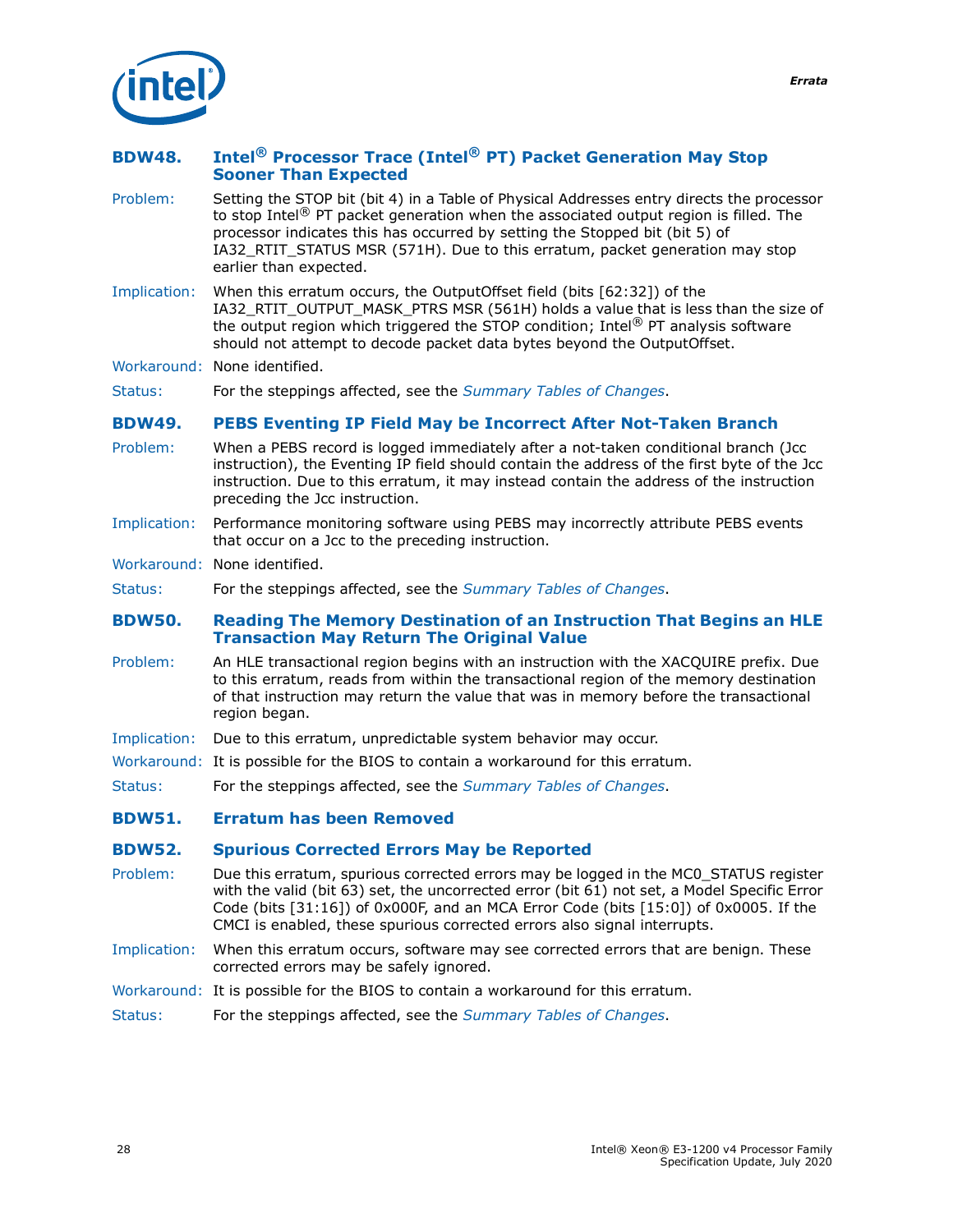### BDW48. Intel® Processor Trace (Intel® PT) Packet Generation May Stop Sooner Than Expected

**Problem:** Setting the STOP bit (bit 4) in a Table of Physical Addresses entry directs the processor to stop Intel® PT packet generation when the associated output region is filled. The processor indicates this has occurred by setting the Stopped bit (bit 5) of IA32_RTIT_STATUS MSR (571H). Due to this erratum, packet generation may stop earlier than expected.

**Implication:** When this erratum occurs, the OutputOffset field (bits [62:32]) of the IA32_RTIT_OUTPUT_MASK_PTRS MSR (561H) holds a value that is less than the size of the output region which triggered the STOP condition; Intel® PT analysis software should not attempt to decode packet data bytes beyond the OutputOffset.

**Workaround:** None identified.

**Status:** For the steppings affected, see the *Summary Tables of Changes*.

### BDW49. PEBS Eventing IP Field May be Incorrect After Not-Taken Branch

**Problem:** When a PEBS record is logged immediately after a not-taken conditional branch (Jcc instruction), the Eventing IP field should contain the address of the first byte of the Jcc instruction. Due to this erratum, it may instead contain the address of the instruction preceding the Jcc instruction.

**Implication:** Performance monitoring software using PEBS may incorrectly attribute PEBS events that occur on a Jcc to the preceding instruction.

**Workaround:** None identified.

**Status:** For the steppings affected, see the *Summary Tables of Changes*.

### BDW50. Reading The Memory Destination of an Instruction That Begins an HLE Transaction May Return The Original Value

**Problem:** An HLE transactional region begins with an instruction with the XACQUIRE prefix. Due to this erratum, reads from within the transactional region of the memory destination of that instruction may return the value that was in memory before the transactional region began.

**Implication:** Due to this erratum, unpredictable system behavior may occur.

**Workaround:** It is possible for the BIOS to contain a workaround for this erratum.

**Status:** For the steppings affected, see the *Summary Tables of Changes*.

### BDW51. Erratum has been Removed

### BDW52. Spurious Corrected Errors May be Reported

**Problem:** Due this erratum, spurious corrected errors may be logged in the MC0_STATUS register with the valid (bit 63) set, the uncorrected error (bit 61) not set, a Model Specific Error Code (bits [31:16]) of 0x000F, and an MCA Error Code (bits [15:0]) of 0x0005. If the CMCI is enabled, these spurious corrected errors also signal interrupts.

**Implication:** When this erratum occurs, software may see corrected errors that are benign. These corrected errors may be safely ignored.

**Workaround:** It is possible for the BIOS to contain a workaround for this erratum.

**Status:** For the steppings affected, see the *Summary Tables of Changes*.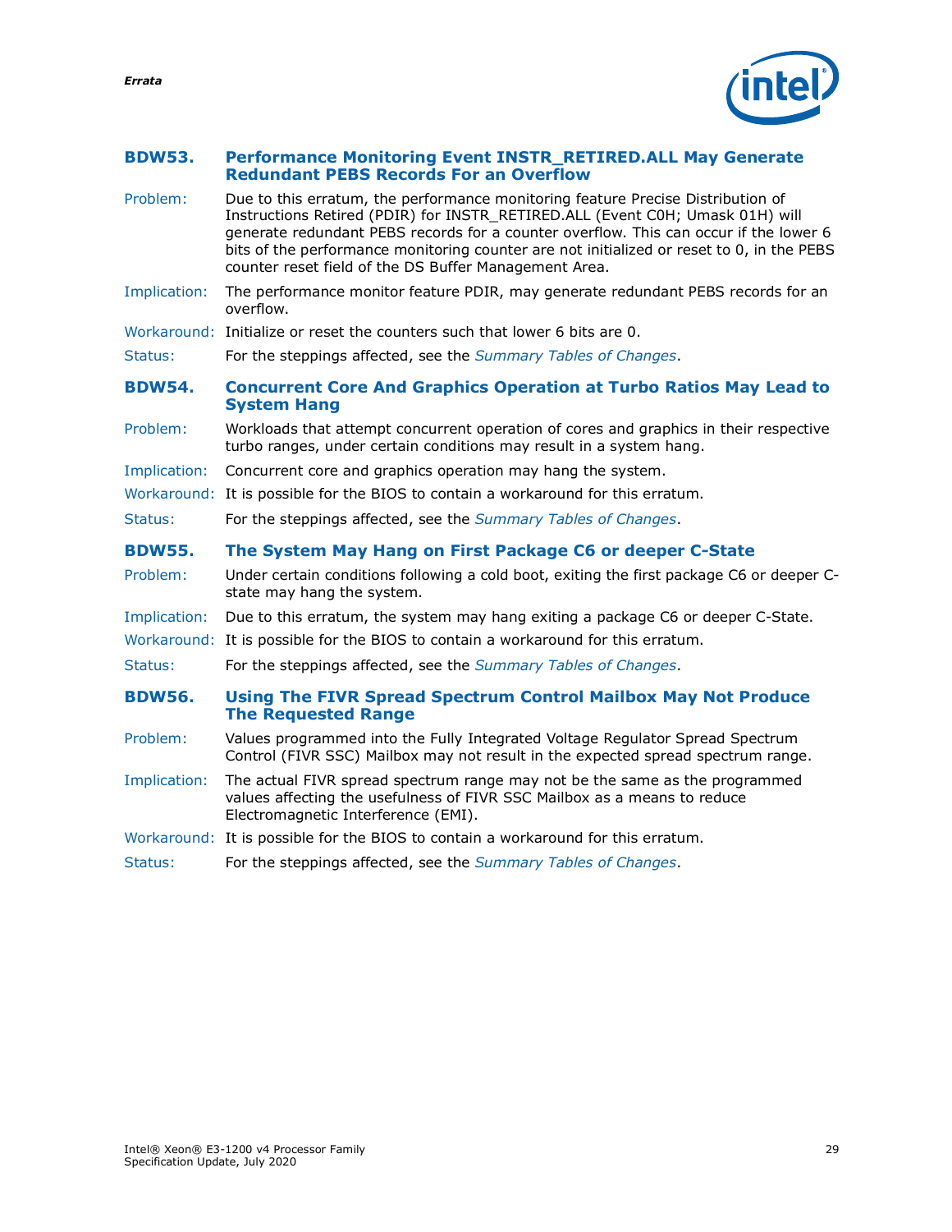### BDW53. Performance Monitoring Event INSTR_RETIRED.ALL May Generate Redundant PEBS Records For an Overflow

**Problem:** Due to this erratum, the performance monitoring feature Precise Distribution of Instructions Retired (PDIR) for INSTR_RETIRED.ALL (Event C0H; Umask 01H) will generate redundant PEBS records for a counter overflow. This can occur if the lower 6 bits of the performance monitoring counter are not initialized or reset to 0, in the PEBS counter reset field of the DS Buffer Management Area.

**Implication:** The performance monitor feature PDIR, may generate redundant PEBS records for an overflow.

**Workaround:** Initialize or reset the counters such that lower 6 bits are 0.

**Status:** For the steppings affected, see the *Summary Tables of Changes*.

### BDW54. Concurrent Core And Graphics Operation at Turbo Ratios May Lead to System Hang

**Problem:** Workloads that attempt concurrent operation of cores and graphics in their respective turbo ranges, under certain conditions may result in a system hang.

**Implication:** Concurrent core and graphics operation may hang the system.

**Workaround:** It is possible for the BIOS to contain a workaround for this erratum.

**Status:** For the steppings affected, see the *Summary Tables of Changes*.

### BDW55. The System May Hang on First Package C6 or deeper C-State

**Problem:** Under certain conditions following a cold boot, exiting the first package C6 or deeper C-state may hang the system.

**Implication:** Due to this erratum, the system may hang exiting a package C6 or deeper C-State.

**Workaround:** It is possible for the BIOS to contain a workaround for this erratum.

**Status:** For the steppings affected, see the *Summary Tables of Changes*.

### BDW56. Using The FIVR Spread Spectrum Control Mailbox May Not Produce The Requested Range

**Problem:** Values programmed into the Fully Integrated Voltage Regulator Spread Spectrum Control (FIVR SSC) Mailbox may not result in the expected spread spectrum range.

**Implication:** The actual FIVR spread spectrum range may not be the same as the programmed values affecting the usefulness of FIVR SSC Mailbox as a means to reduce Electromagnetic Interference (EMI).

**Workaround:** It is possible for the BIOS to contain a workaround for this erratum.

**Status:** For the steppings affected, see the *Summary Tables of Changes*.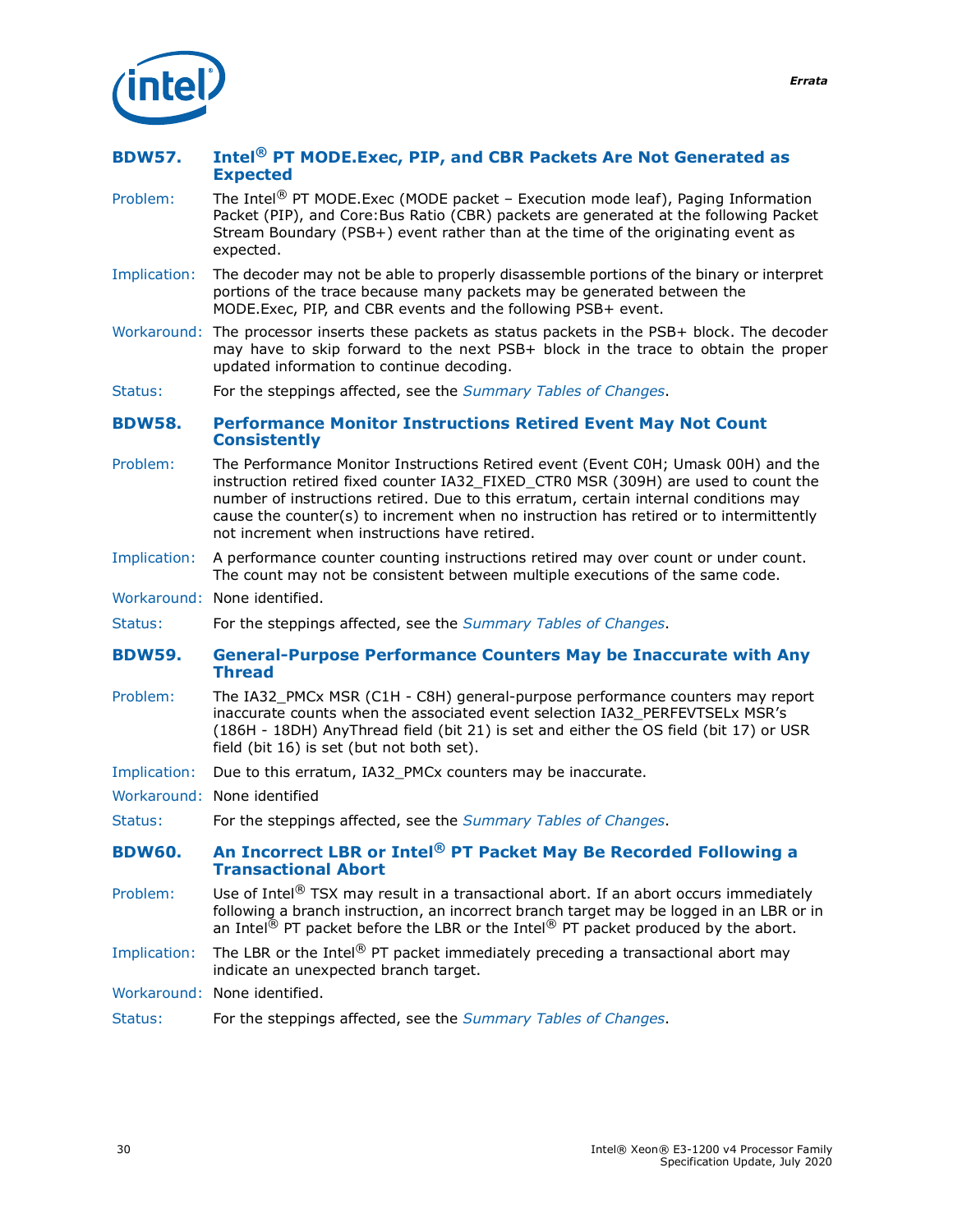### BDW57. Intel® PT MODE.Exec, PIP, and CBR Packets Are Not Generated as Expected

**Problem:** The Intel® PT MODE.Exec (MODE packet – Execution mode leaf), Paging Information Packet (PIP), and Core:Bus Ratio (CBR) packets are generated at the following Packet Stream Boundary (PSB+) event rather than at the time of the originating event as expected.

**Implication:** The decoder may not be able to properly disassemble portions of the binary or interpret portions of the trace because many packets may be generated between the MODE.Exec, PIP, and CBR events and the following PSB+ event.

**Workaround:** The processor inserts these packets as status packets in the PSB+ block. The decoder may have to skip forward to the next PSB+ block in the trace to obtain the proper updated information to continue decoding.

**Status:** For the steppings affected, see the *Summary Tables of Changes*.

### BDW58. Performance Monitor Instructions Retired Event May Not Count Consistently

**Problem:** The Performance Monitor Instructions Retired event (Event C0H; Umask 00H) and the instruction retired fixed counter IA32_FIXED_CTR0 MSR (309H) are used to count the number of instructions retired. Due to this erratum, certain internal conditions may cause the counter(s) to increment when no instruction has retired or to intermittently not increment when instructions have retired.

**Implication:** A performance counter counting instructions retired may over count or under count. The count may not be consistent between multiple executions of the same code.

**Workaround:** None identified.

**Status:** For the steppings affected, see the *Summary Tables of Changes*.

### BDW59. General-Purpose Performance Counters May be Inaccurate with Any Thread

**Problem:** The IA32_PMCx MSR (C1H - C8H) general-purpose performance counters may report inaccurate counts when the associated event selection IA32_PERFEVTSELx MSR's (186H - 18DH) AnyThread field (bit 21) is set and either the OS field (bit 17) or USR field (bit 16) is set (but not both set).

**Implication:** Due to this erratum, IA32_PMCx counters may be inaccurate.

**Workaround:** None identified

**Status:** For the steppings affected, see the *Summary Tables of Changes*.

### BDW60. An Incorrect LBR or Intel® PT Packet May Be Recorded Following a Transactional Abort

**Problem:** Use of Intel® TSX may result in a transactional abort. If an abort occurs immediately following a branch instruction, an incorrect branch target may be logged in an LBR or in an Intel® PT packet before the LBR or the Intel® PT packet produced by the abort.

**Implication:** The LBR or the Intel® PT packet immediately preceding a transactional abort may indicate an unexpected branch target.

**Workaround:** None identified.

**Status:** For the steppings affected, see the *Summary Tables of Changes*.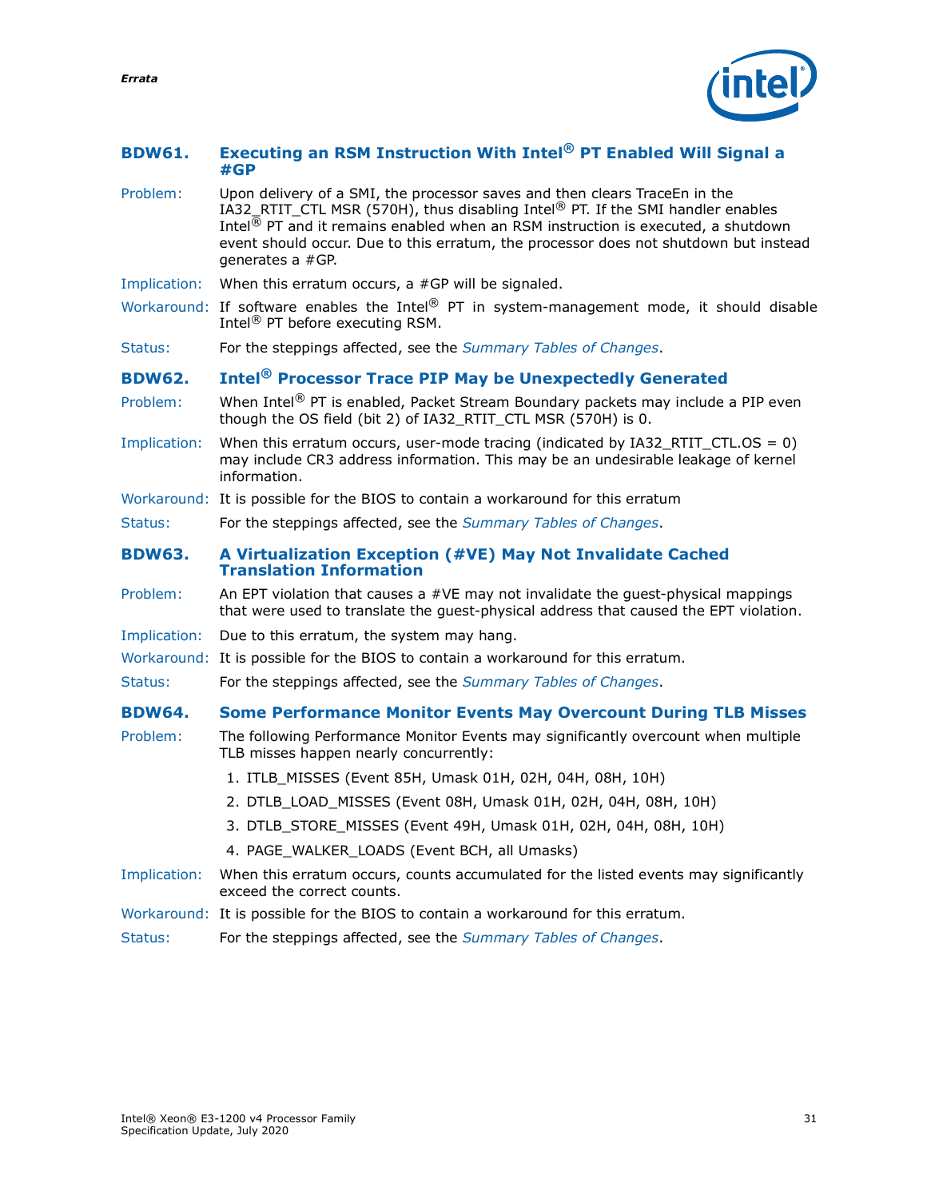### BDW61. Executing an RSM Instruction With Intel® PT Enabled Will Signal a #GP

**Problem:** Upon delivery of a SMI, the processor saves and then clears TraceEn in the IA32_RTIT_CTL MSR (570H), thus disabling Intel® PT. If the SMI handler enables Intel® PT and it remains enabled when an RSM instruction is executed, a shutdown event should occur. Due to this erratum, the processor does not shutdown but instead generates a #GP.

**Implication:** When this erratum occurs, a #GP will be signaled.

**Workaround:** If software enables the Intel® PT in system-management mode, it should disable Intel® PT before executing RSM.

**Status:** For the steppings affected, see the *Summary Tables of Changes*.

### BDW62. Intel® Processor Trace PIP May be Unexpectedly Generated

**Problem:** When Intel® PT is enabled, Packet Stream Boundary packets may include a PIP even though the OS field (bit 2) of IA32_RTIT_CTL MSR (570H) is 0.

**Implication:** When this erratum occurs, user-mode tracing (indicated by IA32_RTIT_CTL.OS = 0) may include CR3 address information. This may be an undesirable leakage of kernel information.

**Workaround:** It is possible for the BIOS to contain a workaround for this erratum

**Status:** For the steppings affected, see the *Summary Tables of Changes*.

### BDW63. A Virtualization Exception (#VE) May Not Invalidate Cached Translation Information

**Problem:** An EPT violation that causes a #VE may not invalidate the guest-physical mappings that were used to translate the guest-physical address that caused the EPT violation.

**Implication:** Due to this erratum, the system may hang.

**Workaround:** It is possible for the BIOS to contain a workaround for this erratum.

**Status:** For the steppings affected, see the *Summary Tables of Changes*.

### BDW64. Some Performance Monitor Events May Overcount During TLB Misses

**Problem:** The following Performance Monitor Events may significantly overcount when multiple TLB misses happen nearly concurrently:

1. ITLB_MISSES (Event 85H, Umask 01H, 02H, 04H, 08H, 10H)
2. DTLB_LOAD_MISSES (Event 08H, Umask 01H, 02H, 04H, 08H, 10H)
3. DTLB_STORE_MISSES (Event 49H, Umask 01H, 02H, 04H, 08H, 10H)
4. PAGE_WALKER_LOADS (Event BCH, all Umasks)

**Implication:** When this erratum occurs, counts accumulated for the listed events may significantly exceed the correct counts.

**Workaround:** It is possible for the BIOS to contain a workaround for this erratum.

**Status:** For the steppings affected, see the *Summary Tables of Changes*.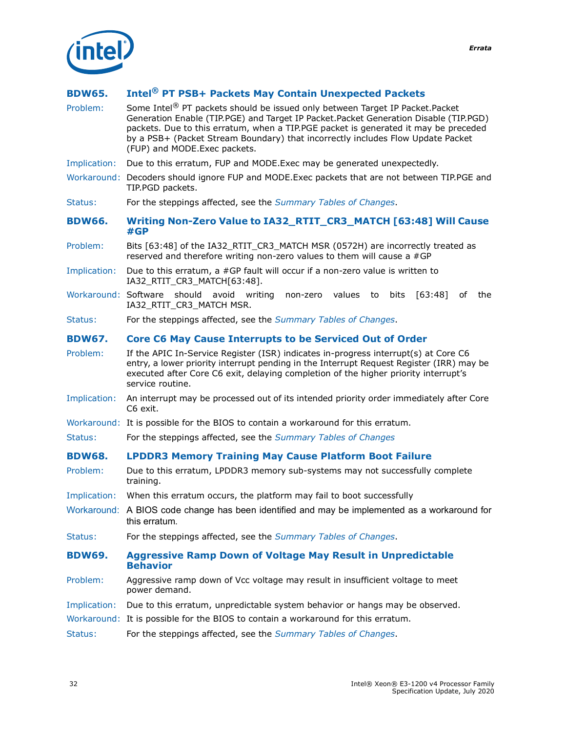### BDW65. Intel® PT PSB+ Packets May Contain Unexpected Packets

**Problem:** Some Intel® PT packets should be issued only between Target IP Packet.Packet Generation Enable (TIP.PGE) and Target IP Packet.Packet Generation Disable (TIP.PGD) packets. Due to this erratum, when a TIP.PGE packet is generated it may be preceded by a PSB+ (Packet Stream Boundary) that incorrectly includes Flow Update Packet (FUP) and MODE.Exec packets.

**Implication:** Due to this erratum, FUP and MODE.Exec may be generated unexpectedly.

**Workaround:** Decoders should ignore FUP and MODE.Exec packets that are not between TIP.PGE and TIP.PGD packets.

**Status:** For the steppings affected, see the *Summary Tables of Changes*.

### BDW66. Writing Non-Zero Value to IA32_RTIT_CR3_MATCH [63:48] Will Cause #GP

**Problem:** Bits [63:48] of the IA32_RTIT_CR3_MATCH MSR (0572H) are incorrectly treated as reserved and therefore writing non-zero values to them will cause a #GP

**Implication:** Due to this erratum, a #GP fault will occur if a non-zero value is written to IA32_RTIT_CR3_MATCH[63:48].

**Workaround:** Software should avoid writing non-zero values to bits [63:48] of the IA32_RTIT_CR3_MATCH MSR.

**Status:** For the steppings affected, see the *Summary Tables of Changes*.

### BDW67. Core C6 May Cause Interrupts to be Serviced Out of Order

**Problem:** If the APIC In-Service Register (ISR) indicates in-progress interrupt(s) at Core C6 entry, a lower priority interrupt pending in the Interrupt Request Register (IRR) may be executed after Core C6 exit, delaying completion of the higher priority interrupt's service routine.

**Implication:** An interrupt may be processed out of its intended priority order immediately after Core C6 exit.

**Workaround:** It is possible for the BIOS to contain a workaround for this erratum.

**Status:** For the steppings affected, see the *Summary Tables of Changes*

### BDW68. LPDDR3 Memory Training May Cause Platform Boot Failure

**Problem:** Due to this erratum, LPDDR3 memory sub-systems may not successfully complete training.

**Implication:** When this erratum occurs, the platform may fail to boot successfully

**Workaround:** A BIOS code change has been identified and may be implemented as a workaround for this erratum.

**Status:** For the steppings affected, see the *Summary Tables of Changes*.

### BDW69. Aggressive Ramp Down of Voltage May Result in Unpredictable Behavior

**Problem:** Aggressive ramp down of Vcc voltage may result in insufficient voltage to meet power demand.

**Implication:** Due to this erratum, unpredictable system behavior or hangs may be observed.

**Workaround:** It is possible for the BIOS to contain a workaround for this erratum.

**Status:** For the steppings affected, see the *Summary Tables of Changes*.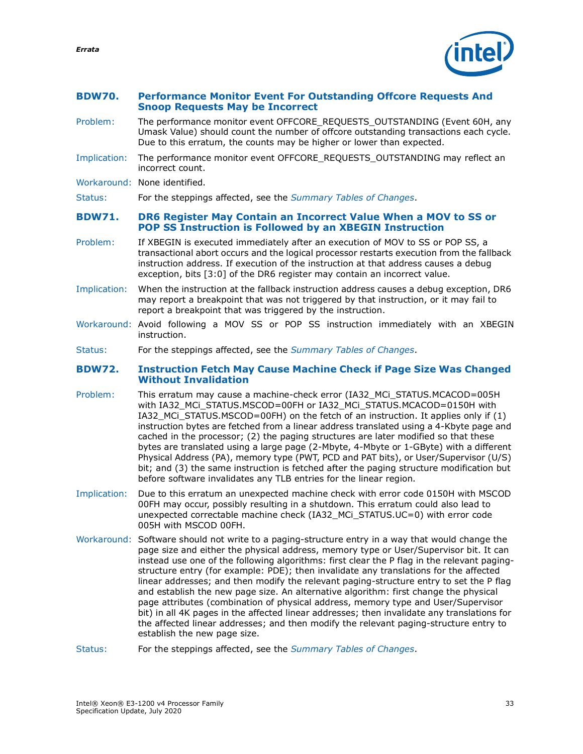### BDW70. Performance Monitor Event For Outstanding Offcore Requests And Snoop Requests May be Incorrect

**Problem:** The performance monitor event OFFCORE_REQUESTS_OUTSTANDING (Event 60H, any Umask Value) should count the number of offcore outstanding transactions each cycle. Due to this erratum, the counts may be higher or lower than expected.

**Implication:** The performance monitor event OFFCORE_REQUESTS_OUTSTANDING may reflect an incorrect count.

**Workaround:** None identified.

**Status:** For the steppings affected, see the *Summary Tables of Changes*.

### BDW71. DR6 Register May Contain an Incorrect Value When a MOV to SS or POP SS Instruction is Followed by an XBEGIN Instruction

**Problem:** If XBEGIN is executed immediately after an execution of MOV to SS or POP SS, a transactional abort occurs and the logical processor restarts execution from the fallback instruction address. If execution of the instruction at that address causes a debug exception, bits [3:0] of the DR6 register may contain an incorrect value.

**Implication:** When the instruction at the fallback instruction address causes a debug exception, DR6 may report a breakpoint that was not triggered by that instruction, or it may fail to report a breakpoint that was triggered by the instruction.

**Workaround:** Avoid following a MOV SS or POP SS instruction immediately with an XBEGIN instruction.

**Status:** For the steppings affected, see the *Summary Tables of Changes*.

### BDW72. Instruction Fetch May Cause Machine Check if Page Size Was Changed Without Invalidation

**Problem:** This erratum may cause a machine-check error (IA32_MCi_STATUS.MCACOD=005H with IA32_MCi_STATUS.MSCOD=00FH or IA32_MCi_STATUS.MCACOD=0150H with IA32_MCi_STATUS.MSCOD=00FH) on the fetch of an instruction. It applies only if (1) instruction bytes are fetched from a linear address translated using a 4-Kbyte page and cached in the processor; (2) the paging structures are later modified so that these bytes are translated using a large page (2-Mbyte, 4-Mbyte or 1-GByte) with a different Physical Address (PA), memory type (PWT, PCD and PAT bits), or User/Supervisor (U/S) bit; and (3) the same instruction is fetched after the paging structure modification but before software invalidates any TLB entries for the linear region.

**Implication:** Due to this erratum an unexpected machine check with error code 0150H with MSCOD 00FH may occur, possibly resulting in a shutdown. This erratum could also lead to unexpected correctable machine check (IA32_MCi_STATUS.UC=0) with error code 005H with MSCOD 00FH.

**Workaround:** Software should not write to a paging-structure entry in a way that would change the page size and either the physical address, memory type or User/Supervisor bit. It can instead use one of the following algorithms: first clear the P flag in the relevant paging-structure entry (for example: PDE); then invalidate any translations for the affected linear addresses; and then modify the relevant paging-structure entry to set the P flag and establish the new page size. An alternative algorithm: first change the physical page attributes (combination of physical address, memory type and User/Supervisor bit) in all 4K pages in the affected linear addresses; then invalidate any translations for the affected linear addresses; and then modify the relevant paging-structure entry to establish the new page size.

**Status:** For the steppings affected, see the *Summary Tables of Changes*.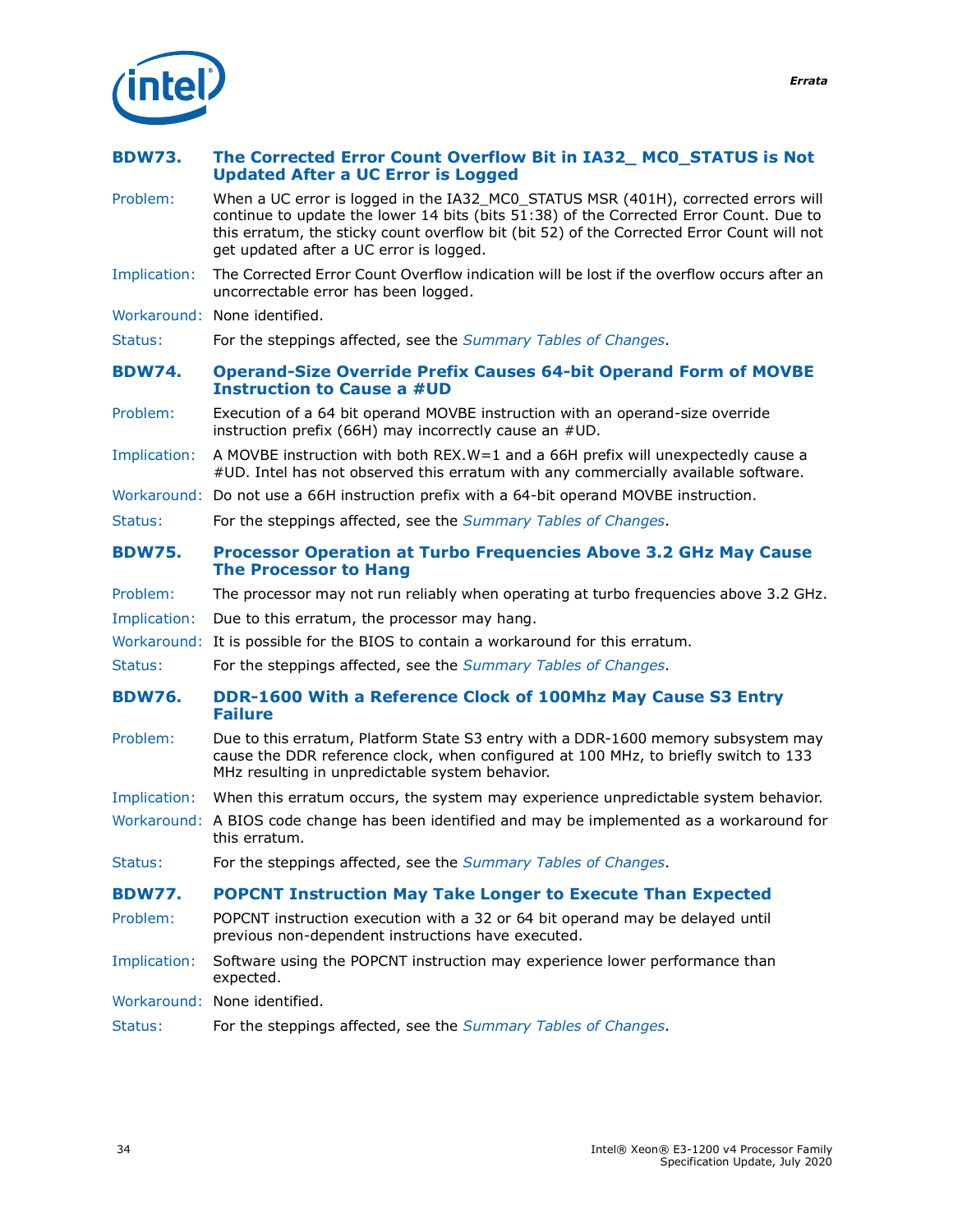### BDW73. The Corrected Error Count Overflow Bit in IA32_ MC0_STATUS is Not Updated After a UC Error is Logged

Problem: When a UC error is logged in the IA32_MC0_STATUS MSR (401H), corrected errors will continue to update the lower 14 bits (bits 51:38) of the Corrected Error Count. Due to this erratum, the sticky count overflow bit (bit 52) of the Corrected Error Count will not get updated after a UC error is logged.

Implication: The Corrected Error Count Overflow indication will be lost if the overflow occurs after an uncorrectable error has been logged.

Workaround: None identified.

Status: For the steppings affected, see the *Summary Tables of Changes*.

### BDW74. Operand-Size Override Prefix Causes 64-bit Operand Form of MOVBE Instruction to Cause a #UD

Problem: Execution of a 64 bit operand MOVBE instruction with an operand-size override instruction prefix (66H) may incorrectly cause an #UD.

Implication: A MOVBE instruction with both REX.W=1 and a 66H prefix will unexpectedly cause a #UD. Intel has not observed this erratum with any commercially available software.

Workaround: Do not use a 66H instruction prefix with a 64-bit operand MOVBE instruction.

Status: For the steppings affected, see the *Summary Tables of Changes*.

### BDW75. Processor Operation at Turbo Frequencies Above 3.2 GHz May Cause The Processor to Hang

Problem: The processor may not run reliably when operating at turbo frequencies above 3.2 GHz.

Implication: Due to this erratum, the processor may hang.

Workaround: It is possible for the BIOS to contain a workaround for this erratum.

Status: For the steppings affected, see the *Summary Tables of Changes*.

### BDW76. DDR-1600 With a Reference Clock of 100Mhz May Cause S3 Entry Failure

Problem: Due to this erratum, Platform State S3 entry with a DDR-1600 memory subsystem may cause the DDR reference clock, when configured at 100 MHz, to briefly switch to 133 MHz resulting in unpredictable system behavior.

Implication: When this erratum occurs, the system may experience unpredictable system behavior.

Workaround: A BIOS code change has been identified and may be implemented as a workaround for this erratum.

Status: For the steppings affected, see the *Summary Tables of Changes*.

### BDW77. POPCNT Instruction May Take Longer to Execute Than Expected

Problem: POPCNT instruction execution with a 32 or 64 bit operand may be delayed until previous non-dependent instructions have executed.

Implication: Software using the POPCNT instruction may experience lower performance than expected.

Workaround: None identified.

Status: For the steppings affected, see the *Summary Tables of Changes*.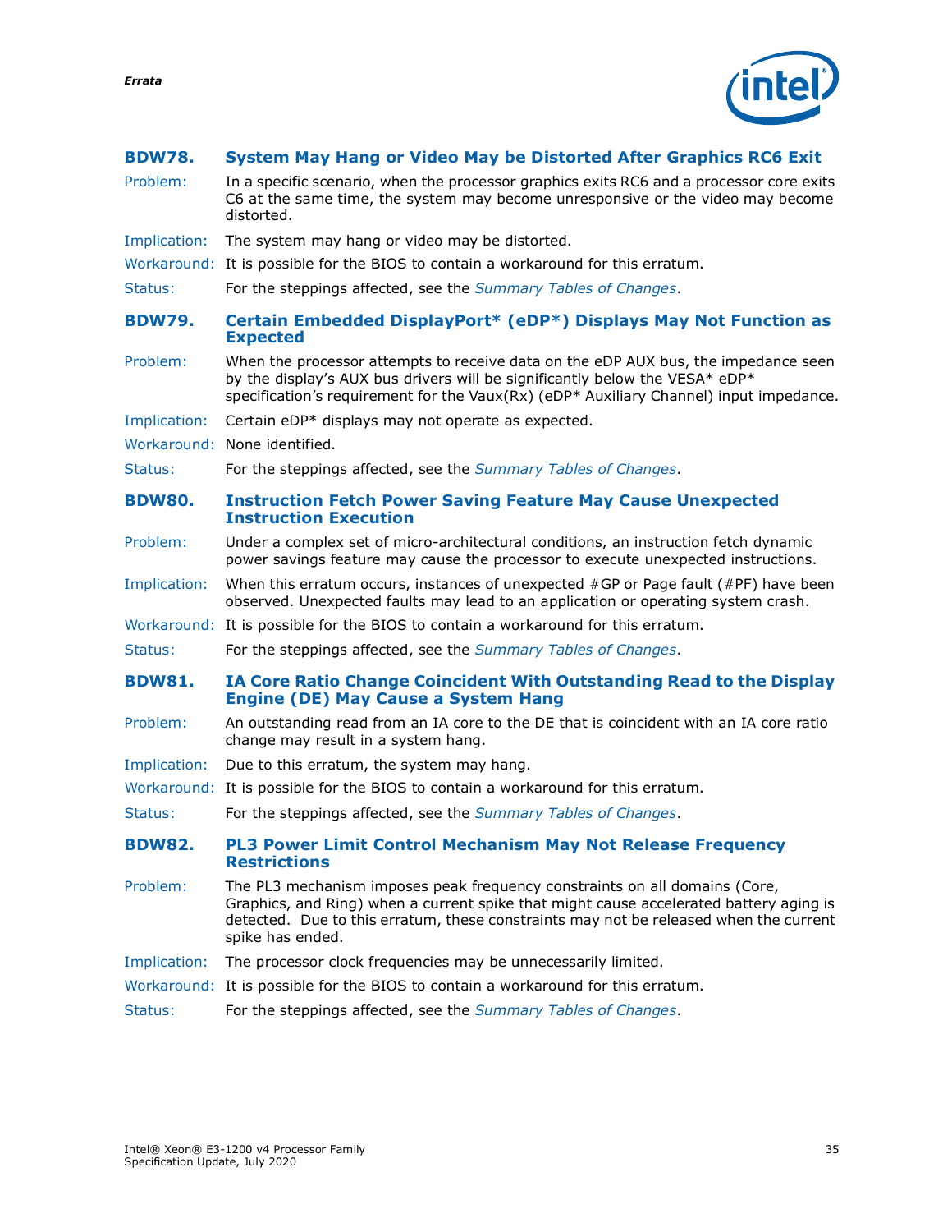### BDW78. System May Hang or Video May be Distorted After Graphics RC6 Exit

Problem: In a specific scenario, when the processor graphics exits RC6 and a processor core exits C6 at the same time, the system may become unresponsive or the video may become distorted.

Implication: The system may hang or video may be distorted.

Workaround: It is possible for the BIOS to contain a workaround for this erratum.

Status: For the steppings affected, see the *Summary Tables of Changes*.

### BDW79. Certain Embedded DisplayPort* (eDP*) Displays May Not Function as Expected

Problem: When the processor attempts to receive data on the eDP AUX bus, the impedance seen by the display's AUX bus drivers will be significantly below the VESA* eDP* specification's requirement for the Vaux(Rx) (eDP* Auxiliary Channel) input impedance.

Implication: Certain eDP* displays may not operate as expected.

Workaround: None identified.

Status: For the steppings affected, see the *Summary Tables of Changes*.

### BDW80. Instruction Fetch Power Saving Feature May Cause Unexpected Instruction Execution

Problem: Under a complex set of micro-architectural conditions, an instruction fetch dynamic power savings feature may cause the processor to execute unexpected instructions.

Implication: When this erratum occurs, instances of unexpected #GP or Page fault (#PF) have been observed. Unexpected faults may lead to an application or operating system crash.

Workaround: It is possible for the BIOS to contain a workaround for this erratum.

Status: For the steppings affected, see the *Summary Tables of Changes*.

### BDW81. IA Core Ratio Change Coincident With Outstanding Read to the Display Engine (DE) May Cause a System Hang

Problem: An outstanding read from an IA core to the DE that is coincident with an IA core ratio change may result in a system hang.

Implication: Due to this erratum, the system may hang.

Workaround: It is possible for the BIOS to contain a workaround for this erratum.

Status: For the steppings affected, see the *Summary Tables of Changes*.

### BDW82. PL3 Power Limit Control Mechanism May Not Release Frequency Restrictions

Problem: The PL3 mechanism imposes peak frequency constraints on all domains (Core, Graphics, and Ring) when a current spike that might cause accelerated battery aging is detected. Due to this erratum, these constraints may not be released when the current spike has ended.

Implication: The processor clock frequencies may be unnecessarily limited.

Workaround: It is possible for the BIOS to contain a workaround for this erratum.

Status: For the steppings affected, see the *Summary Tables of Changes*.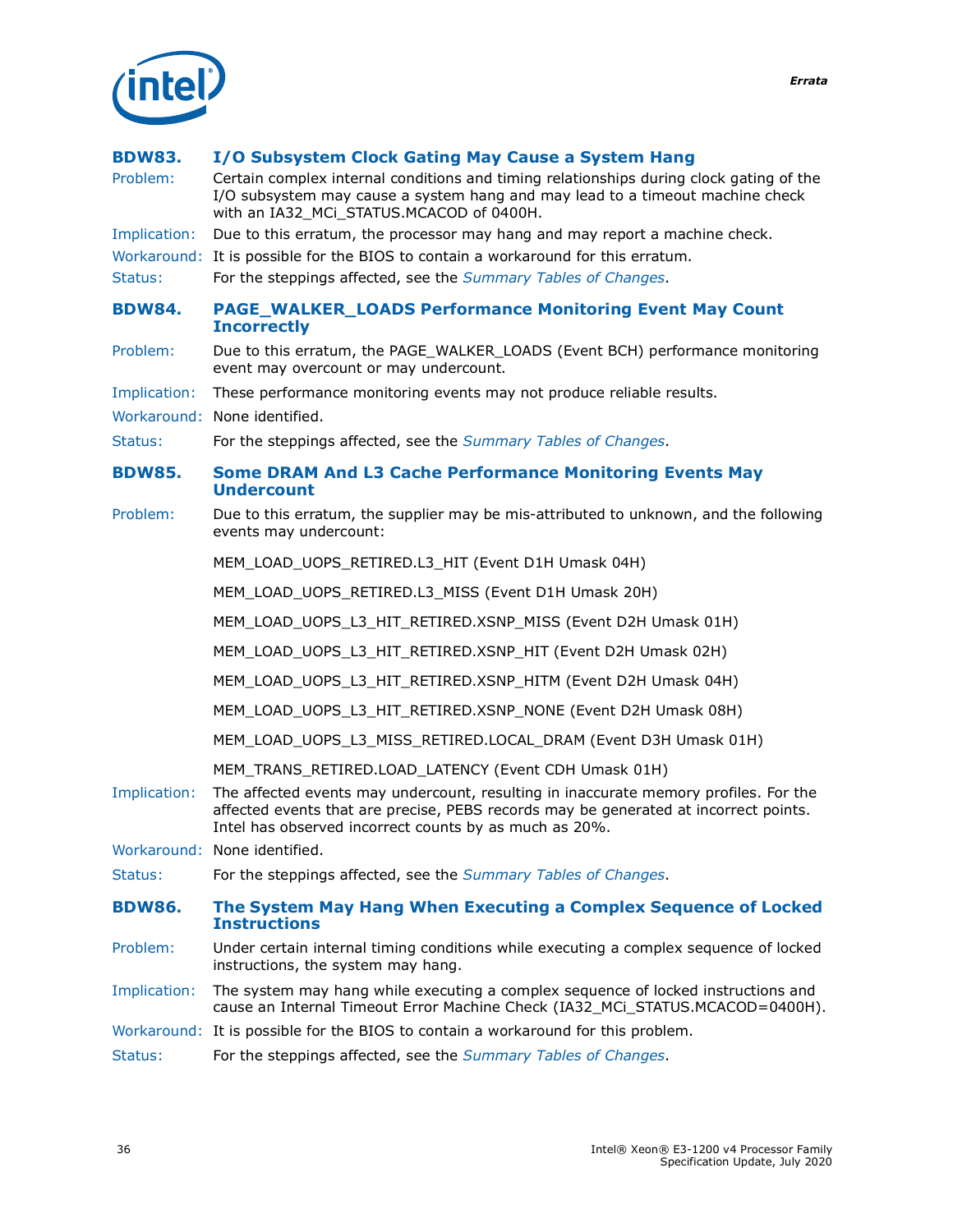### BDW83. I/O Subsystem Clock Gating May Cause a System Hang

Problem: Certain complex internal conditions and timing relationships during clock gating of the I/O subsystem may cause a system hang and may lead to a timeout machine check with an IA32_MCi_STATUS.MCACOD of 0400H.

Implication: Due to this erratum, the processor may hang and may report a machine check.

Workaround: It is possible for the BIOS to contain a workaround for this erratum.

Status: For the steppings affected, see the *Summary Tables of Changes*.

### BDW84. PAGE_WALKER_LOADS Performance Monitoring Event May Count Incorrectly

Problem: Due to this erratum, the PAGE_WALKER_LOADS (Event BCH) performance monitoring event may overcount or may undercount.

Implication: These performance monitoring events may not produce reliable results.

Workaround: None identified.

Status: For the steppings affected, see the *Summary Tables of Changes*.

### BDW85. Some DRAM And L3 Cache Performance Monitoring Events May Undercount

Problem: Due to this erratum, the supplier may be mis-attributed to unknown, and the following events may undercount:

MEM_LOAD_UOPS_RETIRED.L3_HIT (Event D1H Umask 04H)

MEM_LOAD_UOPS_RETIRED.L3_MISS (Event D1H Umask 20H)

MEM_LOAD_UOPS_L3_HIT_RETIRED.XSNP_MISS (Event D2H Umask 01H)

MEM_LOAD_UOPS_L3_HIT_RETIRED.XSNP_HIT (Event D2H Umask 02H)

MEM_LOAD_UOPS_L3_HIT_RETIRED.XSNP_HITM (Event D2H Umask 04H)

MEM_LOAD_UOPS_L3_HIT_RETIRED.XSNP_NONE (Event D2H Umask 08H)

MEM_LOAD_UOPS_L3_MISS_RETIRED.LOCAL_DRAM (Event D3H Umask 01H)

MEM_TRANS_RETIRED.LOAD_LATENCY (Event CDH Umask 01H)

Implication: The affected events may undercount, resulting in inaccurate memory profiles. For the affected events that are precise, PEBS records may be generated at incorrect points. Intel has observed incorrect counts by as much as 20%.

Workaround: None identified.

Status: For the steppings affected, see the *Summary Tables of Changes*.

### BDW86. The System May Hang When Executing a Complex Sequence of Locked Instructions

Problem: Under certain internal timing conditions while executing a complex sequence of locked instructions, the system may hang.

Implication: The system may hang while executing a complex sequence of locked instructions and cause an Internal Timeout Error Machine Check (IA32_MCi_STATUS.MCACOD=0400H).

Workaround: It is possible for the BIOS to contain a workaround for this problem.

Status: For the steppings affected, see the *Summary Tables of Changes*.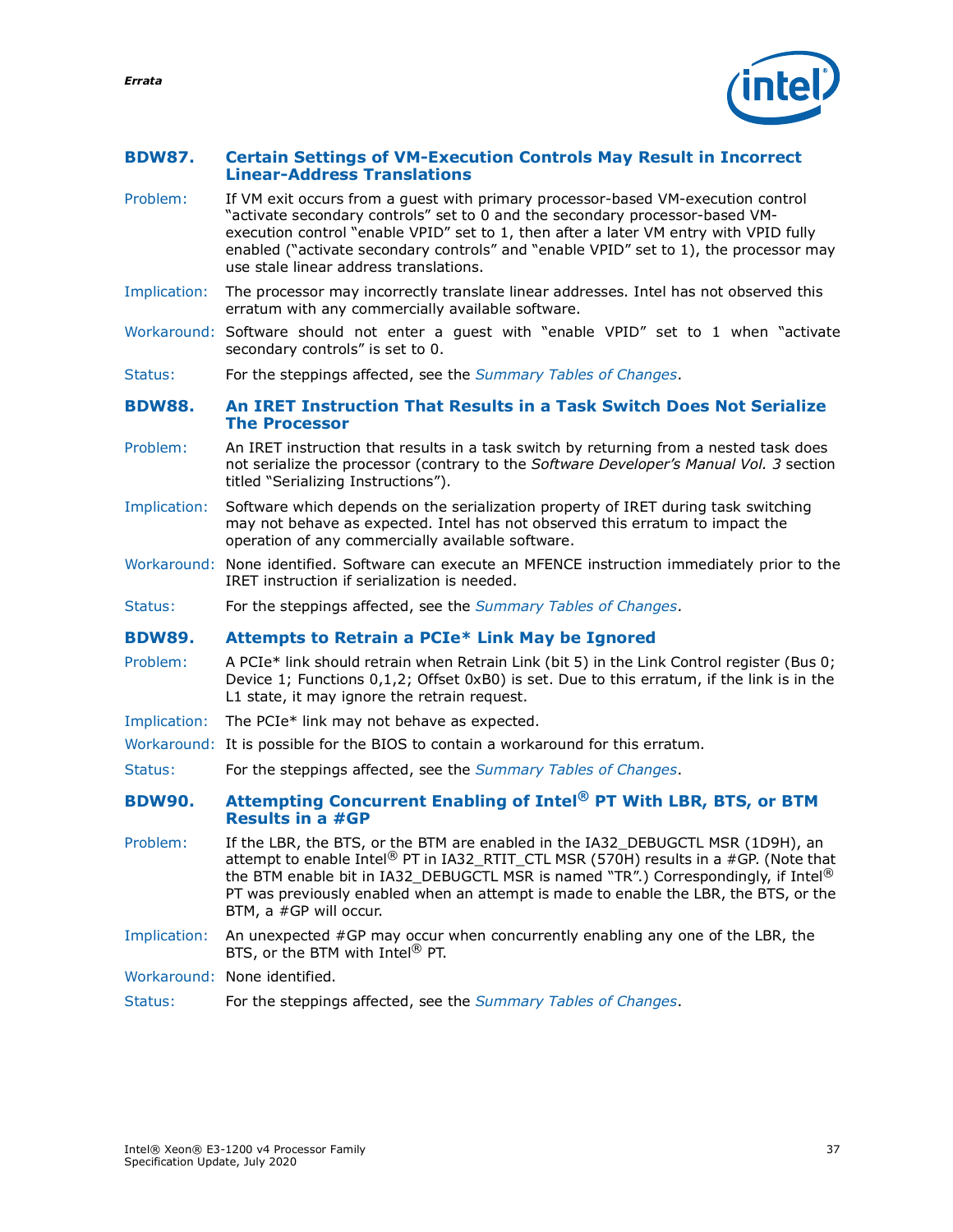### BDW87. Certain Settings of VM-Execution Controls May Result in Incorrect Linear-Address Translations

**Problem:** If VM exit occurs from a guest with primary processor-based VM-execution control "activate secondary controls" set to 0 and the secondary processor-based VM-execution control "enable VPID" set to 1, then after a later VM entry with VPID fully enabled ("activate secondary controls" and "enable VPID" set to 1), the processor may use stale linear address translations.

**Implication:** The processor may incorrectly translate linear addresses. Intel has not observed this erratum with any commercially available software.

**Workaround:** Software should not enter a guest with "enable VPID" set to 1 when "activate secondary controls" is set to 0.

**Status:** For the steppings affected, see the *Summary Tables of Changes*.

### BDW88. An IRET Instruction That Results in a Task Switch Does Not Serialize The Processor

**Problem:** An IRET instruction that results in a task switch by returning from a nested task does not serialize the processor (contrary to the *Software Developer's Manual Vol. 3* section titled "Serializing Instructions").

**Implication:** Software which depends on the serialization property of IRET during task switching may not behave as expected. Intel has not observed this erratum to impact the operation of any commercially available software.

**Workaround:** None identified. Software can execute an MFENCE instruction immediately prior to the IRET instruction if serialization is needed.

**Status:** For the steppings affected, see the *Summary Tables of Changes*.

### BDW89. Attempts to Retrain a PCIe* Link May be Ignored

**Problem:** A PCIe* link should retrain when Retrain Link (bit 5) in the Link Control register (Bus 0; Device 1; Functions 0,1,2; Offset 0xB0) is set. Due to this erratum, if the link is in the L1 state, it may ignore the retrain request.

**Implication:** The PCIe* link may not behave as expected.

**Workaround:** It is possible for the BIOS to contain a workaround for this erratum.

**Status:** For the steppings affected, see the *Summary Tables of Changes*.

### BDW90. Attempting Concurrent Enabling of Intel® PT With LBR, BTS, or BTM Results in a #GP

**Problem:** If the LBR, the BTS, or the BTM are enabled in the IA32_DEBUGCTL MSR (1D9H), an attempt to enable Intel® PT in IA32_RTIT_CTL MSR (570H) results in a #GP. (Note that the BTM enable bit in IA32_DEBUGCTL MSR is named "TR".) Correspondingly, if Intel® PT was previously enabled when an attempt is made to enable the LBR, the BTS, or the BTM, a #GP will occur.

**Implication:** An unexpected #GP may occur when concurrently enabling any one of the LBR, the BTS, or the BTM with Intel® PT.

**Workaround:** None identified.

**Status:** For the steppings affected, see the *Summary Tables of Changes*.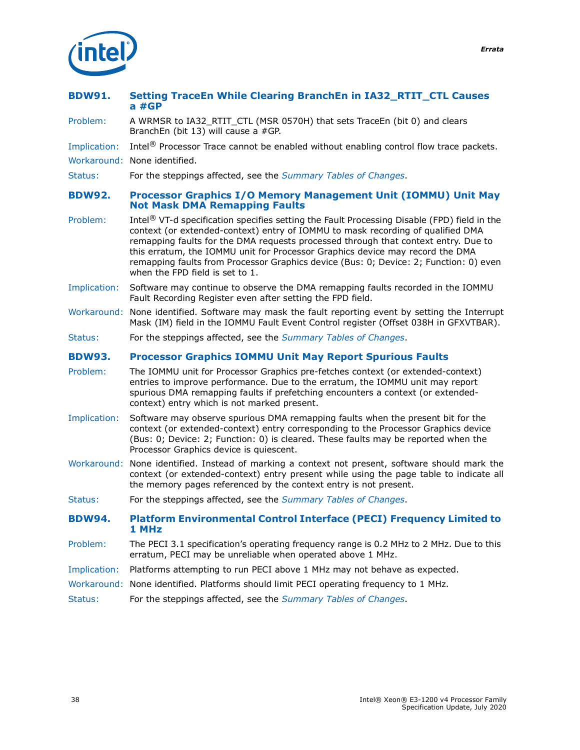### BDW91. Setting TraceEn While Clearing BranchEn in IA32_RTIT_CTL Causes a #GP

Problem: A WRMSR to IA32_RTIT_CTL (MSR 0570H) that sets TraceEn (bit 0) and clears BranchEn (bit 13) will cause a #GP.

Implication: Intel® Processor Trace cannot be enabled without enabling control flow trace packets.

Workaround: None identified.

Status: For the steppings affected, see the *Summary Tables of Changes*.

### BDW92. Processor Graphics I/O Memory Management Unit (IOMMU) Unit May Not Mask DMA Remapping Faults

Problem: Intel® VT-d specification specifies setting the Fault Processing Disable (FPD) field in the context (or extended-context) entry of IOMMU to mask recording of qualified DMA remapping faults for the DMA requests processed through that context entry. Due to this erratum, the IOMMU unit for Processor Graphics device may record the DMA remapping faults from Processor Graphics device (Bus: 0; Device: 2; Function: 0) even when the FPD field is set to 1.

Implication: Software may continue to observe the DMA remapping faults recorded in the IOMMU Fault Recording Register even after setting the FPD field.

Workaround: None identified. Software may mask the fault reporting event by setting the Interrupt Mask (IM) field in the IOMMU Fault Event Control register (Offset 038H in GFXVTBAR).

Status: For the steppings affected, see the *Summary Tables of Changes*.

### BDW93. Processor Graphics IOMMU Unit May Report Spurious Faults

Problem: The IOMMU unit for Processor Graphics pre-fetches context (or extended-context) entries to improve performance. Due to the erratum, the IOMMU unit may report spurious DMA remapping faults if prefetching encounters a context (or extended-context) entry which is not marked present.

Implication: Software may observe spurious DMA remapping faults when the present bit for the context (or extended-context) entry corresponding to the Processor Graphics device (Bus: 0; Device: 2; Function: 0) is cleared. These faults may be reported when the Processor Graphics device is quiescent.

Workaround: None identified. Instead of marking a context not present, software should mark the context (or extended-context) entry present while using the page table to indicate all the memory pages referenced by the context entry is not present.

Status: For the steppings affected, see the *Summary Tables of Changes*.

### BDW94. Platform Environmental Control Interface (PECI) Frequency Limited to 1 MHz

Problem: The PECI 3.1 specification's operating frequency range is 0.2 MHz to 2 MHz. Due to this erratum, PECI may be unreliable when operated above 1 MHz.

Implication: Platforms attempting to run PECI above 1 MHz may not behave as expected.

Workaround: None identified. Platforms should limit PECI operating frequency to 1 MHz.

Status: For the steppings affected, see the *Summary Tables of Changes*.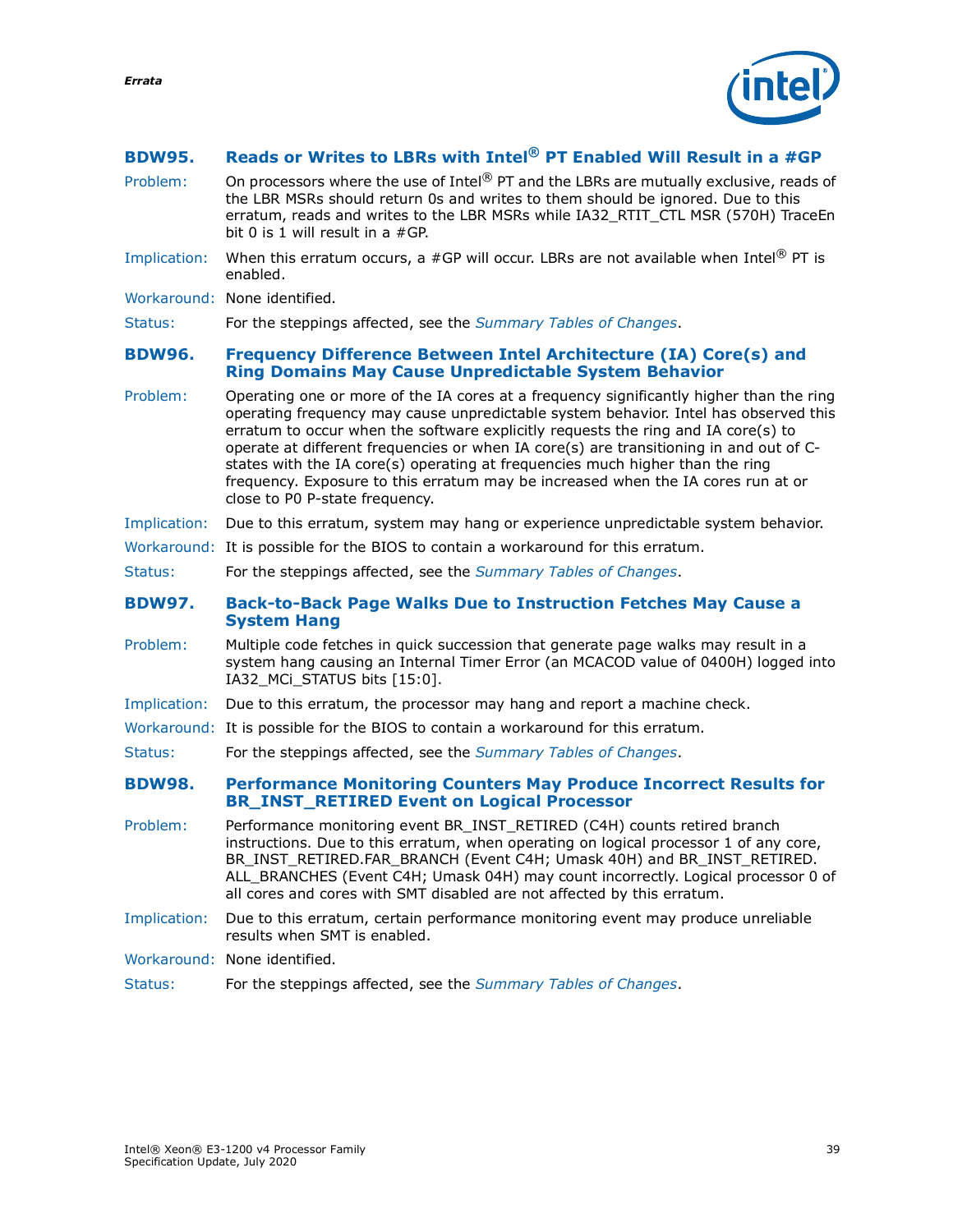### BDW95. Reads or Writes to LBRs with Intel® PT Enabled Will Result in a #GP

**Problem:** On processors where the use of Intel® PT and the LBRs are mutually exclusive, reads of the LBR MSRs should return 0s and writes to them should be ignored. Due to this erratum, reads and writes to the LBR MSRs while IA32_RTIT_CTL MSR (570H) TraceEn bit 0 is 1 will result in a #GP.

**Implication:** When this erratum occurs, a #GP will occur. LBRs are not available when Intel® PT is enabled.

**Workaround:** None identified.

**Status:** For the steppings affected, see the *Summary Tables of Changes*.

### BDW96. Frequency Difference Between Intel Architecture (IA) Core(s) and Ring Domains May Cause Unpredictable System Behavior

**Problem:** Operating one or more of the IA cores at a frequency significantly higher than the ring operating frequency may cause unpredictable system behavior. Intel has observed this erratum to occur when the software explicitly requests the ring and IA core(s) to operate at different frequencies or when IA core(s) are transitioning in and out of C-states with the IA core(s) operating at frequencies much higher than the ring frequency. Exposure to this erratum may be increased when the IA cores run at or close to P0 P-state frequency.

**Implication:** Due to this erratum, system may hang or experience unpredictable system behavior.

**Workaround:** It is possible for the BIOS to contain a workaround for this erratum.

**Status:** For the steppings affected, see the *Summary Tables of Changes*.

### BDW97. Back-to-Back Page Walks Due to Instruction Fetches May Cause a System Hang

**Problem:** Multiple code fetches in quick succession that generate page walks may result in a system hang causing an Internal Timer Error (an MCACOD value of 0400H) logged into IA32_MCi_STATUS bits [15:0].

**Implication:** Due to this erratum, the processor may hang and report a machine check.

**Workaround:** It is possible for the BIOS to contain a workaround for this erratum.

**Status:** For the steppings affected, see the *Summary Tables of Changes*.

### BDW98. Performance Monitoring Counters May Produce Incorrect Results for BR_INST_RETIRED Event on Logical Processor

**Problem:** Performance monitoring event BR_INST_RETIRED (C4H) counts retired branch instructions. Due to this erratum, when operating on logical processor 1 of any core, BR_INST_RETIRED.FAR_BRANCH (Event C4H; Umask 40H) and BR_INST_RETIRED.ALL_BRANCHES (Event C4H; Umask 04H) may count incorrectly. Logical processor 0 of all cores and cores with SMT disabled are not affected by this erratum.

**Implication:** Due to this erratum, certain performance monitoring event may produce unreliable results when SMT is enabled.

**Workaround:** None identified.

**Status:** For the steppings affected, see the *Summary Tables of Changes*.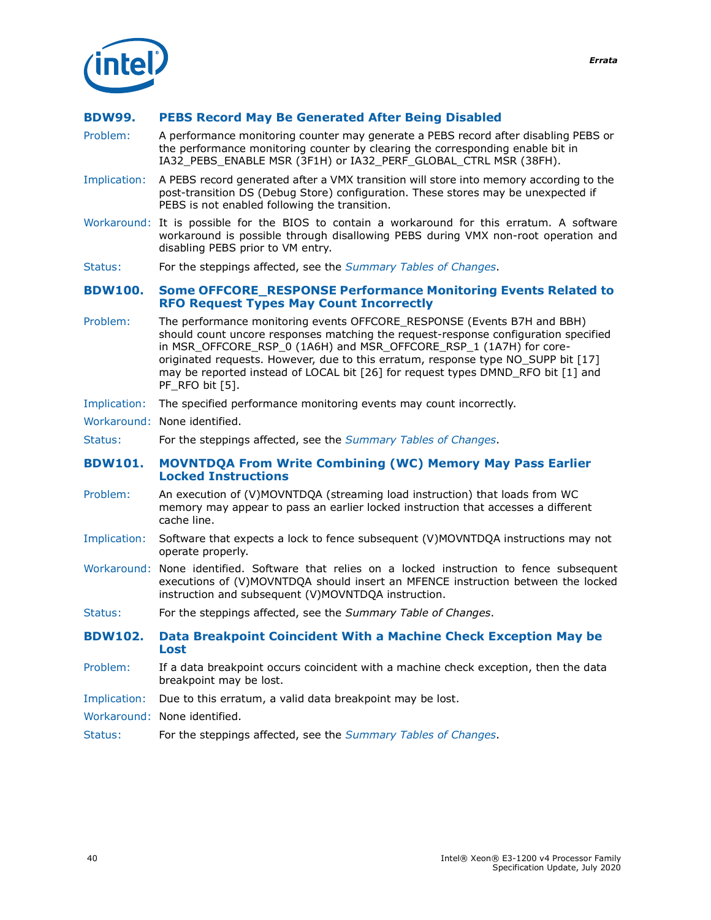### BDW99. PEBS Record May Be Generated After Being Disabled

**Problem:** A performance monitoring counter may generate a PEBS record after disabling PEBS or the performance monitoring counter by clearing the corresponding enable bit in IA32_PEBS_ENABLE MSR (3F1H) or IA32_PERF_GLOBAL_CTRL MSR (38FH).

**Implication:** A PEBS record generated after a VMX transition will store into memory according to the post-transition DS (Debug Store) configuration. These stores may be unexpected if PEBS is not enabled following the transition.

**Workaround:** It is possible for the BIOS to contain a workaround for this erratum. A software workaround is possible through disallowing PEBS during VMX non-root operation and disabling PEBS prior to VM entry.

**Status:** For the steppings affected, see the *Summary Tables of Changes*.

### BDW100. Some OFFCORE_RESPONSE Performance Monitoring Events Related to RFO Request Types May Count Incorrectly

**Problem:** The performance monitoring events OFFCORE_RESPONSE (Events B7H and BBH) should count uncore responses matching the request-response configuration specified in MSR_OFFCORE_RSP_0 (1A6H) and MSR_OFFCORE_RSP_1 (1A7H) for core-originated requests. However, due to this erratum, response type NO_SUPP bit [17] may be reported instead of LOCAL bit [26] for request types DMND_RFO bit [1] and PF_RFO bit [5].

**Implication:** The specified performance monitoring events may count incorrectly.

**Workaround:** None identified.

**Status:** For the steppings affected, see the *Summary Tables of Changes*.

### BDW101. MOVNTDQA From Write Combining (WC) Memory May Pass Earlier Locked Instructions

**Problem:** An execution of (V)MOVNTDQA (streaming load instruction) that loads from WC memory may appear to pass an earlier locked instruction that accesses a different cache line.

**Implication:** Software that expects a lock to fence subsequent (V)MOVNTDQA instructions may not operate properly.

**Workaround:** None identified. Software that relies on a locked instruction to fence subsequent executions of (V)MOVNTDQA should insert an MFENCE instruction between the locked instruction and subsequent (V)MOVNTDQA instruction.

**Status:** For the steppings affected, see the *Summary Table of Changes*.

### BDW102. Data Breakpoint Coincident With a Machine Check Exception May be Lost

**Problem:** If a data breakpoint occurs coincident with a machine check exception, then the data breakpoint may be lost.

**Implication:** Due to this erratum, a valid data breakpoint may be lost.

**Workaround:** None identified.

**Status:** For the steppings affected, see the *Summary Tables of Changes*.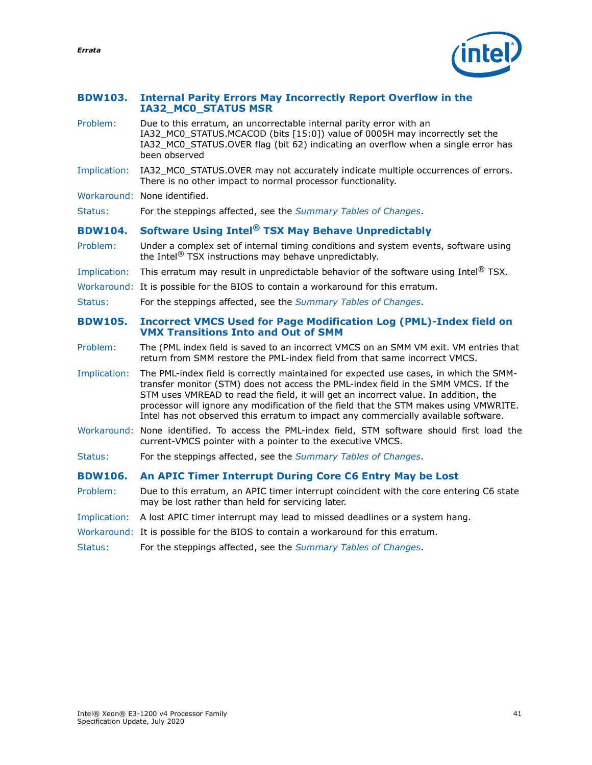### BDW103. Internal Parity Errors May Incorrectly Report Overflow in the IA32_MC0_STATUS MSR

Problem: Due to this erratum, an uncorrectable internal parity error with an IA32_MC0_STATUS.MCACOD (bits [15:0]) value of 0005H may incorrectly set the IA32_MC0_STATUS.OVER flag (bit 62) indicating an overflow when a single error has been observed

Implication: IA32_MC0_STATUS.OVER may not accurately indicate multiple occurrences of errors. There is no other impact to normal processor functionality.

Workaround: None identified.

Status: For the steppings affected, see the *Summary Tables of Changes*.

### BDW104. Software Using Intel® TSX May Behave Unpredictably

Problem: Under a complex set of internal timing conditions and system events, software using the Intel® TSX instructions may behave unpredictably.

Implication: This erratum may result in unpredictable behavior of the software using Intel® TSX.

Workaround: It is possible for the BIOS to contain a workaround for this erratum.

Status: For the steppings affected, see the *Summary Tables of Changes*.

### BDW105. Incorrect VMCS Used for Page Modification Log (PML)-Index field on VMX Transitions Into and Out of SMM

Problem: The (PML index field is saved to an incorrect VMCS on an SMM VM exit. VM entries that return from SMM restore the PML-index field from that same incorrect VMCS.

Implication: The PML-index field is correctly maintained for expected use cases, in which the SMM-transfer monitor (STM) does not access the PML-index field in the SMM VMCS. If the STM uses VMREAD to read the field, it will get an incorrect value. In addition, the processor will ignore any modification of the field that the STM makes using VMWRITE. Intel has not observed this erratum to impact any commercially available software.

Workaround: None identified. To access the PML-index field, STM software should first load the current-VMCS pointer with a pointer to the executive VMCS.

Status: For the steppings affected, see the *Summary Tables of Changes*.

### BDW106. An APIC Timer Interrupt During Core C6 Entry May be Lost

Problem: Due to this erratum, an APIC timer interrupt coincident with the core entering C6 state may be lost rather than held for servicing later.

Implication: A lost APIC timer interrupt may lead to missed deadlines or a system hang.

Workaround: It is possible for the BIOS to contain a workaround for this erratum.

Status: For the steppings affected, see the *Summary Tables of Changes*.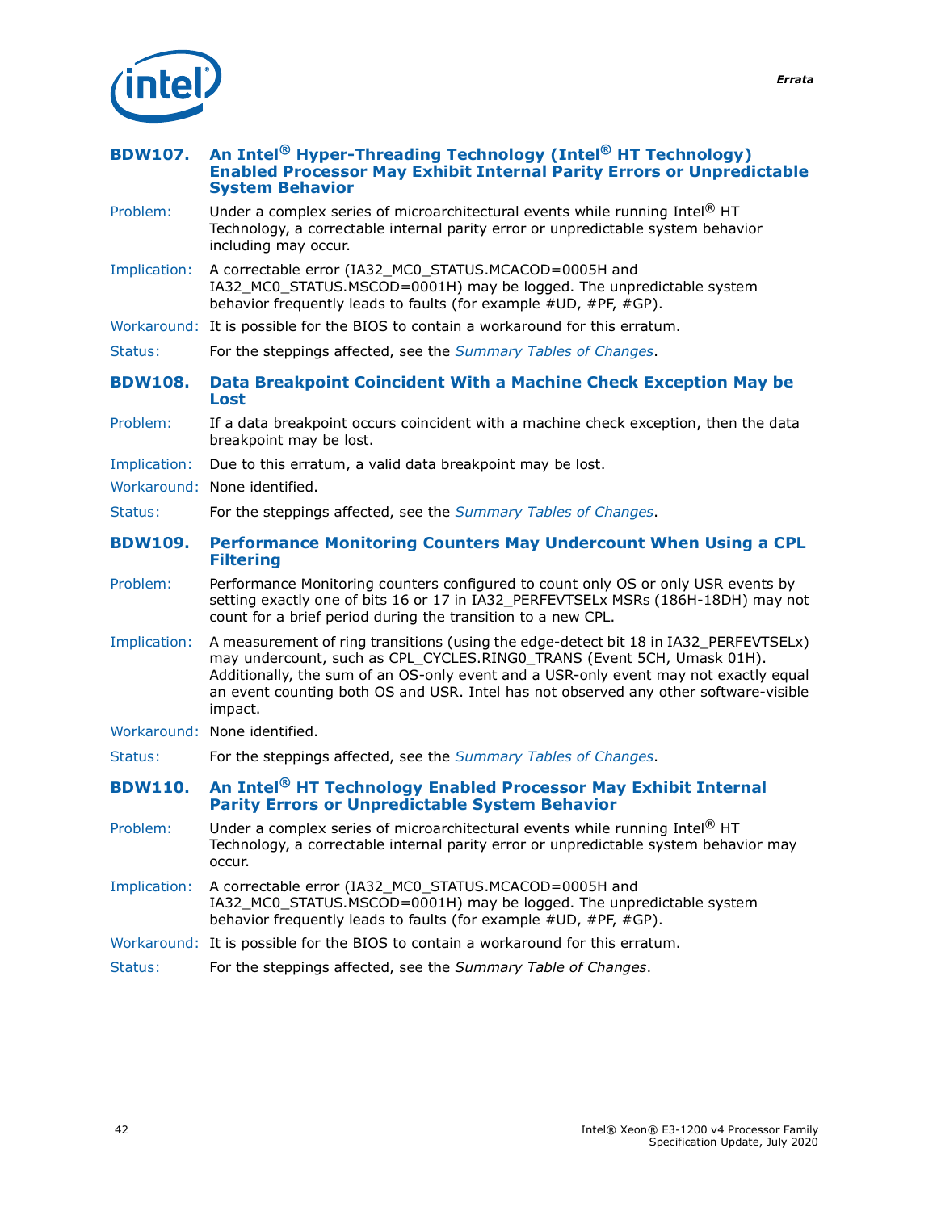### BDW107. An Intel® Hyper-Threading Technology (Intel® HT Technology) Enabled Processor May Exhibit Internal Parity Errors or Unpredictable System Behavior

**Problem:** Under a complex series of microarchitectural events while running Intel® HT Technology, a correctable internal parity error or unpredictable system behavior including may occur.

**Implication:** A correctable error (IA32_MC0_STATUS.MCACOD=0005H and IA32_MC0_STATUS.MSCOD=0001H) may be logged. The unpredictable system behavior frequently leads to faults (for example #UD, #PF, #GP).

**Workaround:** It is possible for the BIOS to contain a workaround for this erratum.

**Status:** For the steppings affected, see the *Summary Tables of Changes*.

### BDW108. Data Breakpoint Coincident With a Machine Check Exception May be Lost

**Problem:** If a data breakpoint occurs coincident with a machine check exception, then the data breakpoint may be lost.

**Implication:** Due to this erratum, a valid data breakpoint may be lost.

**Workaround:** None identified.

**Status:** For the steppings affected, see the *Summary Tables of Changes*.

### BDW109. Performance Monitoring Counters May Undercount When Using a CPL Filtering

**Problem:** Performance Monitoring counters configured to count only OS or only USR events by setting exactly one of bits 16 or 17 in IA32_PERFEVTSELx MSRs (186H-18DH) may not count for a brief period during the transition to a new CPL.

**Implication:** A measurement of ring transitions (using the edge-detect bit 18 in IA32_PERFEVTSELx) may undercount, such as CPL_CYCLES.RING0_TRANS (Event 5CH, Umask 01H). Additionally, the sum of an OS-only event and a USR-only event may not exactly equal an event counting both OS and USR. Intel has not observed any other software-visible impact.

**Workaround:** None identified.

**Status:** For the steppings affected, see the *Summary Tables of Changes*.

### BDW110. An Intel® HT Technology Enabled Processor May Exhibit Internal Parity Errors or Unpredictable System Behavior

**Problem:** Under a complex series of microarchitectural events while running Intel® HT Technology, a correctable internal parity error or unpredictable system behavior may occur.

**Implication:** A correctable error (IA32_MC0_STATUS.MCACOD=0005H and IA32_MC0_STATUS.MSCOD=0001H) may be logged. The unpredictable system behavior frequently leads to faults (for example #UD, #PF, #GP).

**Workaround:** It is possible for the BIOS to contain a workaround for this erratum.

**Status:** For the steppings affected, see the *Summary Table of Changes*.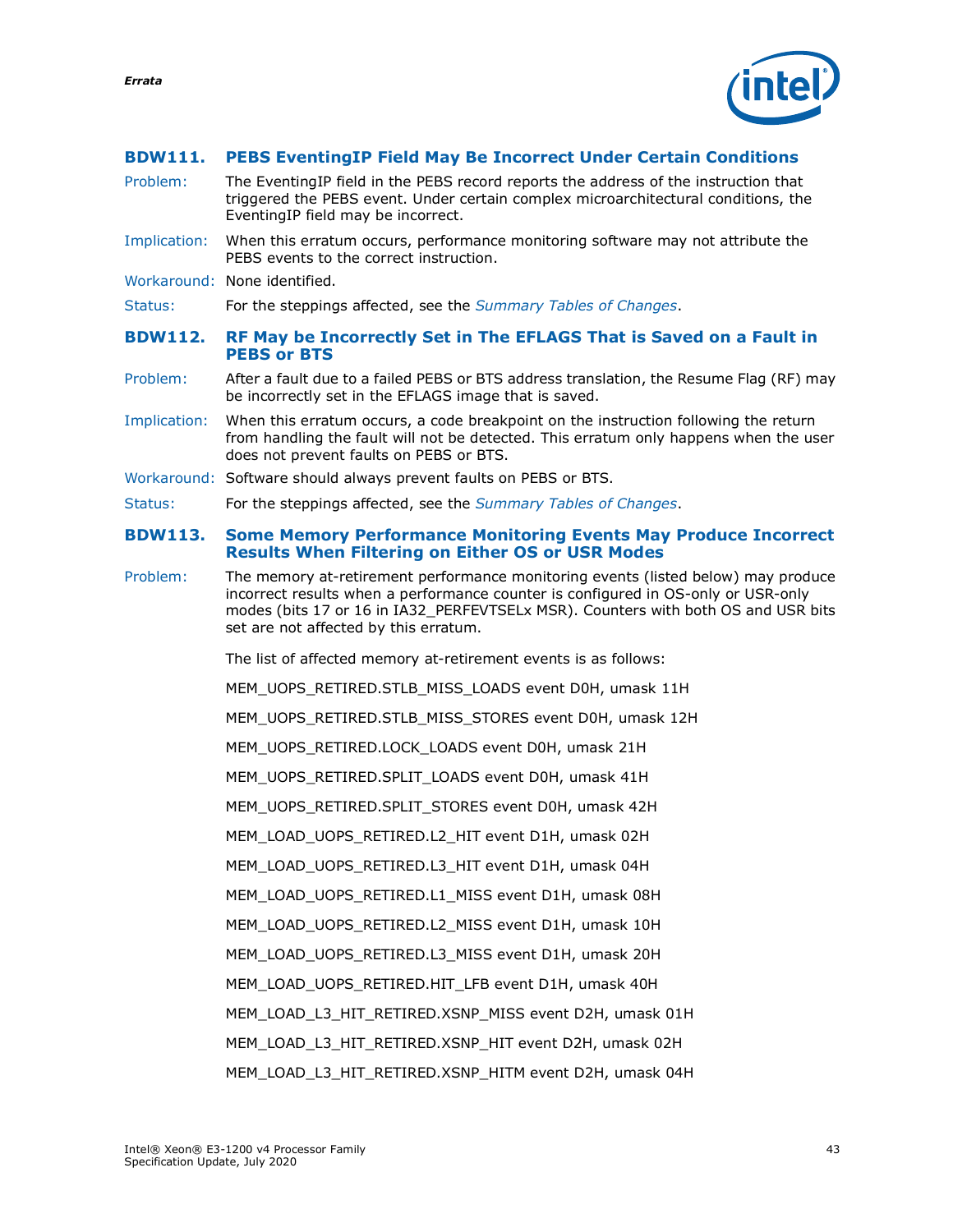### BDW111. PEBS EventingIP Field May Be Incorrect Under Certain Conditions

Problem: The EventingIP field in the PEBS record reports the address of the instruction that triggered the PEBS event. Under certain complex microarchitectural conditions, the EventingIP field may be incorrect.

Implication: When this erratum occurs, performance monitoring software may not attribute the PEBS events to the correct instruction.

Workaround: None identified.

Status: For the steppings affected, see the *Summary Tables of Changes*.

### BDW112. RF May be Incorrectly Set in The EFLAGS That is Saved on a Fault in PEBS or BTS

Problem: After a fault due to a failed PEBS or BTS address translation, the Resume Flag (RF) may be incorrectly set in the EFLAGS image that is saved.

Implication: When this erratum occurs, a code breakpoint on the instruction following the return from handling the fault will not be detected. This erratum only happens when the user does not prevent faults on PEBS or BTS.

Workaround: Software should always prevent faults on PEBS or BTS.

Status: For the steppings affected, see the *Summary Tables of Changes*.

### BDW113. Some Memory Performance Monitoring Events May Produce Incorrect Results When Filtering on Either OS or USR Modes

Problem: The memory at-retirement performance monitoring events (listed below) may produce incorrect results when a performance counter is configured in OS-only or USR-only modes (bits 17 or 16 in IA32_PERFEVTSELx MSR). Counters with both OS and USR bits set are not affected by this erratum.

The list of affected memory at-retirement events is as follows:

MEM_UOPS_RETIRED.STLB_MISS_LOADS event D0H, umask 11H

MEM_UOPS_RETIRED.STLB_MISS_STORES event D0H, umask 12H

MEM_UOPS_RETIRED.LOCK_LOADS event D0H, umask 21H

MEM_UOPS_RETIRED.SPLIT_LOADS event D0H, umask 41H

MEM_UOPS_RETIRED.SPLIT_STORES event D0H, umask 42H

MEM_LOAD_UOPS_RETIRED.L2_HIT event D1H, umask 02H

MEM_LOAD_UOPS_RETIRED.L3_HIT event D1H, umask 04H

MEM_LOAD_UOPS_RETIRED.L1_MISS event D1H, umask 08H

MEM_LOAD_UOPS_RETIRED.L2_MISS event D1H, umask 10H

MEM_LOAD_UOPS_RETIRED.L3_MISS event D1H, umask 20H

MEM_LOAD_UOPS_RETIRED.HIT_LFB event D1H, umask 40H

MEM_LOAD_L3_HIT_RETIRED.XSNP_MISS event D2H, umask 01H

MEM_LOAD_L3_HIT_RETIRED.XSNP_HIT event D2H, umask 02H

MEM_LOAD_L3_HIT_RETIRED.XSNP_HITM event D2H, umask 04H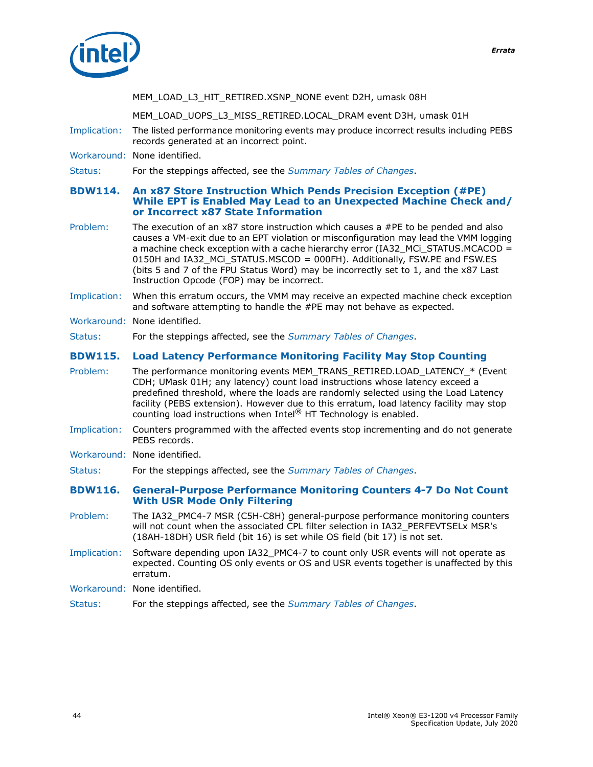MEM_LOAD_L3_HIT_RETIRED.XSNP_NONE event D2H, umask 08H

MEM_LOAD_UOPS_L3_MISS_RETIRED.LOCAL_DRAM event D3H, umask 01H

Implication: The listed performance monitoring events may produce incorrect results including PEBS records generated at an incorrect point.

Workaround: None identified.

Status: For the steppings affected, see the *Summary Tables of Changes*.

### BDW114. An x87 Store Instruction Which Pends Precision Exception (#PE) While EPT is Enabled May Lead to an Unexpected Machine Check and/or Incorrect x87 State Information

Problem: The execution of an x87 store instruction which causes a #PE to be pended and also causes a VM-exit due to an EPT violation or misconfiguration may lead the VMM logging a machine check exception with a cache hierarchy error (IA32_MCi_STATUS.MCACOD = 0150H and IA32_MCi_STATUS.MSCOD = 000FH). Additionally, FSW.PE and FSW.ES (bits 5 and 7 of the FPU Status Word) may be incorrectly set to 1, and the x87 Last Instruction Opcode (FOP) may be incorrect.

Implication: When this erratum occurs, the VMM may receive an expected machine check exception and software attempting to handle the #PE may not behave as expected.

Workaround: None identified.

Status: For the steppings affected, see the *Summary Tables of Changes*.

### BDW115. Load Latency Performance Monitoring Facility May Stop Counting

Problem: The performance monitoring events MEM_TRANS_RETIRED.LOAD_LATENCY_* (Event CDH; UMask 01H; any latency) count load instructions whose latency exceed a predefined threshold, where the loads are randomly selected using the Load Latency facility (PEBS extension). However due to this erratum, load latency facility may stop counting load instructions when Intel® HT Technology is enabled.

Implication: Counters programmed with the affected events stop incrementing and do not generate PEBS records.

Workaround: None identified.

Status: For the steppings affected, see the *Summary Tables of Changes*.

### BDW116. General-Purpose Performance Monitoring Counters 4-7 Do Not Count With USR Mode Only Filtering

Problem: The IA32_PMC4-7 MSR (C5H-C8H) general-purpose performance monitoring counters will not count when the associated CPL filter selection in IA32_PERFEVTSELx MSR's (18AH-18DH) USR field (bit 16) is set while OS field (bit 17) is not set.

Implication: Software depending upon IA32_PMC4-7 to count only USR events will not operate as expected. Counting OS only events or OS and USR events together is unaffected by this erratum.

Workaround: None identified.

Status: For the steppings affected, see the *Summary Tables of Changes*.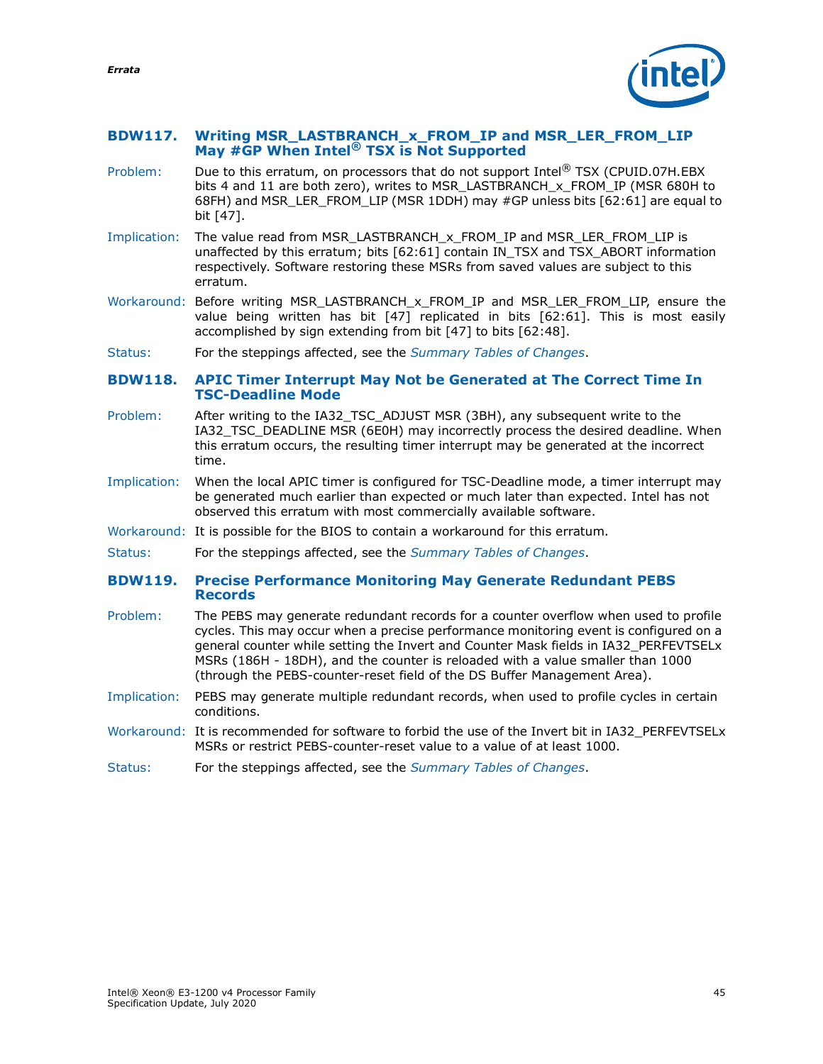### BDW117. Writing MSR_LASTBRANCH_x_FROM_IP and MSR_LER_FROM_LIP May #GP When Intel® TSX is Not Supported

**Problem:** Due to this erratum, on processors that do not support Intel® TSX (CPUID.07H.EBX bits 4 and 11 are both zero), writes to MSR_LASTBRANCH_x_FROM_IP (MSR 680H to 68FH) and MSR_LER_FROM_LIP (MSR 1DDH) may #GP unless bits [62:61] are equal to bit [47].

**Implication:** The value read from MSR_LASTBRANCH_x_FROM_IP and MSR_LER_FROM_LIP is unaffected by this erratum; bits [62:61] contain IN_TSX and TSX_ABORT information respectively. Software restoring these MSRs from saved values are subject to this erratum.

**Workaround:** Before writing MSR_LASTBRANCH_x_FROM_IP and MSR_LER_FROM_LIP, ensure the value being written has bit [47] replicated in bits [62:61]. This is most easily accomplished by sign extending from bit [47] to bits [62:48].

**Status:** For the steppings affected, see the *Summary Tables of Changes*.

### BDW118. APIC Timer Interrupt May Not be Generated at The Correct Time In TSC-Deadline Mode

**Problem:** After writing to the IA32_TSC_ADJUST MSR (3BH), any subsequent write to the IA32_TSC_DEADLINE MSR (6E0H) may incorrectly process the desired deadline. When this erratum occurs, the resulting timer interrupt may be generated at the incorrect time.

**Implication:** When the local APIC timer is configured for TSC-Deadline mode, a timer interrupt may be generated much earlier than expected or much later than expected. Intel has not observed this erratum with most commercially available software.

**Workaround:** It is possible for the BIOS to contain a workaround for this erratum.

**Status:** For the steppings affected, see the *Summary Tables of Changes*.

### BDW119. Precise Performance Monitoring May Generate Redundant PEBS Records

**Problem:** The PEBS may generate redundant records for a counter overflow when used to profile cycles. This may occur when a precise performance monitoring event is configured on a general counter while setting the Invert and Counter Mask fields in IA32_PERFEVTSELx MSRs (186H - 18DH), and the counter is reloaded with a value smaller than 1000 (through the PEBS-counter-reset field of the DS Buffer Management Area).

**Implication:** PEBS may generate multiple redundant records, when used to profile cycles in certain conditions.

**Workaround:** It is recommended for software to forbid the use of the Invert bit in IA32_PERFEVTSELx MSRs or restrict PEBS-counter-reset value to a value of at least 1000.

**Status:** For the steppings affected, see the *Summary Tables of Changes*.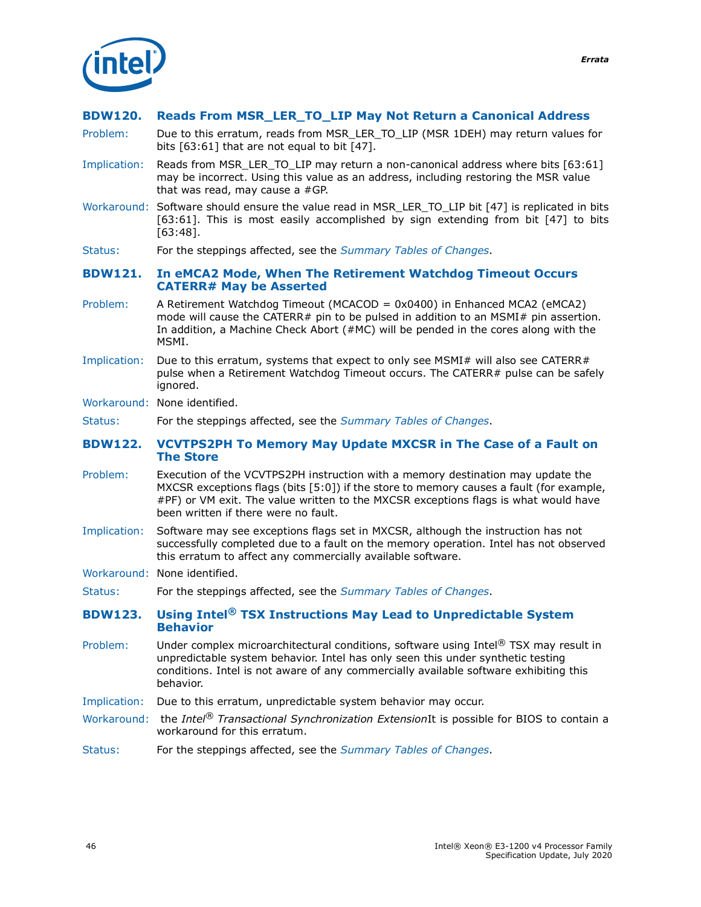### BDW120. Reads From MSR_LER_TO_LIP May Not Return a Canonical Address

**Problem:** Due to this erratum, reads from MSR_LER_TO_LIP (MSR 1DEH) may return values for bits [63:61] that are not equal to bit [47].

**Implication:** Reads from MSR_LER_TO_LIP may return a non-canonical address where bits [63:61] may be incorrect. Using this value as an address, including restoring the MSR value that was read, may cause a #GP.

**Workaround:** Software should ensure the value read in MSR_LER_TO_LIP bit [47] is replicated in bits [63:61]. This is most easily accomplished by sign extending from bit [47] to bits [63:48].

**Status:** For the steppings affected, see the *Summary Tables of Changes*.

### BDW121. In eMCA2 Mode, When The Retirement Watchdog Timeout Occurs CATERR# May be Asserted

**Problem:** A Retirement Watchdog Timeout (MCACOD = 0x0400) in Enhanced MCA2 (eMCA2) mode will cause the CATERR# pin to be pulsed in addition to an MSMI# pin assertion. In addition, a Machine Check Abort (#MC) will be pended in the cores along with the MSMI.

**Implication:** Due to this erratum, systems that expect to only see MSMI# will also see CATERR# pulse when a Retirement Watchdog Timeout occurs. The CATERR# pulse can be safely ignored.

**Workaround:** None identified.

**Status:** For the steppings affected, see the *Summary Tables of Changes*.

### BDW122. VCVTPS2PH To Memory May Update MXCSR in The Case of a Fault on The Store

**Problem:** Execution of the VCVTPS2PH instruction with a memory destination may update the MXCSR exceptions flags (bits [5:0]) if the store to memory causes a fault (for example, #PF) or VM exit. The value written to the MXCSR exceptions flags is what would have been written if there were no fault.

**Implication:** Software may see exceptions flags set in MXCSR, although the instruction has not successfully completed due to a fault on the memory operation. Intel has not observed this erratum to affect any commercially available software.

**Workaround:** None identified.

**Status:** For the steppings affected, see the *Summary Tables of Changes*.

### BDW123. Using Intel® TSX Instructions May Lead to Unpredictable System Behavior

**Problem:** Under complex microarchitectural conditions, software using Intel® TSX may result in unpredictable system behavior. Intel has only seen this under synthetic testing conditions. Intel is not aware of any commercially available software exhibiting this behavior.

**Implication:** Due to this erratum, unpredictable system behavior may occur.

**Workaround:** the *Intel® Transactional Synchronization Extension*It is possible for BIOS to contain a workaround for this erratum.

**Status:** For the steppings affected, see the *Summary Tables of Changes*.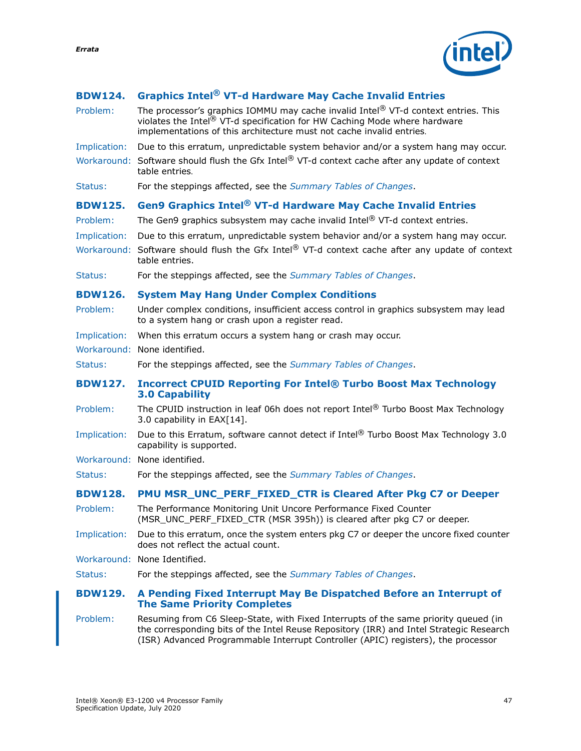## BDW124. Graphics Intel® VT-d Hardware May Cache Invalid Entries

Problem: The processor's graphics IOMMU may cache invalid Intel® VT-d context entries. This violates the Intel® VT-d specification for HW Caching Mode where hardware implementations of this architecture must not cache invalid entries.

Implication: Due to this erratum, unpredictable system behavior and/or a system hang may occur.

Workaround: Software should flush the Gfx Intel® VT-d context cache after any update of context table entries.

Status: For the steppings affected, see the *Summary Tables of Changes*.

## BDW125. Gen9 Graphics Intel® VT-d Hardware May Cache Invalid Entries

Problem: The Gen9 graphics subsystem may cache invalid Intel® VT-d context entries.

Implication: Due to this erratum, unpredictable system behavior and/or a system hang may occur.

Workaround: Software should flush the Gfx Intel® VT-d context cache after any update of context table entries.

Status: For the steppings affected, see the *Summary Tables of Changes*.

## BDW126. System May Hang Under Complex Conditions

Problem: Under complex conditions, insufficient access control in graphics subsystem may lead to a system hang or crash upon a register read.

Implication: When this erratum occurs a system hang or crash may occur.

Workaround: None identified.

Status: For the steppings affected, see the *Summary Tables of Changes*.

## BDW127. Incorrect CPUID Reporting For Intel® Turbo Boost Max Technology 3.0 Capability

Problem: The CPUID instruction in leaf 06h does not report Intel® Turbo Boost Max Technology 3.0 capability in EAX[14].

Implication: Due to this Erratum, software cannot detect if Intel® Turbo Boost Max Technology 3.0 capability is supported.

Workaround: None identified.

Status: For the steppings affected, see the *Summary Tables of Changes*.

## BDW128. PMU MSR_UNC_PERF_FIXED_CTR is Cleared After Pkg C7 or Deeper

Problem: The Performance Monitoring Unit Uncore Performance Fixed Counter (MSR_UNC_PERF_FIXED_CTR (MSR 395h)) is cleared after pkg C7 or deeper.

Implication: Due to this erratum, once the system enters pkg C7 or deeper the uncore fixed counter does not reflect the actual count.

Workaround: None Identified.

Status: For the steppings affected, see the *Summary Tables of Changes*.

## BDW129. A Pending Fixed Interrupt May Be Dispatched Before an Interrupt of The Same Priority Completes

Problem: Resuming from C6 Sleep-State, with Fixed Interrupts of the same priority queued (in the corresponding bits of the Intel Reuse Repository (IRR) and Intel Strategic Research (ISR) Advanced Programmable Interrupt Controller (APIC) registers), the processor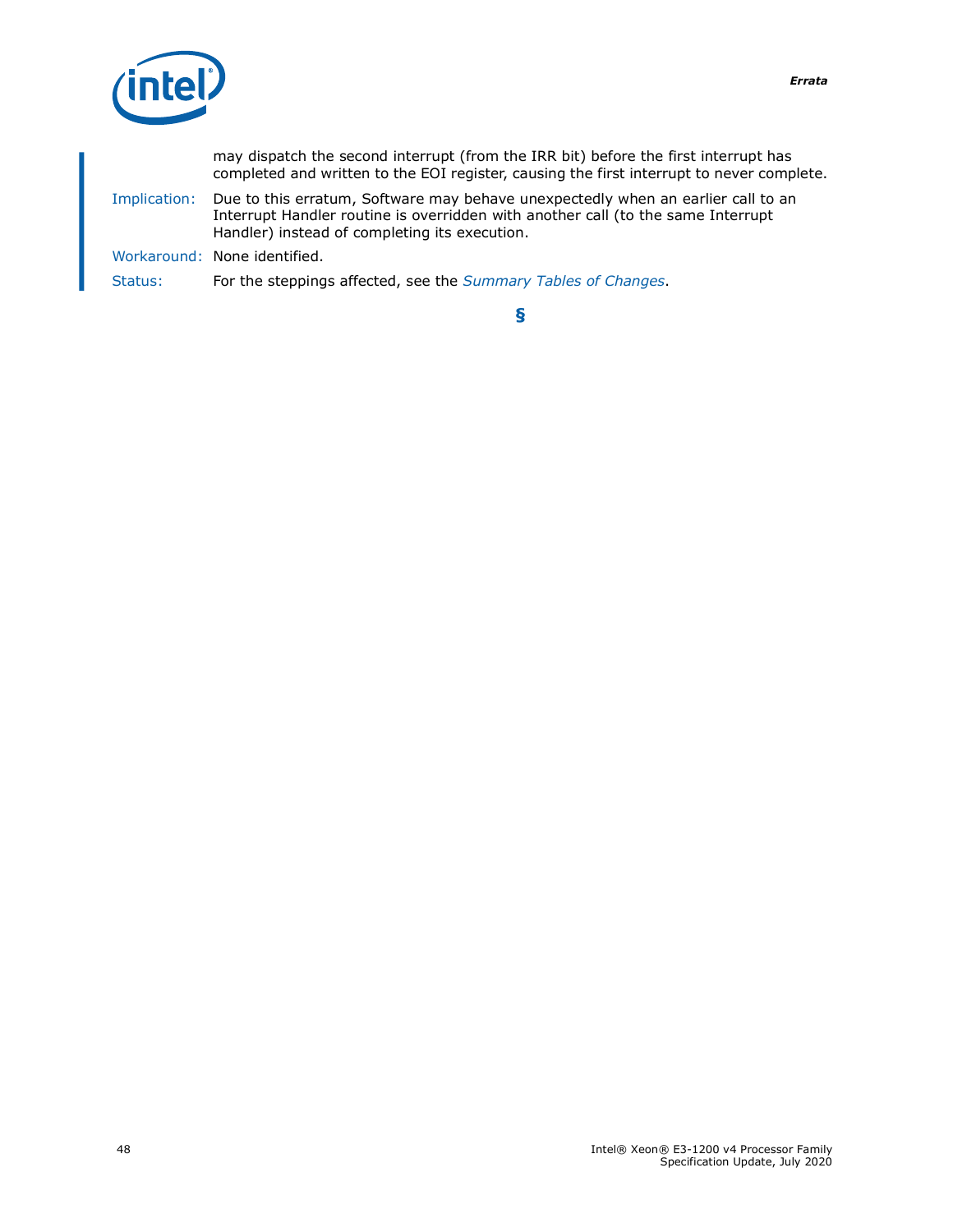may dispatch the second interrupt (from the IRR bit) before the first interrupt has completed and written to the EOI register, causing the first interrupt to never complete.

Implication: Due to this erratum, Software may behave unexpectedly when an earlier call to an Interrupt Handler routine is overridden with another call (to the same Interrupt Handler) instead of completing its execution.

Workaround: None identified.

Status: For the steppings affected, see the *Summary Tables of Changes*.

§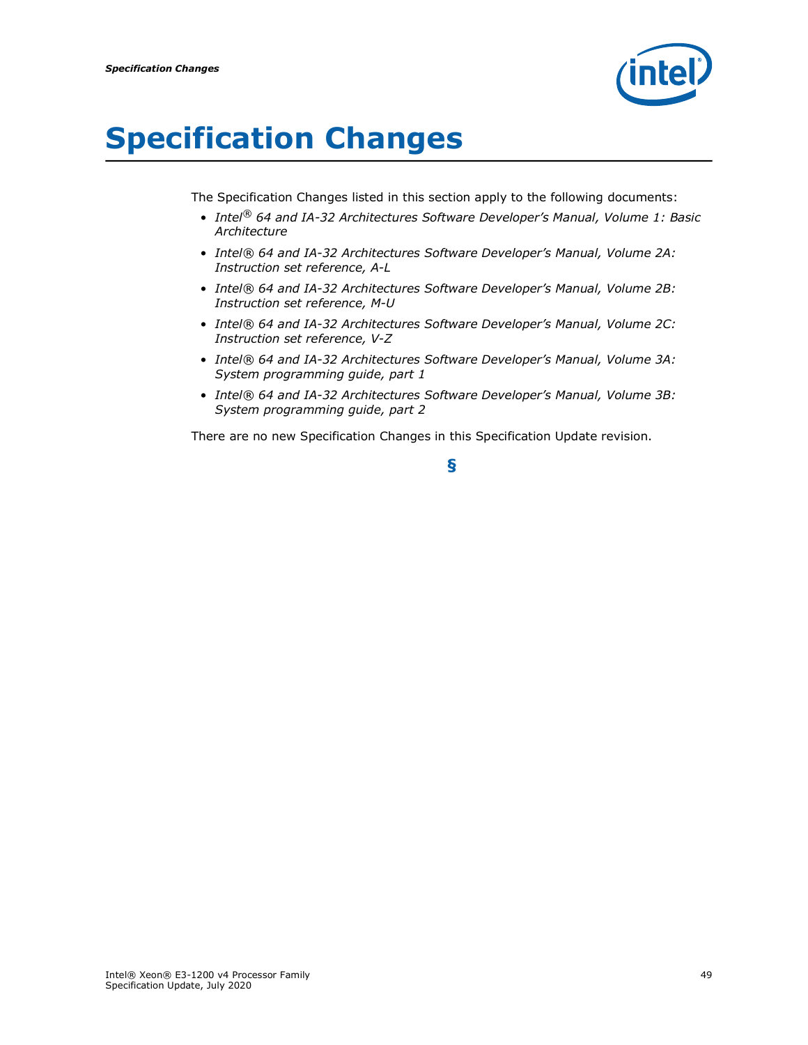# Specification Changes

The Specification Changes listed in this section apply to the following documents:

- *Intel® 64 and IA-32 Architectures Software Developer's Manual, Volume 1: Basic Architecture*
- *Intel® 64 and IA-32 Architectures Software Developer's Manual, Volume 2A: Instruction set reference, A-L*
- *Intel® 64 and IA-32 Architectures Software Developer's Manual, Volume 2B: Instruction set reference, M-U*
- *Intel® 64 and IA-32 Architectures Software Developer's Manual, Volume 2C: Instruction set reference, V-Z*
- *Intel® 64 and IA-32 Architectures Software Developer's Manual, Volume 3A: System programming guide, part 1*
- *Intel® 64 and IA-32 Architectures Software Developer's Manual, Volume 3B: System programming guide, part 2*

There are no new Specification Changes in this Specification Update revision.

§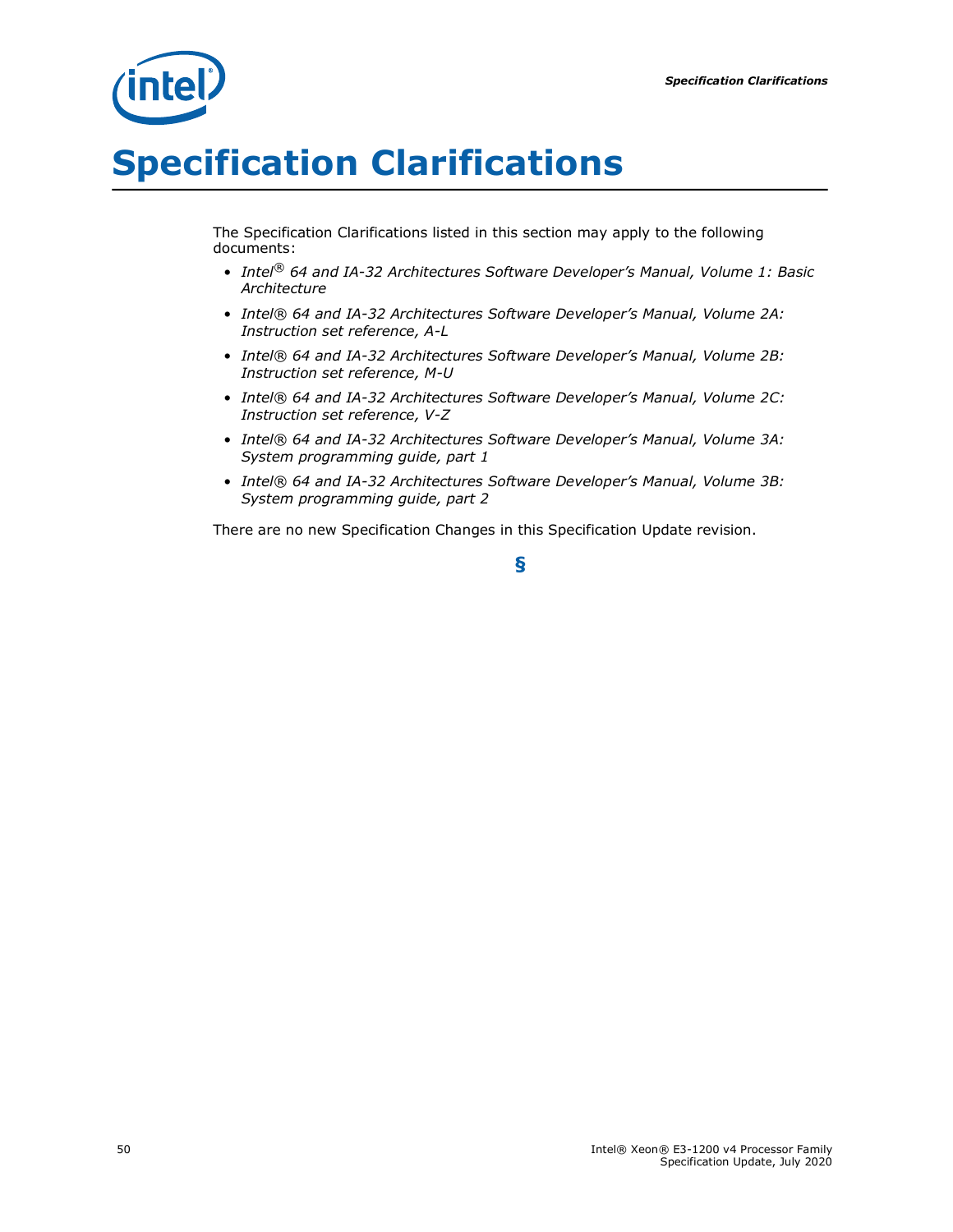# Specification Clarifications

The Specification Clarifications listed in this section may apply to the following documents:

- *Intel® 64 and IA-32 Architectures Software Developer's Manual, Volume 1: Basic Architecture*
- *Intel® 64 and IA-32 Architectures Software Developer's Manual, Volume 2A: Instruction set reference, A-L*
- *Intel® 64 and IA-32 Architectures Software Developer's Manual, Volume 2B: Instruction set reference, M-U*
- *Intel® 64 and IA-32 Architectures Software Developer's Manual, Volume 2C: Instruction set reference, V-Z*
- *Intel® 64 and IA-32 Architectures Software Developer's Manual, Volume 3A: System programming guide, part 1*
- *Intel® 64 and IA-32 Architectures Software Developer's Manual, Volume 3B: System programming guide, part 2*

There are no new Specification Changes in this Specification Update revision.

§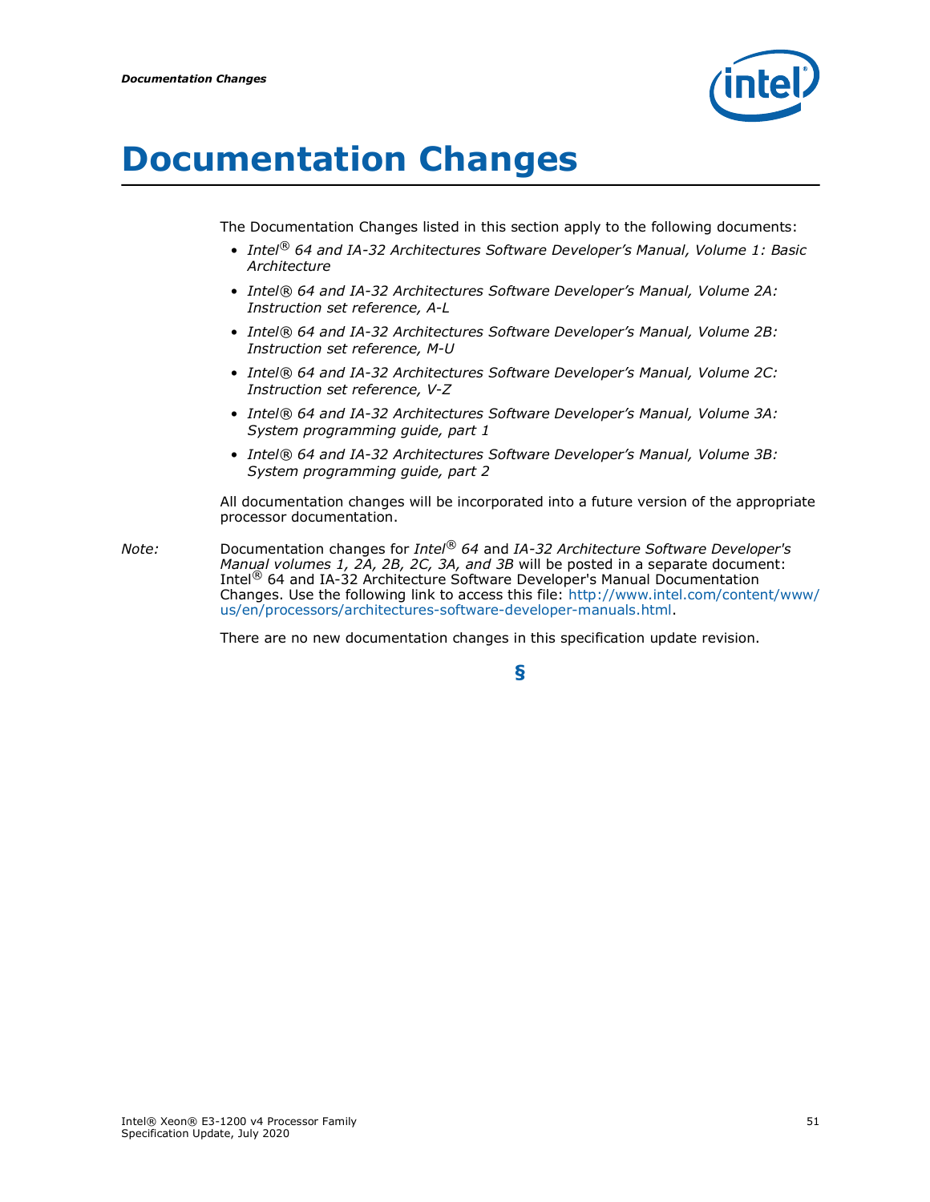# Documentation Changes

The Documentation Changes listed in this section apply to the following documents:

- *Intel® 64 and IA-32 Architectures Software Developer's Manual, Volume 1: Basic Architecture*
- *Intel® 64 and IA-32 Architectures Software Developer's Manual, Volume 2A: Instruction set reference, A-L*
- *Intel® 64 and IA-32 Architectures Software Developer's Manual, Volume 2B: Instruction set reference, M-U*
- *Intel® 64 and IA-32 Architectures Software Developer's Manual, Volume 2C: Instruction set reference, V-Z*
- *Intel® 64 and IA-32 Architectures Software Developer's Manual, Volume 3A: System programming guide, part 1*
- *Intel® 64 and IA-32 Architectures Software Developer's Manual, Volume 3B: System programming guide, part 2*

All documentation changes will be incorporated into a future version of the appropriate processor documentation.

*Note:* Documentation changes for *Intel® 64* and *IA-32 Architecture Software Developer's Manual volumes 1, 2A, 2B, 2C, 3A, and 3B* will be posted in a separate document: Intel® 64 and IA-32 Architecture Software Developer's Manual Documentation Changes. Use the following link to access this file: http://www.intel.com/content/www/us/en/processors/architectures-software-developer-manuals.html.

There are no new documentation changes in this specification update revision.

§